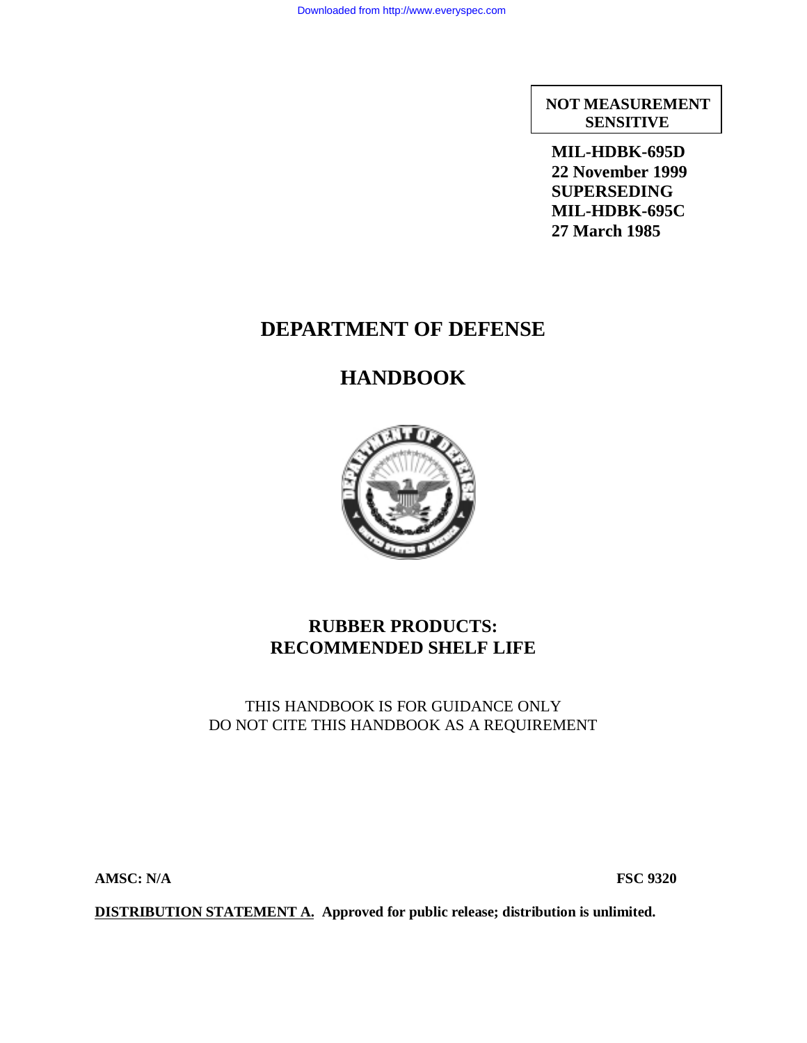**NOT MEASUREMENT SENSITIVE**

**MIL-HDBK-695D**
**22 November 1999**
**SUPERSEDING**
**MIL-HDBK-695C**
**27 March 1985**

# DEPARTMENT OF DEFENSE

# HANDBOOK

## RUBBER PRODUCTS: RECOMMENDED SHELF LIFE

THIS HANDBOOK IS FOR GUIDANCE ONLY
DO NOT CITE THIS HANDBOOK AS A REQUIREMENT

**AMSC: N/A** **FSC 9320**

**DISTRIBUTION STATEMENT A. Approved for public release; distribution is unlimited.**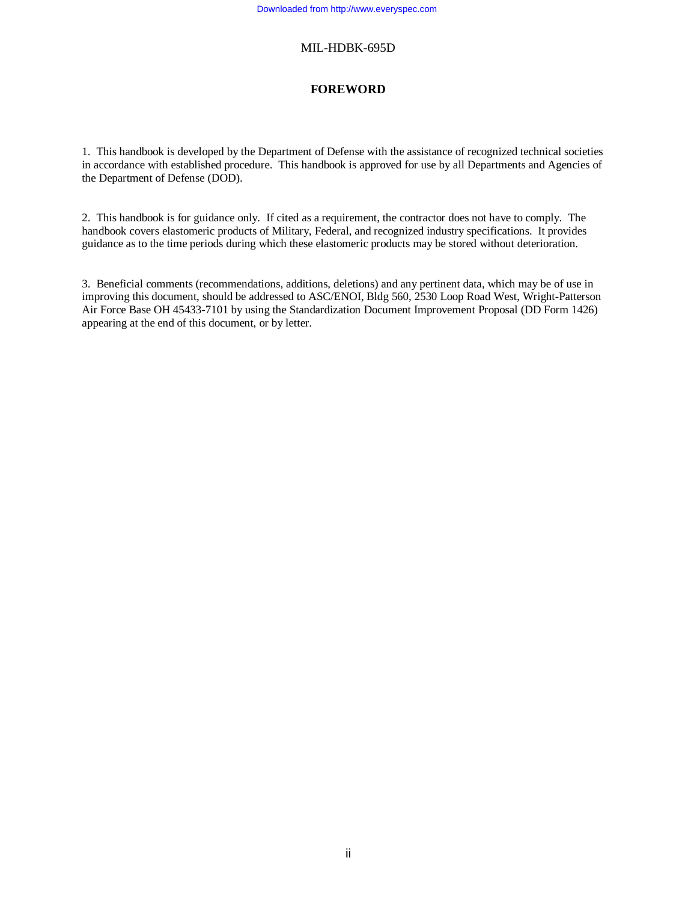# FOREWORD

1. This handbook is developed by the Department of Defense with the assistance of recognized technical societies in accordance with established procedure. This handbook is approved for use by all Departments and Agencies of the Department of Defense (DOD).

2. This handbook is for guidance only. If cited as a requirement, the contractor does not have to comply. The handbook covers elastomeric products of Military, Federal, and recognized industry specifications. It provides guidance as to the time periods during which these elastomeric products may be stored without deterioration.

3. Beneficial comments (recommendations, additions, deletions) and any pertinent data, which may be of use in improving this document, should be addressed to ASC/ENOI, Bldg 560, 2530 Loop Road West, Wright-Patterson Air Force Base OH 45433-7101 by using the Standardization Document Improvement Proposal (DD Form 1426) appearing at the end of this document, or by letter.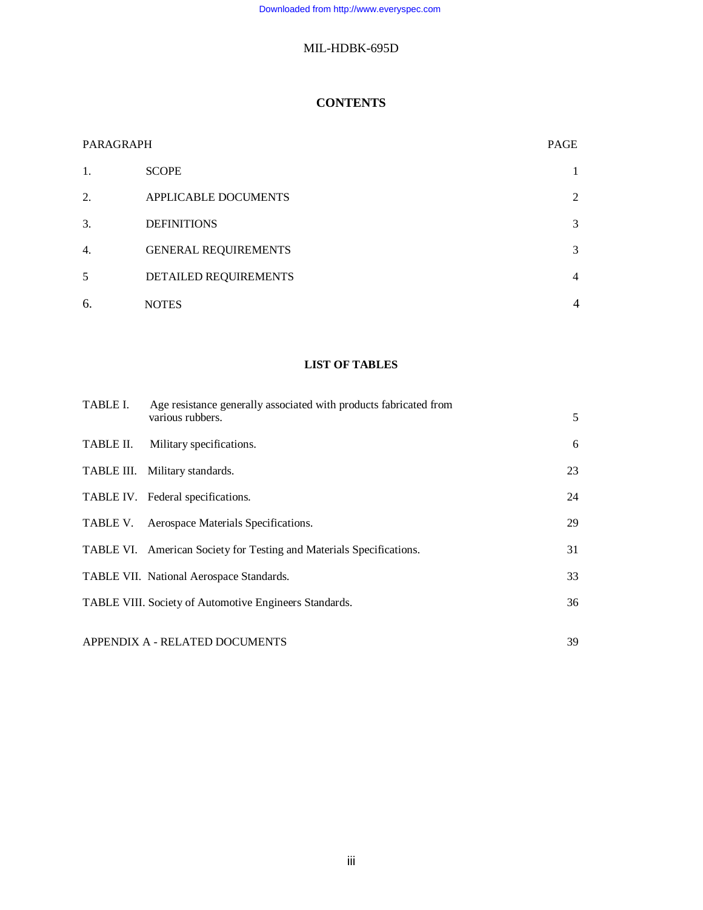# CONTENTS

| PARAGRAPH | | PAGE |
|---|---|---|
| 1. | SCOPE | 1 |
| 2. | APPLICABLE DOCUMENTS | 2 |
| 3. | DEFINITIONS | 3 |
| 4. | GENERAL REQUIREMENTS | 3 |
| 5 | DETAILED REQUIREMENTS | 4 |
| 6. | NOTES | 4 |

## LIST OF TABLES

| | | |
|---|---|---|
| TABLE I. | Age resistance generally associated with products fabricated from various rubbers. | 5 |
| TABLE II. | Military specifications. | 6 |
| TABLE III. | Military standards. | 23 |
| TABLE IV. | Federal specifications. | 24 |
| TABLE V. | Aerospace Materials Specifications. | 29 |
| TABLE VI. | American Society for Testing and Materials Specifications. | 31 |
| TABLE VII. | National Aerospace Standards. | 33 |
| TABLE VIII. | Society of Automotive Engineers Standards. | 36 |

APPENDIX A - RELATED DOCUMENTS 39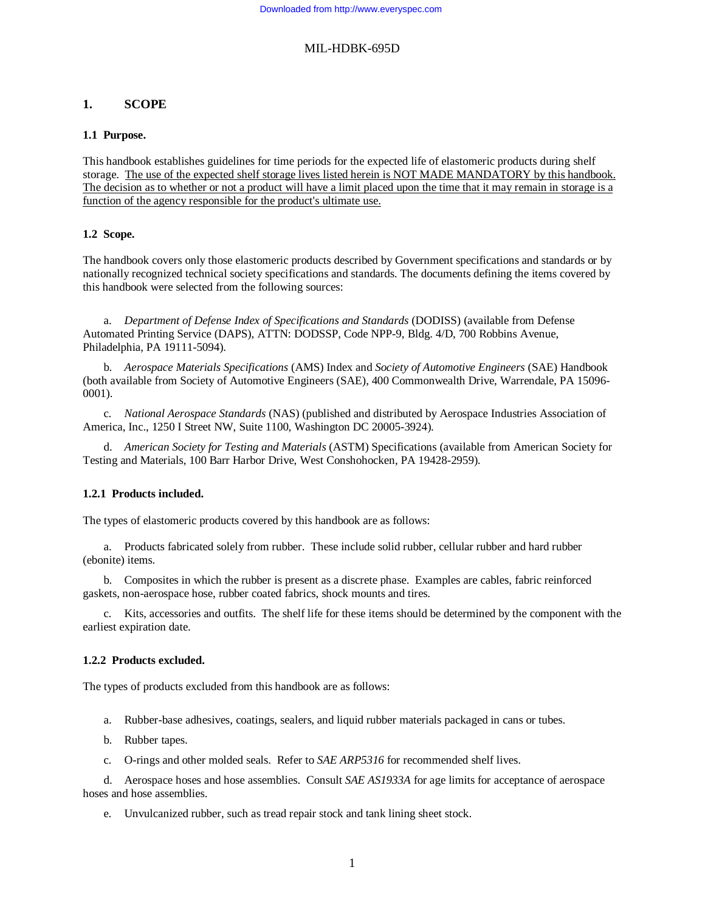# 1. SCOPE

## 1.1 Purpose.

This handbook establishes guidelines for time periods for the expected life of elastomeric products during shelf storage. <u>The use of the expected shelf storage lives listed herein is NOT MADE MANDATORY by this handbook. The decision as to whether or not a product will have a limit placed upon the time that it may remain in storage is a function of the agency responsible for the product's ultimate use.</u>

## 1.2 Scope.

The handbook covers only those elastomeric products described by Government specifications and standards or by nationally recognized technical society specifications and standards. The documents defining the items covered by this handbook were selected from the following sources:

a. *Department of Defense Index of Specifications and Standards* (DODISS) (available from Defense Automated Printing Service (DAPS), ATTN: DODSSP, Code NPP-9, Bldg. 4/D, 700 Robbins Avenue, Philadelphia, PA 19111-5094).

b. *Aerospace Materials Specifications* (AMS) Index and *Society of Automotive Engineers* (SAE) Handbook (both available from Society of Automotive Engineers (SAE), 400 Commonwealth Drive, Warrendale, PA 15096-0001).

c. *National Aerospace Standards* (NAS) (published and distributed by Aerospace Industries Association of America, Inc., 1250 I Street NW, Suite 1100, Washington DC 20005-3924).

d. *American Society for Testing and Materials* (ASTM) Specifications (available from American Society for Testing and Materials, 100 Barr Harbor Drive, West Conshohocken, PA 19428-2959).

### 1.2.1 Products included.

The types of elastomeric products covered by this handbook are as follows:

a. Products fabricated solely from rubber. These include solid rubber, cellular rubber and hard rubber (ebonite) items.

b. Composites in which the rubber is present as a discrete phase. Examples are cables, fabric reinforced gaskets, non-aerospace hose, rubber coated fabrics, shock mounts and tires.

c. Kits, accessories and outfits. The shelf life for these items should be determined by the component with the earliest expiration date.

### 1.2.2 Products excluded.

The types of products excluded from this handbook are as follows:

a. Rubber-base adhesives, coatings, sealers, and liquid rubber materials packaged in cans or tubes.

b. Rubber tapes.

c. O-rings and other molded seals. Refer to *SAE ARP5316* for recommended shelf lives.

d. Aerospace hoses and hose assemblies. Consult *SAE AS1933A* for age limits for acceptance of aerospace hoses and hose assemblies.

e. Unvulcanized rubber, such as tread repair stock and tank lining sheet stock.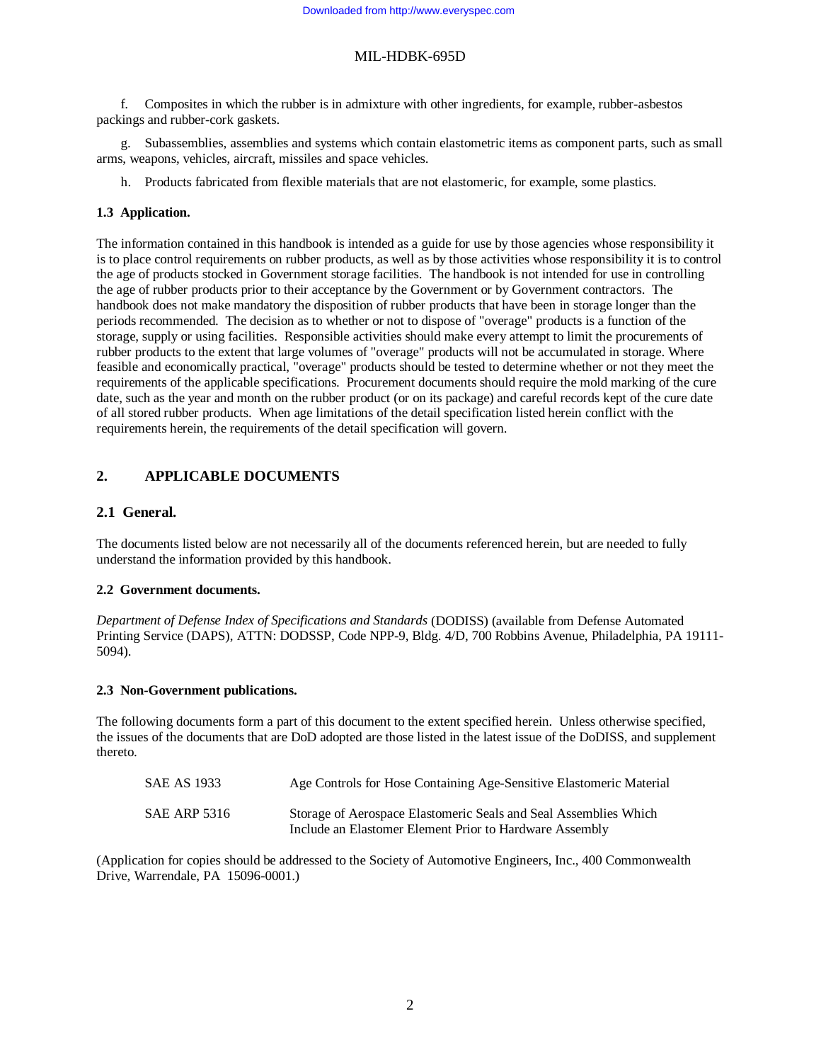f. Composites in which the rubber is in admixture with other ingredients, for example, rubber-asbestos packings and rubber-cork gaskets.

g. Subassemblies, assemblies and systems which contain elastometric items as component parts, such as small arms, weapons, vehicles, aircraft, missiles and space vehicles.

h. Products fabricated from flexible materials that are not elastomeric, for example, some plastics.

**1.3 Application.**

The information contained in this handbook is intended as a guide for use by those agencies whose responsibility it is to place control requirements on rubber products, as well as by those activities whose responsibility it is to control the age of products stocked in Government storage facilities. The handbook is not intended for use in controlling the age of rubber products prior to their acceptance by the Government or by Government contractors. The handbook does not make mandatory the disposition of rubber products that have been in storage longer than the periods recommended. The decision as to whether or not to dispose of "overage" products is a function of the storage, supply or using facilities. Responsible activities should make every attempt to limit the procurements of rubber products to the extent that large volumes of "overage" products will not be accumulated in storage. Where feasible and economically practical, "overage" products should be tested to determine whether or not they meet the requirements of the applicable specifications. Procurement documents should require the mold marking of the cure date, such as the year and month on the rubber product (or on its package) and careful records kept of the cure date of all stored rubber products. When age limitations of the detail specification listed herein conflict with the requirements herein, the requirements of the detail specification will govern.

## 2. APPLICABLE DOCUMENTS

### 2.1 General.

The documents listed below are not necessarily all of the documents referenced herein, but are needed to fully understand the information provided by this handbook.

**2.2 Government documents.**

*Department of Defense Index of Specifications and Standards* (DODISS) (available from Defense Automated Printing Service (DAPS), ATTN: DODSSP, Code NPP-9, Bldg. 4/D, 700 Robbins Avenue, Philadelphia, PA 19111-5094).

**2.3 Non-Government publications.**

The following documents form a part of this document to the extent specified herein. Unless otherwise specified, the issues of the documents that are DoD adopted are those listed in the latest issue of the DoDISS, and supplement thereto.

| | |
|---|---|
| SAE AS 1933 | Age Controls for Hose Containing Age-Sensitive Elastomeric Material |
| SAE ARP 5316 | Storage of Aerospace Elastomeric Seals and Seal Assemblies Which Include an Elastomer Element Prior to Hardware Assembly |

(Application for copies should be addressed to the Society of Automotive Engineers, Inc., 400 Commonwealth Drive, Warrendale, PA 15096-0001.)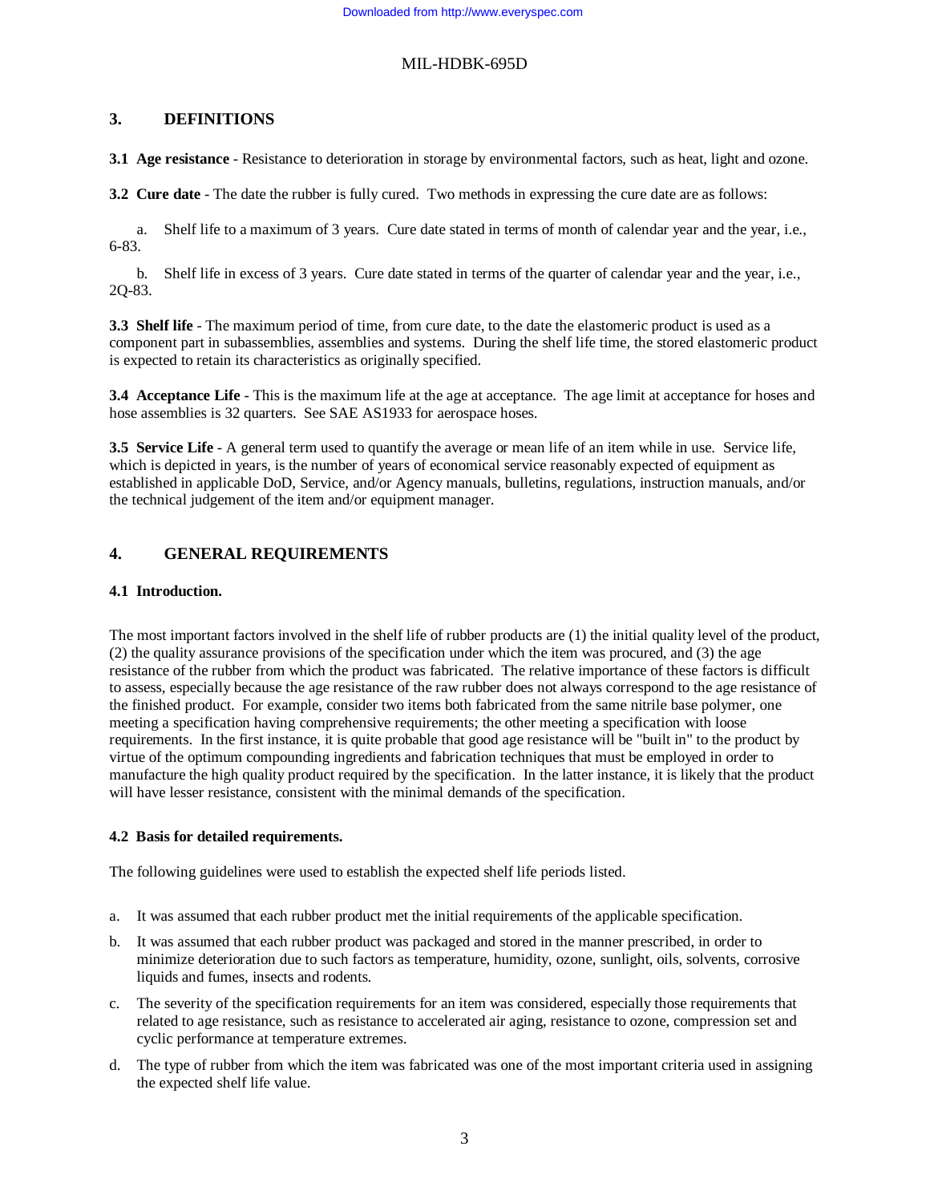## 3. DEFINITIONS

**3.1 Age resistance** - Resistance to deterioration in storage by environmental factors, such as heat, light and ozone.

**3.2 Cure date** - The date the rubber is fully cured. Two methods in expressing the cure date are as follows:

a. Shelf life to a maximum of 3 years. Cure date stated in terms of month of calendar year and the year, i.e., 6-83.

b. Shelf life in excess of 3 years. Cure date stated in terms of the quarter of calendar year and the year, i.e., 2Q-83.

**3.3 Shelf life** - The maximum period of time, from cure date, to the date the elastomeric product is used as a component part in subassemblies, assemblies and systems. During the shelf life time, the stored elastomeric product is expected to retain its characteristics as originally specified.

**3.4 Acceptance Life** - This is the maximum life at the age at acceptance. The age limit at acceptance for hoses and hose assemblies is 32 quarters. See SAE AS1933 for aerospace hoses.

**3.5 Service Life** - A general term used to quantify the average or mean life of an item while in use. Service life, which is depicted in years, is the number of years of economical service reasonably expected of equipment as established in applicable DoD, Service, and/or Agency manuals, bulletins, regulations, instruction manuals, and/or the technical judgement of the item and/or equipment manager.

## 4. GENERAL REQUIREMENTS

### 4.1 Introduction.

The most important factors involved in the shelf life of rubber products are (1) the initial quality level of the product, (2) the quality assurance provisions of the specification under which the item was procured, and (3) the age resistance of the rubber from which the product was fabricated. The relative importance of these factors is difficult to assess, especially because the age resistance of the raw rubber does not always correspond to the age resistance of the finished product. For example, consider two items both fabricated from the same nitrile base polymer, one meeting a specification having comprehensive requirements; the other meeting a specification with loose requirements. In the first instance, it is quite probable that good age resistance will be "built in" to the product by virtue of the optimum compounding ingredients and fabrication techniques that must be employed in order to manufacture the high quality product required by the specification. In the latter instance, it is likely that the product will have lesser resistance, consistent with the minimal demands of the specification.

### 4.2 Basis for detailed requirements.

The following guidelines were used to establish the expected shelf life periods listed.

a. It was assumed that each rubber product met the initial requirements of the applicable specification.

b. It was assumed that each rubber product was packaged and stored in the manner prescribed, in order to minimize deterioration due to such factors as temperature, humidity, ozone, sunlight, oils, solvents, corrosive liquids and fumes, insects and rodents.

c. The severity of the specification requirements for an item was considered, especially those requirements that related to age resistance, such as resistance to accelerated air aging, resistance to ozone, compression set and cyclic performance at temperature extremes.

d. The type of rubber from which the item was fabricated was one of the most important criteria used in assigning the expected shelf life value.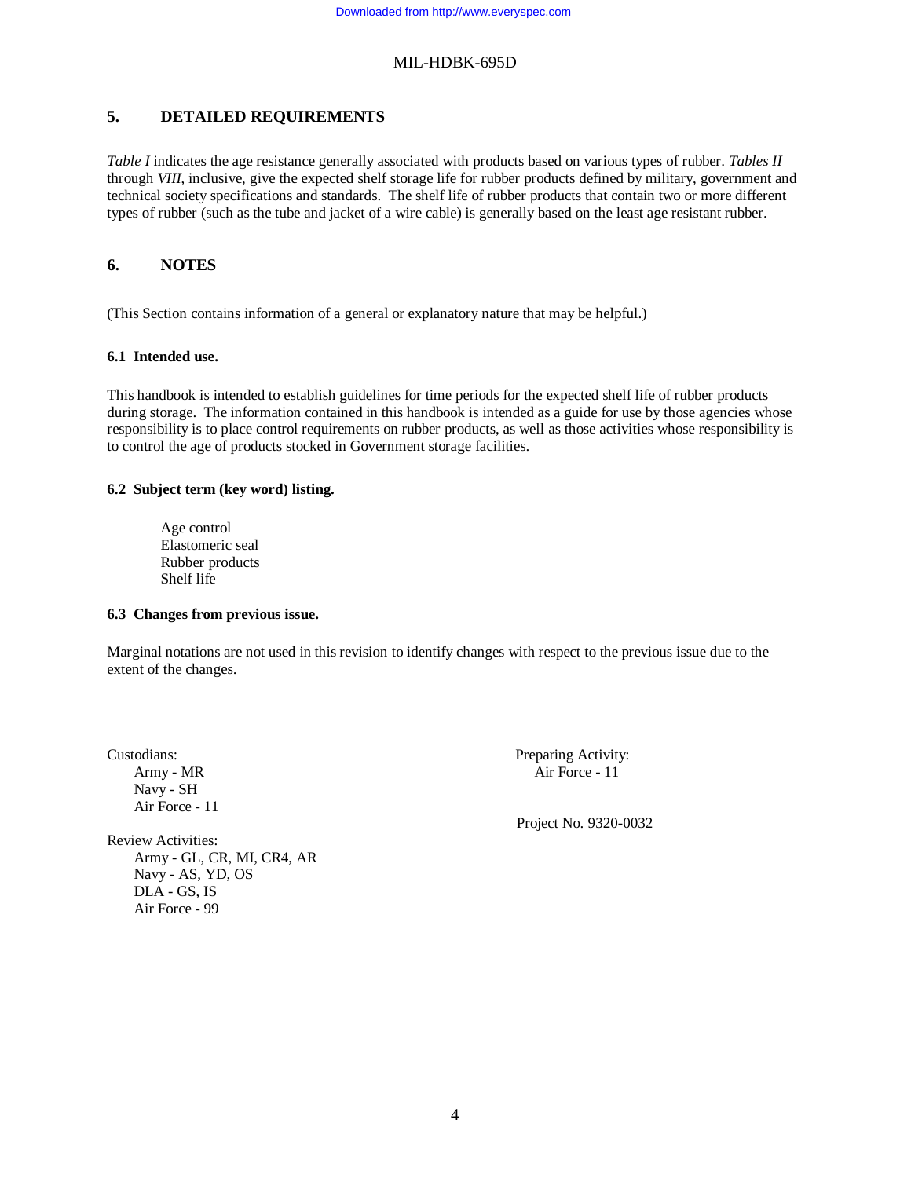## 5. DETAILED REQUIREMENTS

*Table I* indicates the age resistance generally associated with products based on various types of rubber. *Tables II* through *VIII*, inclusive, give the expected shelf storage life for rubber products defined by military, government and technical society specifications and standards. The shelf life of rubber products that contain two or more different types of rubber (such as the tube and jacket of a wire cable) is generally based on the least age resistant rubber.

## 6. NOTES

(This Section contains information of a general or explanatory nature that may be helpful.)

### 6.1 Intended use.

This handbook is intended to establish guidelines for time periods for the expected shelf life of rubber products during storage. The information contained in this handbook is intended as a guide for use by those agencies whose responsibility is to place control requirements on rubber products, as well as those activities whose responsibility is to control the age of products stocked in Government storage facilities.

### 6.2 Subject term (key word) listing.

Age control
Elastomeric seal
Rubber products
Shelf life

### 6.3 Changes from previous issue.

Marginal notations are not used in this revision to identify changes with respect to the previous issue due to the extent of the changes.

Custodians:
Army - MR
Navy - SH
Air Force - 11

Review Activities:
Army - GL, CR, MI, CR4, AR
Navy - AS, YD, OS
DLA - GS, IS
Air Force - 99

Preparing Activity:
Air Force - 11

Project No. 9320-0032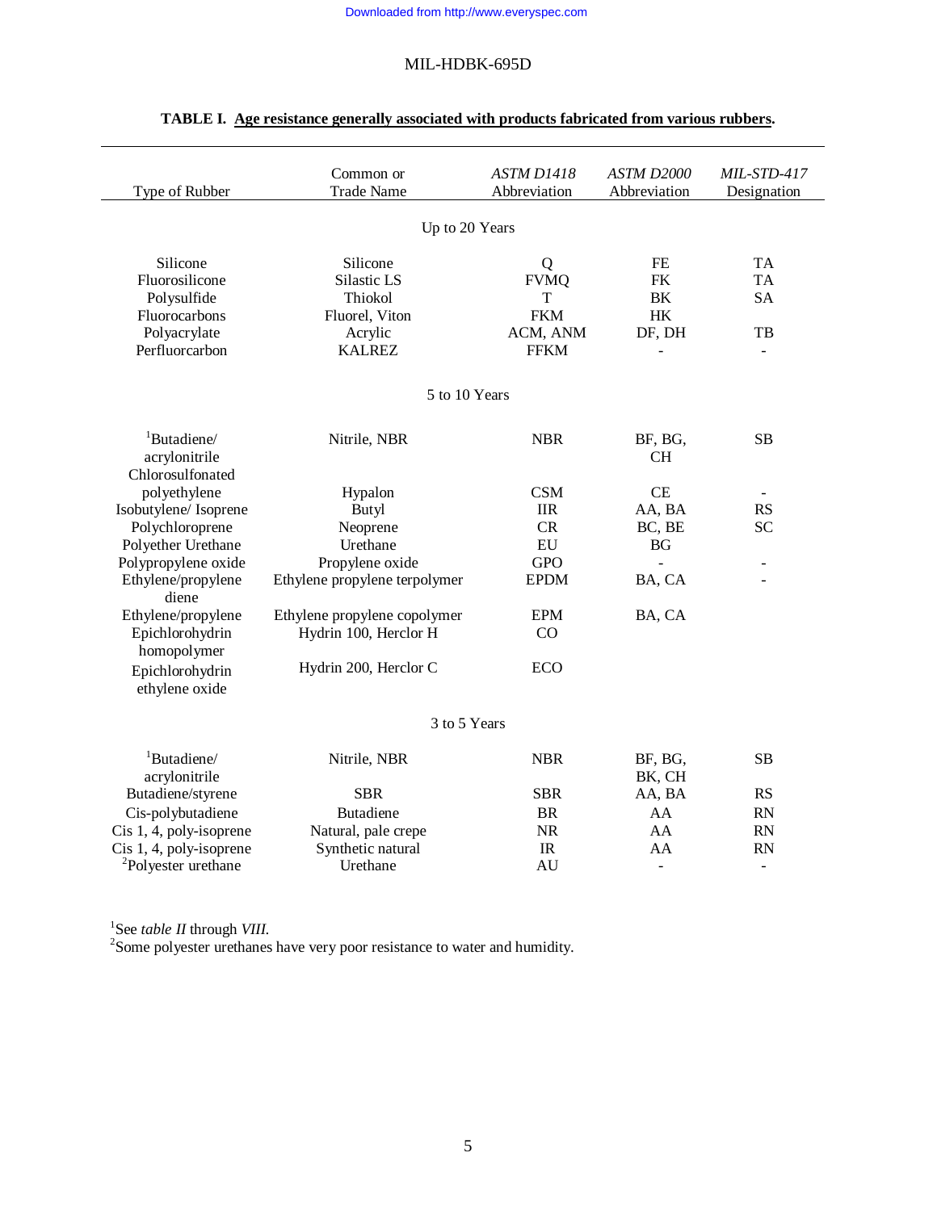**TABLE I. Age resistance generally associated with products fabricated from various rubbers.**

| Type of Rubber | Common or Trade Name | *ASTM D1418* Abbreviation | *ASTM D2000* Abbreviation | *MIL-STD-417* Designation |
|---|---|---|---|---|
| | | Up to 20 Years | | |
| Silicone | Silicone | Q | FE | TA |
| Fluorosilicone | Silastic LS | FVMQ | FK | TA |
| Polysulfide | Thiokol | T | BK | SA |
| Fluorocarbons | Fluorel, Viton | FKM | HK | |
| Polyacrylate | Acrylic | ACM, ANM | DF, DH | TB |
| Perfluorcarbon | KALREZ | FFKM | - | - |
| | | 5 to 10 Years | | |
| [1]Butadiene/ acrylonitrile | Nitrile, NBR | NBR | BF, BG, CH | SB |
| Chlorosulfonated polyethylene | Hypalon | CSM | CE | - |
| Isobutylene/ Isoprene | Butyl | IIR | AA, BA | RS |
| Polychloroprene | Neoprene | CR | BC, BE | SC |
| Polyether Urethane | Urethane | EU | BG | |
| Polypropylene oxide | Propylene oxide | GPO | - | - |
| Ethylene/propylene diene | Ethylene propylene terpolymer | EPDM | BA, CA | - |
| Ethylene/propylene | Ethylene propylene copolymer | EPM | BA, CA | |
| Epichlorohydrin homopolymer | Hydrin 100, Herclor H | CO | | |
| Epichlorohydrin ethylene oxide | Hydrin 200, Herclor C | ECO | | |
| | | 3 to 5 Years | | |
| [1]Butadiene/ acrylonitrile | Nitrile, NBR | NBR | BF, BG, BK, CH | SB |
| Butadiene/styrene | SBR | SBR | AA, BA | RS |
| Cis-polybutadiene | Butadiene | BR | AA | RN |
| Cis 1, 4, poly-isoprene | Natural, pale crepe | NR | AA | RN |
| Cis 1, 4, poly-isoprene | Synthetic natural | IR | AA | RN |
| [2]Polyester urethane | Urethane | AU | - | - |

[1]See *table II* through *VIII.*
[2]Some polyester urethanes have very poor resistance to water and humidity.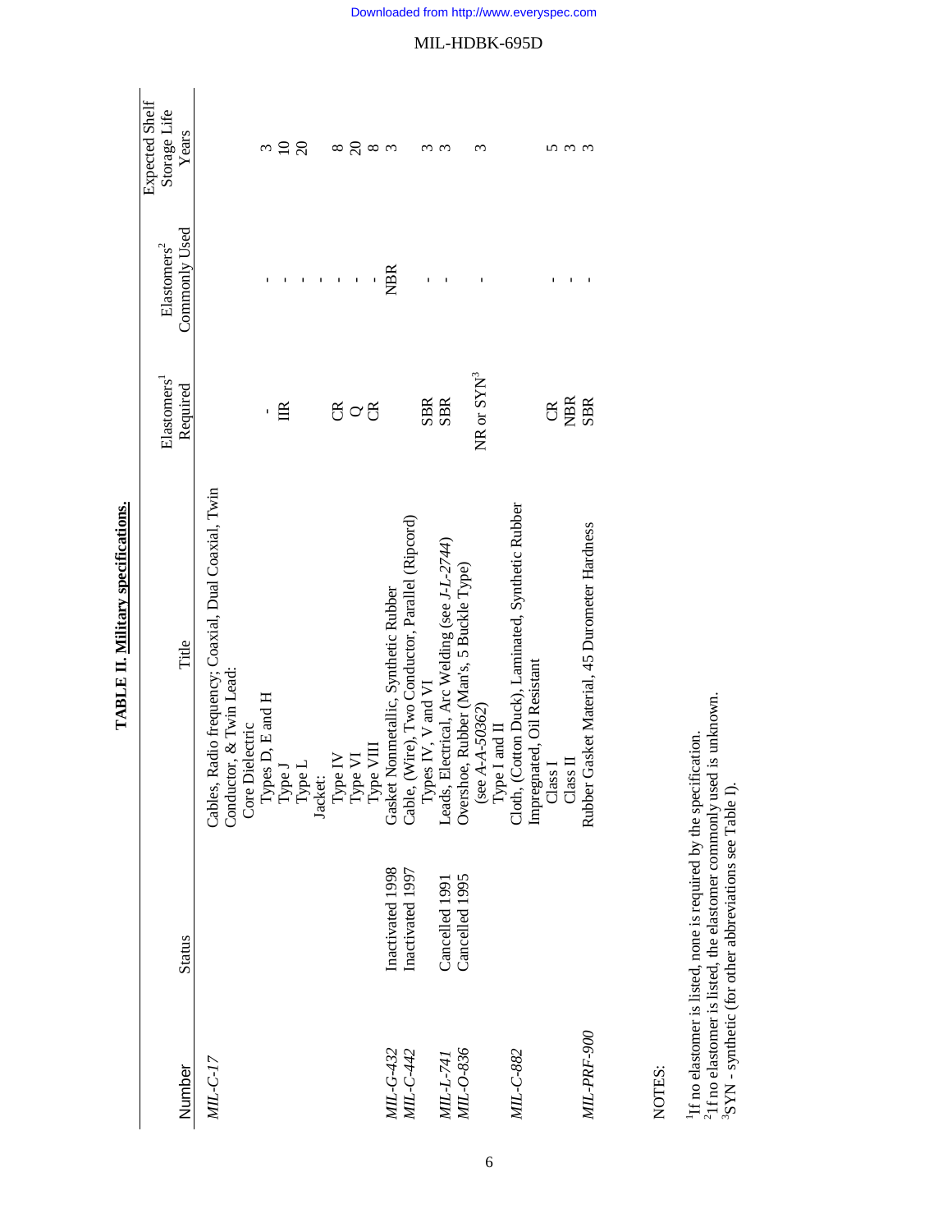**TABLE II. Military specifications.**

| Number | Status | Title | Elastomers[1] Required | Elastomers[2] Commonly Used | Expected Shelf Storage Life Years |
|---|---|---|---|---|---|
| *MIL-C-17* | | Cables, Radio frequency; Coaxial, Dual Coaxial, Twin Conductor, & Twin Lead: | | | |
| | | Core Dielectric | | | |
| | | Types D, E and H | - | - | 3 |
| | | Type J | IIR | - | 10 |
| | | Type L | | - | 20 |
| | | Jacket: | | - | |
| | | Type IV | CR | - | 8 |
| | | Type VI | Q | - | 20 |
| | | Type VIII | CR | - | 8 |
| *MIL-G-432* | Inactivated 1998 | Gasket Nonmetallic, Synthetic Rubber | | NBR | 3 |
| *MIL-C-442* | Inactivated 1997 | Cable, (Wire), Two Conductor, Parallel (Ripcord) | | | |
| | | Types IV, V and VI | SBR | - | 3 |
| *MIL-L-741* | Cancelled 1991 | Leads, Electrical, Arc Welding (see *J-L-2744*) | SBR | - | 3 |
| *MIL-O-836* | Cancelled 1995 | Overshoe, Rubber (Man's, 5 Buckle Type) | | | |
| | | (see *A-A-50362*) | NR or SYN[3] | - | 3 |
| | | Type I and II | | | |
| *MIL-C-882* | | Cloth, (Cotton Duck), Laminated, Synthetic Rubber Impregnated, Oil Resistant | | | |
| | | Class I | CR | - | 5 |
| | | Class II | NBR | - | 3 |
| *MIL-PRF-900* | | Rubber Gasket Material, 45 Durometer Hardness | SBR | - | 3 |

NOTES:

[1]If no elastomer is listed, none is required by the specification.
[2]If no elastomer is listed, the elastomer commonly used is unknown.
[3]SYN - synthetic (for other abbreviations see Table I).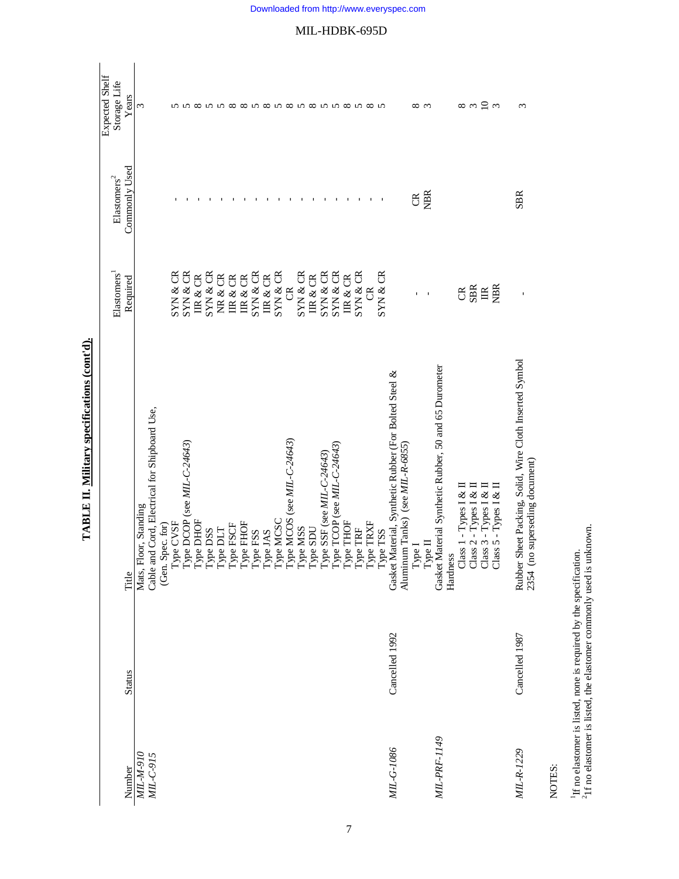**TABLE II. Military specifications (cont'd).**

| Number | Status | Title | Elastomers[1] Required | Elastomers[2] Commonly Used | Expected Shelf Storage Life Years |
|---|---|---|---|---|---|
| *MIL-M-910* | | Mats, Floor, Standing | | | 3 |
| *MIL-C-915* | | Cable and Cord, Electrical for Shipboard Use, (Gen. Spec. for) | | | |
| | | Type CVSF | SYN & CR | - | 5 |
| | | Type DCOP (see *MIL-C-24643*) | SYN & CR | - | 5 |
| | | Type DHOF | IIR & CR | - | 8 |
| | | Type DSS | SYN & CR | - | 5 |
| | | Type DLT | NR & CR | - | 5 |
| | | Type FSCF | IIR & CR | - | 8 |
| | | Type FHOF | IIR & CR | - | 8 |
| | | Type FSS | SYN & CR | - | 5 |
| | | Type JAS | IIR & CR | - | 8 |
| | | Type MCSC | SYN & CR | - | 5 |
| | | Type MCOS (see *MIL-C-24643*) | CR | - | 8 |
| | | Type MSS | SYN & CR | - | 5 |
| | | Type SDU | IIR & CR | - | 8 |
| | | Type SSF (see *MIL-C-24643*) | SYN & CR | - | 5 |
| | | Type TCOP (see *MIL-C-24643*) | SYN & CR | - | 5 |
| | | Type THOF | IIR & CR | - | 8 |
| | | Type TRF | SYN & CR | - | 5 |
| | | Type TRXF | CR | - | 8 |
| | | Type TSS | SYN & CR | - | 5 |
| *MIL-G-1086* | Cancelled 1992 | Gasket Material, Synthetic Rubber (For Bolted Steel & Aluminum Tanks) (see *MIL-R-6855*) | | | |
| | | Type I | - | CR | 8 |
| | | Type II | - | NBR | 3 |
| *MIL-PRF-1149* | | Gasket Material Synthetic Rubber, 50 and 65 Durometer Hardness | | | |
| | | Class 1 - Types I & II | CR | | 8 |
| | | Class 2 - Types I & II | SBR | | 3 |
| | | Class 3 - Types I & II | IIR | | 10 |
| | | Class 5 - Types I & II | NBR | | 3 |
| *MIL-R-1229* | Cancelled 1987 | Rubber Sheet Packing, Solid, Wire Cloth Inserted Symbol 2354 (no superseding document) | - | SBR | 3 |

NOTES:

[1]If no elastomer is listed, none is required by the specification.
[2]If no elastomer is listed, the elastomer commonly used is unknown.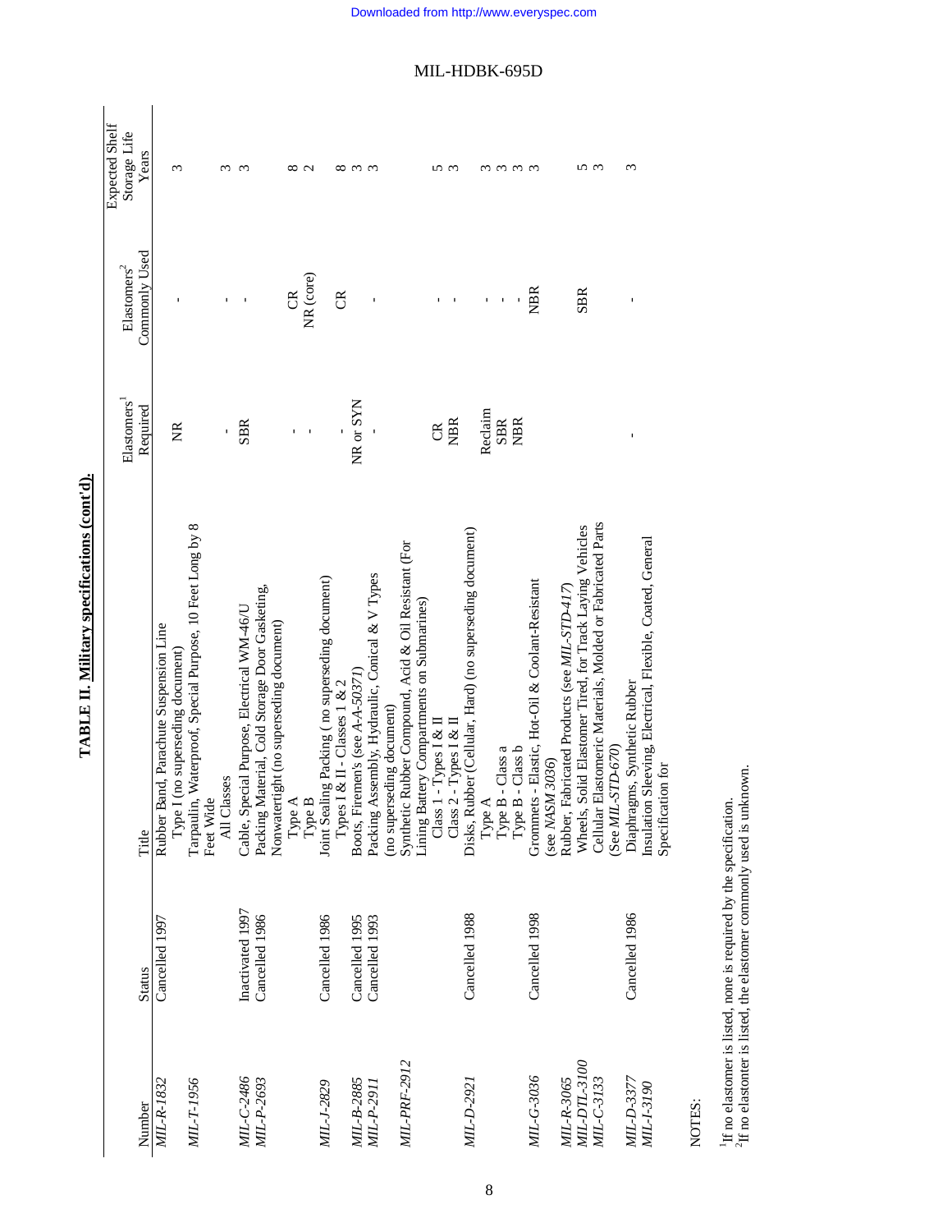**TABLE II. Military specifications (cont'd).**

| Number | Status | Title | Elastomers[1] Required | Elastomers[2] Commonly Used | Expected Shelf Storage Life Years |
|---|---|---|---|---|---|
| *MIL-R-1832* | Cancelled 1997 | Rubber Band, Parachute Suspension Line | | | |
| | | Type I (no superseding document) | NR | - | 3 |
| *MIL-T-1956* | | Tarpaulin, Waterproof, Special Purpose, 10 Feet Long by 8 Feet Wide | | | |
| | | All Classes | - | - | 3 |
| *MIL-C-2486* | Inactivated 1997 | Cable, Special Purpose, Electrical WM-46/U | SBR | - | 3 |
| *MIL-P-2693* | Cancelled 1986 | Packing Material, Cold Storage Door Gasketing, Nonwatertight (no superseding document) | | | |
| | | Type A | - | CR | 8 |
| | | Type B | - | NR (core) | 2 |
| *MIL-J-2829* | Cancelled 1986 | Joint Sealing Packing ( no superseding document) | | | |
| | | Types I & II - Classes 1 & 2 | - | CR | 8 |
| *MIL-B-2885* | Cancelled 1995 | Boots, Firemen's (see *A-A-50371*) | NR or SYN | | 3 |
| *MIL-P-2911* | Cancelled 1993 | Packing Assembly, Hydraulic, Conical & V Types (no superseding document) | - | - | 3 |
| *MIL-PRF-2912* | | Synthetic Rubber Compound, Acid & Oil Resistant (For Lining Battery Compartments on Submarines) | | | |
| | | Class 1 - Types I & II | CR | - | 5 |
| | | Class 2 - Types I & II | NBR | - | 3 |
| *MIL-D-2921* | Cancelled 1988 | Disks, Rubber (Cellular, Hard) (no superseding document) | | | |
| | | Type A | Reclaim | - | 3 |
| | | Type B - Class a | SBR | - | 3 |
| | | Type B - Class b | NBR | - | 3 |
| *MIL-G-3036* | Cancelled 1998 | Grommets - Elastic, Hot-Oil & Coolant-Resistant (see *NASM 3036*) | | NBR | 3 |
| *MIL-R-3065* | | Rubber, Fabricated Products (see *MIL-STD-417*) | | | |
| *MIL-DTL-3100* | | Wheels, Solid Elastomer Tired, for Track Laying Vehicles | | SBR | 5 |
| *MIL-C-3133* | | Cellular Elastomeric Materials, Molded or Fabricated Parts (See *MIL-STD-670*) | | | 3 |
| *MIL-D-3377* | Cancelled 1986 | Diaphragms, Synthetic Rubber | - | - | 3 |
| *MIL-I-3190* | | Insulation Sleeving, Electrical, Flexible, Coated, General Specification for | | | |

NOTES:

[1]If no elastomer is listed, none is required by the specification.
[2]If no elastonter is listed, the elastomer commonly used is unknown.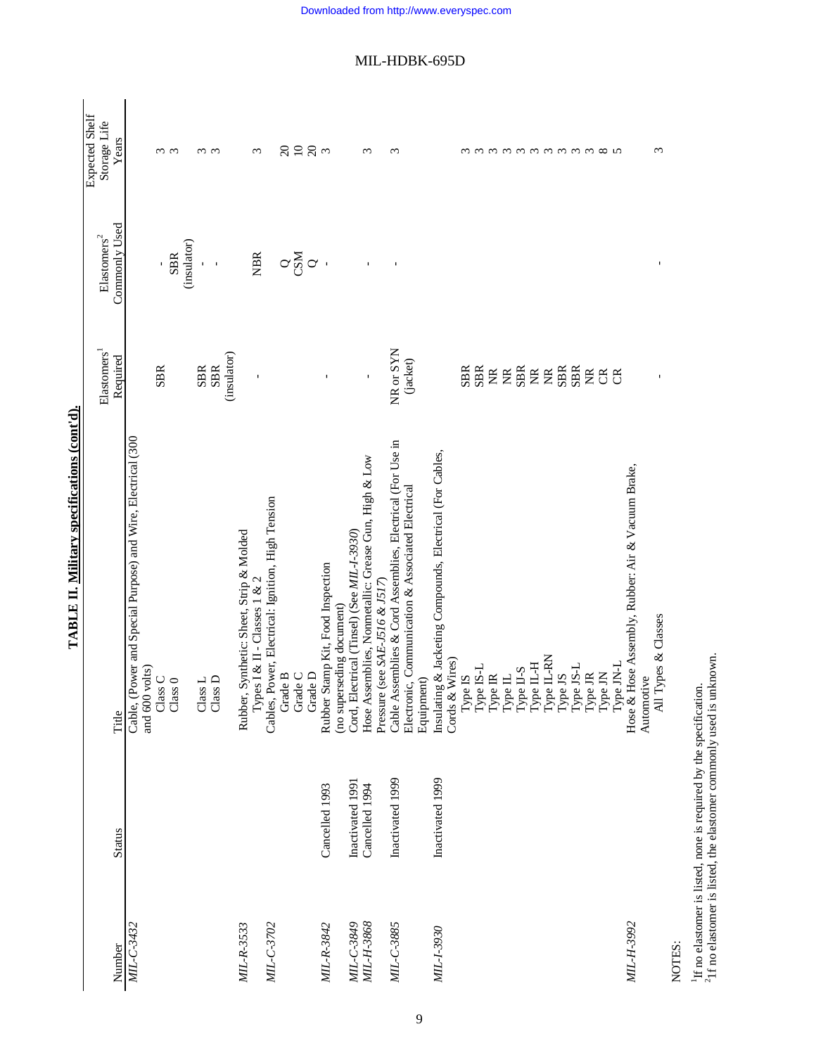# TABLE II. Military specifications (cont'd).

| Number | Status | Title | Elastomers[1] Required | Elastomers[2] Commonly Used | Expected Shelf Storage Life Years |
|---|---|---|---|---|---|
| *MIL-C-3432* | | Cable, (Power and Special Purpose) and Wire, Electrical (300 and 600 volts) | | | |
| | | Class C | SBR | - | 3 |
| | | Class 0 | | SBR (insulator) | 3 |
| | | Class L | SBR | - | 3 |
| | | Class D | SBR (insulator) | - | 3 |
| *MIL-R-3533* | | Rubber, Synthetic: Sheet, Strip & Molded Types I & II - Classes 1 & 2 | - | NBR | 3 |
| *MIL-C-3702* | | Cables, Power, Electrical: Ignition, High Tension | | | |
| | | Grade B | | Q | 20 |
| | | Grade C | | CSM | 10 |
| | | Grade D | | Q | 20 |
| *MIL-R-3842* | Cancelled 1993 | Rubber Stamp Kit, Food Inspection (no superseding document) | - | - | 3 |
| *MIL-C-3849* | Inactivated 1991 | Cord, Electrical (Tinsel) (See *MIL-I-3930*) | | | |
| *MIL-H-3868* | Cancelled 1994 | Hose Assemblies, Nonmetallic: Grease Gun, High & Low Pressure (see *SAE-J516 & J517*) | - | - | 3 |
| *MIL-C-3885* | Inactivated 1999 | Cable Assemblies & Cord Assemblies, Electrical (For Use in Electronic, Communication & Associated Electrical Equipment) | NR or SYN (jacket) | - | 3 |
| *MIL-I-3930* | Inactivated 1999 | Insulating & Jacketing Compounds, Electrical (For Cables, Cords & Wires) | | | |
| | | Type IS | SBR | | 3 |
| | | Type IS-L | SBR | | 3 |
| | | Type IR | NR | | 3 |
| | | Type IL | NR | | 3 |
| | | Type II-S | SBR | | 3 |
| | | Type IL-H | NR | | 3 |
| | | Type IL-RN | NR | | 3 |
| | | Type JS | SBR | | 3 |
| | | Type JS-L | SBR | | 3 |
| | | Type JR | NR | | 3 |
| | | Type JN | CR | | 8 |
| | | Type JN-L | CR | | 5 |
| *MIL-H-3992* | | Hose & Hose Assembly, Rubber: Air & Vacuum Brake, Automotive | | | |
| | | All Types & Classes | - | - | 3 |

NOTES:

[1]If no elastomer is listed, none is required by the specification.
[2]If no elastomer is listed, the elastomer commonly used is unknown.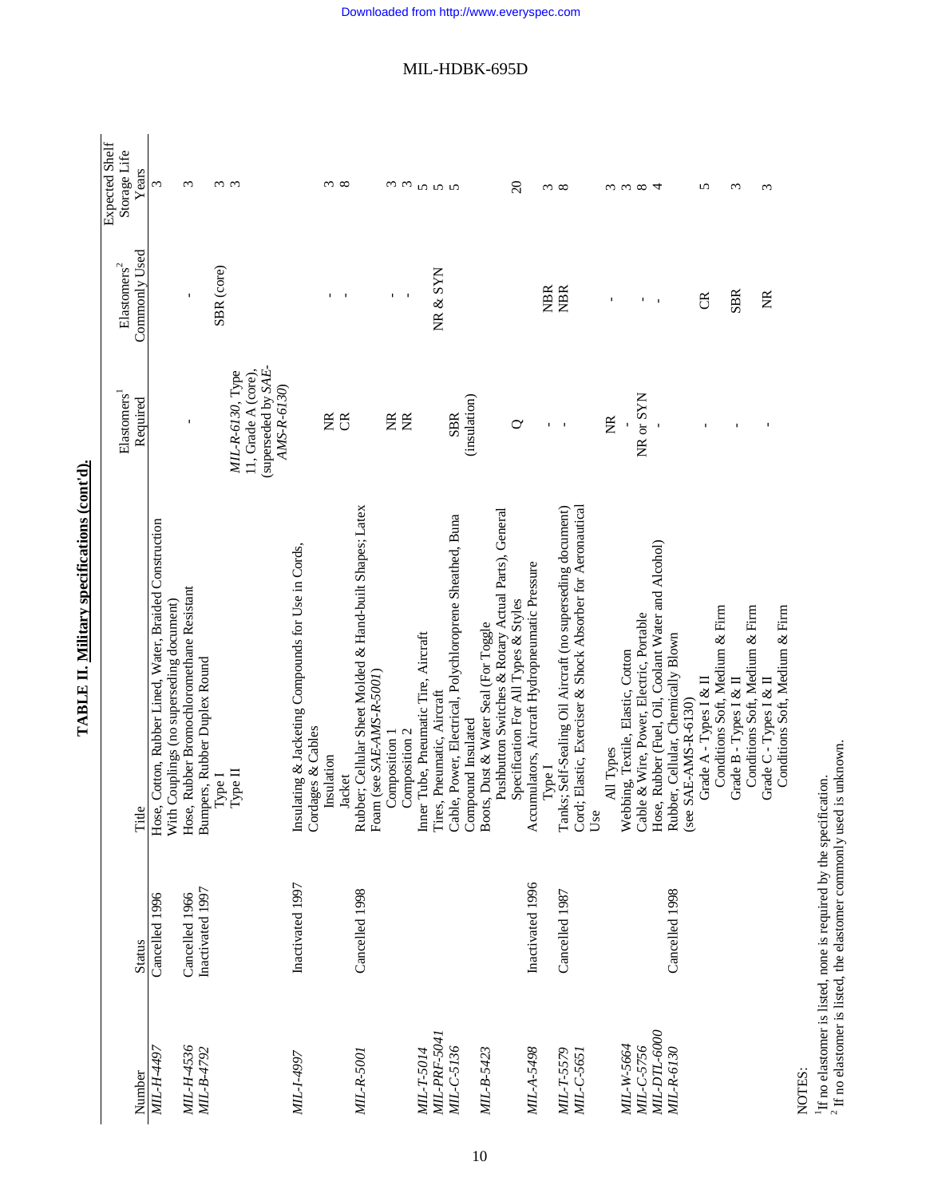**TABLE II. Military specifications (cont'd).**

| Number | Status | Title | Elastomers[1] Required | Elastomers[2] Commonly Used | Expected Shelf Storage Life Years |
|---|---|---|---|---|---|
| *MIL-H-4497* | Cancelled 1996 | Hose, Cotton, Rubber Lined, Water, Braided Construction With Couplings (no superseding document) | | | 3 |
| *MIL-H-4536* | Cancelled 1966 | Hose, Rubber Bromochloromethane Resistant | - | - | 3 |
| *MIL-B-4792* | Inactivated 1997 | Bumpers, Rubber Duplex Round | | | |
| | | Type I | | SBR (core) | 3 |
| | | Type II | *MIL-R-6130*, Type 11, Grade A (core), (superseded by *SAE-AMS-R-6130*) | | 3 |
| *MIL-I-4997* | Inactivated 1997 | Insulating & Jacketing Compounds for Use in Cords, Cordages & Cables | | | |
| | | Insulation | NR | - | 3 |
| | | Jacket | CR | - | 8 |
| *MIL-R-5001* | Cancelled 1998 | Rubber; Cellular Sheet Molded & Hand-built Shapes; Latex Foam (see *SAE-AMS-R-5001*) | | | |
| | | Composition 1 | NR | - | 3 |
| | | Composition 2 | NR | - | 3 |
| *MIL-T-5014* | | Inner Tube, Pneumatic Tire, Aircraft | | | 5 |
| *MIL-PRF-5041* | | Tires, Pneumatic, Aircraft | | NR & SYN | 5 |
| *MIL-C-5136* | | Cable, Power, Electrical, Polychloroprene Sheathed, Buna Compound Insulated | SBR (insulation) | | 5 |
| *MIL-B-5423* | | Boots, Dust & Water Seal (For Toggle Pushbutton Switches & Rotary Actual Parts), General Specification For All Types & Styles | Q | | 20 |
| *MIL-A-5498* | Inactivated 1996 | Accumulators, Aircraft Hydropneumatic Pressure | | | |
| | | Type I | - | NBR | 3 |
| *MIL-T-5579* | Cancelled 1987 | Tanks; Self-Sealing Oil Aircraft (no superseding document) | - | NBR | 8 |
| *MIL-C-5651* | | Cord; Elastic, Exerciser & Shock Absorber for Aeronautical Use | | | |
| | | All Types | NR | - | 3 |
| *MIL-W-5664* | | Webbing, Textile, Elastic, Cotton | - | | 3 |
| *MIL-C-5756* | | Cable & Wire, Power, Electric, Portable | NR or SYN | - | 8 |
| *MIL-DTL-6000* | | Hose, Rubber (Fuel, Oil, Coolant Water and Alcohol) | - | - | 4 |
| *MIL-R-6130* | Cancelled 1998 | Rubber, Cellular, Chemically Blown (see SAE-AMS-R-6130) | | | |
| | | Grade A - Types I & II Conditions Soft, Medium & Firm | - | CR | 5 |
| | | Grade B - Types I & II Conditions Soft, Medium & Firm | - | SBR | 3 |
| | | Grade C - Types I & II Conditions Soft, Medium & Firm | - | NR | 3 |

NOTES:

[1] If no elastomer is listed, none is required by the specification.

[2] If no elastomer is listed, the elastomer commonly used is unknown.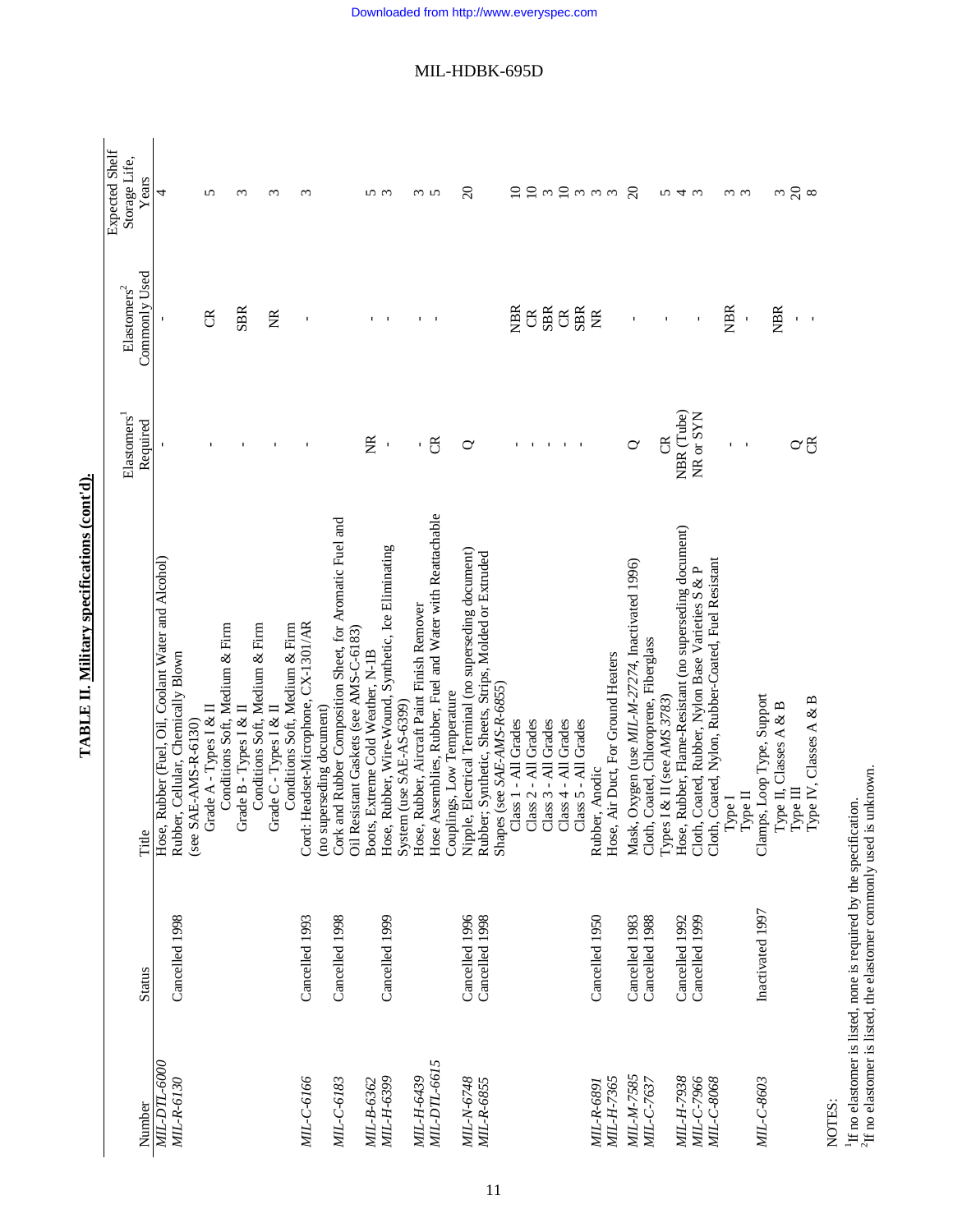**TABLE II. Military specifications (cont'd).**

| Number | Status | Title | Elastomers[1] Required | Elastomers[2] Commonly Used | Expected Shelf Storage Life, Years |
|---|---|---|---|---|---|
| *MIL-DTL-6000* | | Hose, Rubber (Fuel, Oil, Coolant Water and Alcohol) | - | - | 4 |
| *MIL-R-6130* | Cancelled 1998 | Rubber, Cellular, Chemically Blown (see SAE-AMS-R-6130) | | | |
| | | Grade A - Types I & II Conditions Soft, Medium & Firm | - | CR | 5 |
| | | Grade B - Types I & II Conditions Soft, Medium & Firm | - | SBR | 3 |
| | | Grade C - Types I & II Conditions Soft, Medium & Firm | - | NR | 3 |
| *MIL-C-6166* | Cancelled 1993 | Cord: Headset-Microphone, CX-1301/AR (no superseding document) | - | - | 3 |
| *MIL-C-6183* | Cancelled 1998 | Cork and Rubber Composition Sheet, for Aromatic Fuel and Oil Resistant Gaskets (see AMS-C-6183) | | | |
| *MIL-B-6362* | | Boots, Extreme Cold Weather, N-1B | NR | - | 5 |
| *MIL-H-6399* | Cancelled 1999 | Hose, Rubber, Wire-Wound, Synthetic, Ice Eliminating System (use SAE-AS-6399) | - | - | 3 |
| *MIL-H-6439* | | Hose, Rubber, Aircraft Paint Finish Remover | - | - | 3 |
| *MIL-DTL-6615* | | Hose Assemblies, Rubber, Fuel and Water with Reattachable Couplings, Low Temperature | CR | - | 5 |
| *MIL-N-6748* | Cancelled 1996 | Nipple, Electrical Terminal (no superseding document) | Q | | 20 |
| *MIL-R-6855* | Cancelled 1998 | Rubber; Synthetic, Sheets, Strips, Molded or Extruded Shapes (see *SAE-AMS-R-6855*) | | | |
| | | Class 1 - All Grades | - | NBR | 10 |
| | | Class 2 - All Grades | - | CR | 10 |
| | | Class 3 - All Grades | - | SBR | 3 |
| | | Class 4 - All Grades | - | CR | 10 |
| | | Class 5 - All Grades | - | SBR | 3 |
| *MIL-R-6891* | Cancelled 1950 | Rubber, Anodic | | NR | 3 |
| *MIL-H-7365* | | Hose, Air Duct, For Ground Heaters | | - | 3 |
| *MIL-M-7585* | Cancelled 1983 | Mask, Oxygen (use *MIL-M-27274*, Inactivated 1996) | Q | - | 20 |
| *MIL-C-7637* | Cancelled 1988 | Cloth, Coated, Chloroprene, Fiberglass Types I & II (see *AMS 3783*) | CR | - | 5 |
| *MIL-H-7938* | Cancelled 1992 | Hose, Rubber, Flame-Resistant (no superseding document) | NBR (Tube) | - | 4 |
| *MIL-C-7966* | Cancelled 1999 | Cloth, Coated, Rubber, Nylon Base Varieties S & P | NR or SYN | - | 3 |
| *MIL-C-8068* | | Cloth, Coated, Nylon, Rubber-Coated, Fuel Resistant | | | |
| | | Type I | - | NBR | 3 |
| | | Type II | - | - | 3 |
| *MIL-C-8603* | Inactivated 1997 | Clamps, Loop Type, Support | | | |
| | | Type II, Classes A & B | | NBR | 3 |
| | | Type III | Q | - | 20 |
| | | Type IV, Classes A & B | CR | - | 8 |

NOTES:
[1]If no elastomer is listed, none is required by the specification.
[2]If no elastomer is listed, the elastomer commonly used is unknown.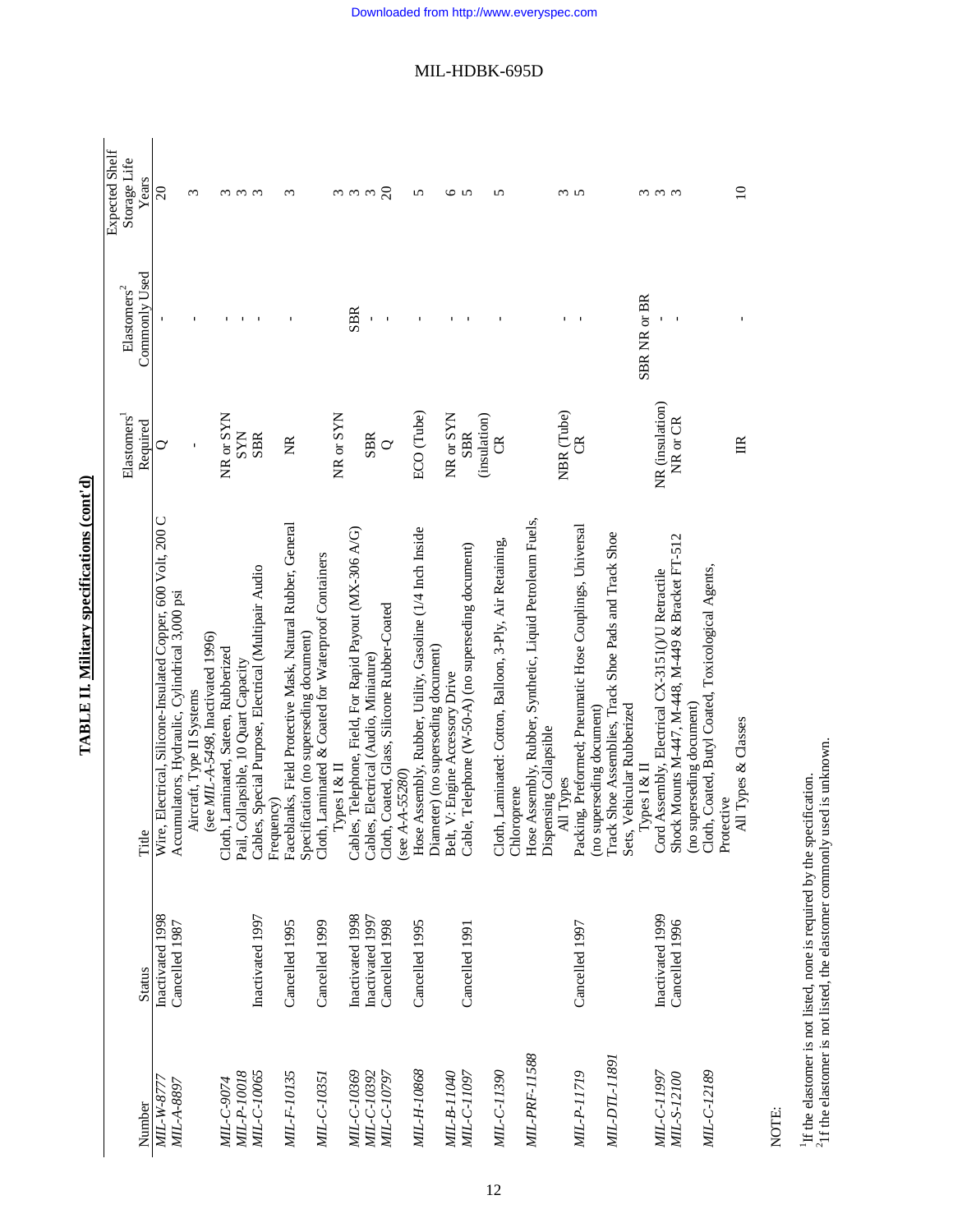**TABLE II. Military specifications (cont'd)**

| Number | Status | Title | Elastomers[1] Required | Elastomers[2] Commonly Used | Expected Shelf Storage Life Years |
|---|---|---|---|---|---|
| *MIL-W-8777* | Inactivated 1998 | Wire, Electrical, Silicone-Insulated Copper, 600 Volt, 200 C | Q | - | 20 |
| *MIL-A-8897* | Cancelled 1987 | Accumulators, Hydraulic, Cylindrical 3,000 psi Aircraft, Type II Systems (see *MIL-A-5498*, Inactivated 1996) | - | - | 3 |
| *MIL-C-9074* | | Cloth, Laminated, Sateen, Rubberized | NR or SYN | - | 3 |
| *MIL-P-10018* | | Pail, Collapsible, 10 Quart Capacity | SYN | - | 3 |
| *MIL-C-10065* | Inactivated 1997 | Cables, Special Purpose, Electrical (Multipair Audio Frequency) | SBR | - | 3 |
| *MIL-F-10135* | Cancelled 1995 | Faceblanks, Field Protective Mask, Natural Rubber, General Specification (no superseding document) | NR | - | 3 |
| *MIL-C-10351* | Cancelled 1999 | Cloth, Laminated & Coated for Waterproof Containers Types I & II | NR or SYN | | 3 |
| *MIL-C-10369* | Inactivated 1998 | Cables, Telephone, Field, For Rapid Payout (MX-306 A/G) | | SBR | 3 |
| *MIL-C-10392* | Inactivated 1997 | Cables, Electrical (Audio, Miniature) | SBR | - | 3 |
| *MIL-C-10797* | Cancelled 1998 | Cloth, Coated, Glass, Silicone Rubber-Coated (see *A-A-55280*) | Q | - | 20 |
| *MIL-H-10868* | Cancelled 1995 | Hose Assembly, Rubber, Utility, Gasoline (1/4 Inch Inside Diameter) (no superseding document) | ECO (Tube) | - | 5 |
| *MIL-B-11040* | | Belt, V: Engine Accessory Drive | NR or SYN | - | 6 |
| *MIL-C-11097* | Cancelled 1991 | Cable, Telephone (W-50-A) (no superseding document) | SBR (insulation) | - | 5 |
| *MIL-C-11390* | | Cloth, Laminated: Cotton, Balloon, 3-Ply, Air Retaining, Chloroprene | CR | - | 5 |
| *MIL-PRF-11588* | | Hose Assembly, Rubber, Synthetic, Liquid Petroleum Fuels, Dispensing Collapsible All Types | NBR (Tube) | - | 3 |
| *MIL-P-11719* | Cancelled 1997 | Packing, Preformed; Pneumatic Hose Couplings, Universal (no superseding document) | CR | - | 5 |
| *MIL-DTL-11891* | | Track Shoe Assemblies, Track Shoe Pads and Track Shoe Sets, Vehicular Rubberized Types I & II | | SBR NR or BR | 3 |
| *MIL-C-11997* | Inactivated 1999 | Cord Assembly, Electrical CX-3151()/U Retractile | NR (insulation) | - | 3 |
| *MIL-S-12100* | Cancelled 1996 | Shock Mounts M-447, M-448, M-449 & Bracket FT-512 (no superseding document) | NR or CR | - | 3 |
| *MIL-C-12189* | | Cloth, Coated, Butyl Coated, Toxicological Agents, Protective All Types & Classes | IIR | - | 10 |

NOTE:

[1]If the elastomer is not listed, none is required by the specification.
[2]If the elastomer is not listed, the elastomer commonly used is unknown.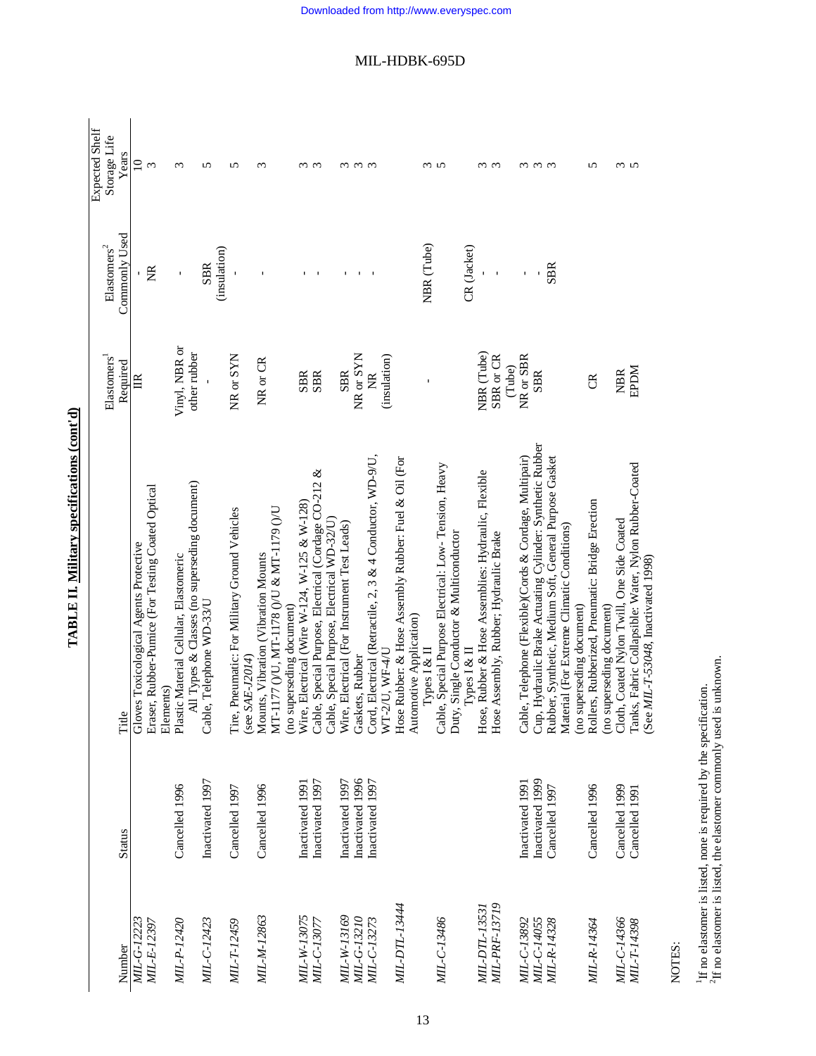**TABLE II. Military specifications (cont'd)**

| Number | Status | Title | Elastomers[1] Required | Elastomers[2] Commonly Used | Expected Shelf Storage Life Years |
|---|---|---|---|---|---|
| *MIL-G-12223* | | Gloves Toxicological Agents Protective | IIR | - | 10 |
| *MIL-E-12397* | | Eraser, Rubber-Pumice (For Testing Coated Optical Elements) | | NR | 3 |
| *MIL-P-12420* | Cancelled 1996 | Plastic Material Cellular, Elastomeric All Types & Classes (no superseding document) | Vinyl, NBR or other rubber | - | 3 |
| *MIL-C-12423* | Inactivated 1997 | Cable, Telephone WD-33/U | - | SBR (insulation) | 5 |
| *MIL-T-12459* | Cancelled 1997 | Tire, Pneumatic: For Military Ground Vehicles (see *SAE-J2014*) | NR or SYN | - | 5 |
| *MIL-M-12863* | Cancelled 1996 | Mounts, Vibration (Vibration Mounts MT-1177 ()/U, MT-1178 ()/U & MT-1179 ()/U (no superseding document) | NR or CR | - | 3 |
| *MIL-W-13075* | Inactivated 1991 | Wire, Electrical (Wire W-124, W-125 & W-128) | SBR | - | 3 |
| *MIL-C-13077* | Inactivated 1997 | Cable, Special Purpose, Electrical (Cordage CO-212 & Cable, Special Purpose, Electrical WD-32/U) | SBR | - | 3 |
| *MIL-W-13169* | Inactivated 1997 | Wire, Electrical (For Instrument Test Leads) | SBR | - | 3 |
| *MIL-G-13210* | Inactivated 1996 | Gaskets, Rubber | NR or SYN | - | 3 |
| *MIL-C-13273* | Inactivated 1997 | Cord, Electrical (Retractile, 2, 3 & 4 Conductor, WD-9/U, WT-2/U, WF-4/U | NR (insulation) | - | 3 |
| *MIL-DTL-13444* | | Hose Rubber: & Hose Assembly Rubber: Fuel & Oil (For Automotive Application) Types I & II | - | NBR (Tube) | 3 |
| *MIL-C-13486* | | Cable, Special Purpose Electrical: Low- Tension, Heavy Duty, Single Conductor & Multiconductor Types I & II | | CR (Jacket) | 5 |
| *MIL-DTL-13531* | | Hose, Rubber & Hose Assemblies: Hydraulic, Flexible | NBR (Tube) | - | 3 |
| *MIL-PRF-13719* | | Hose Assembly, Rubber; Hydraulic Brake | SBR or CR (Tube) | - | 3 |
| *MIL-C-13892* | Inactivated 1991 | Cable, Telephone (Flexible)(Cords & Cordage, Multipair) | NR or SBR | - | 3 |
| *MIL-C-14055* | Inactivated 1999 | Cup, Hydraulic Brake Actuating Cylinder: Synthetic Rubber | SBR | - | 3 |
| *MIL-R-14328* | Cancelled 1997 | Rubber, Synthetic, Medium Soft, General Purpose Gasket Material (For Extreme Climatic Conditions) (no superseding document) | | SBR | 3 |
| *MIL-R-14364* | Cancelled 1996 | Rollers, Rubberized, Pneumatic: Bridge Erection (no superseding document) | CR | | 5 |
| *MIL-C-14366* | Cancelled 1999 | Cloth, Coated Nylon Twill, One Side Coated | NBR | | 3 |
| *MIL-T-14398* | Cancelled 1991 | Tanks, Fabric Collapsible: Water, Nylon Rubber-Coated (See *MIL-T-53048*, Inactivated 1998) | EPDM | | 5 |

NOTES:

[1]If no elastomer is listed, none is required by the specification.
[2]If no elastomer is listed, the elastomer commonly used is unknown.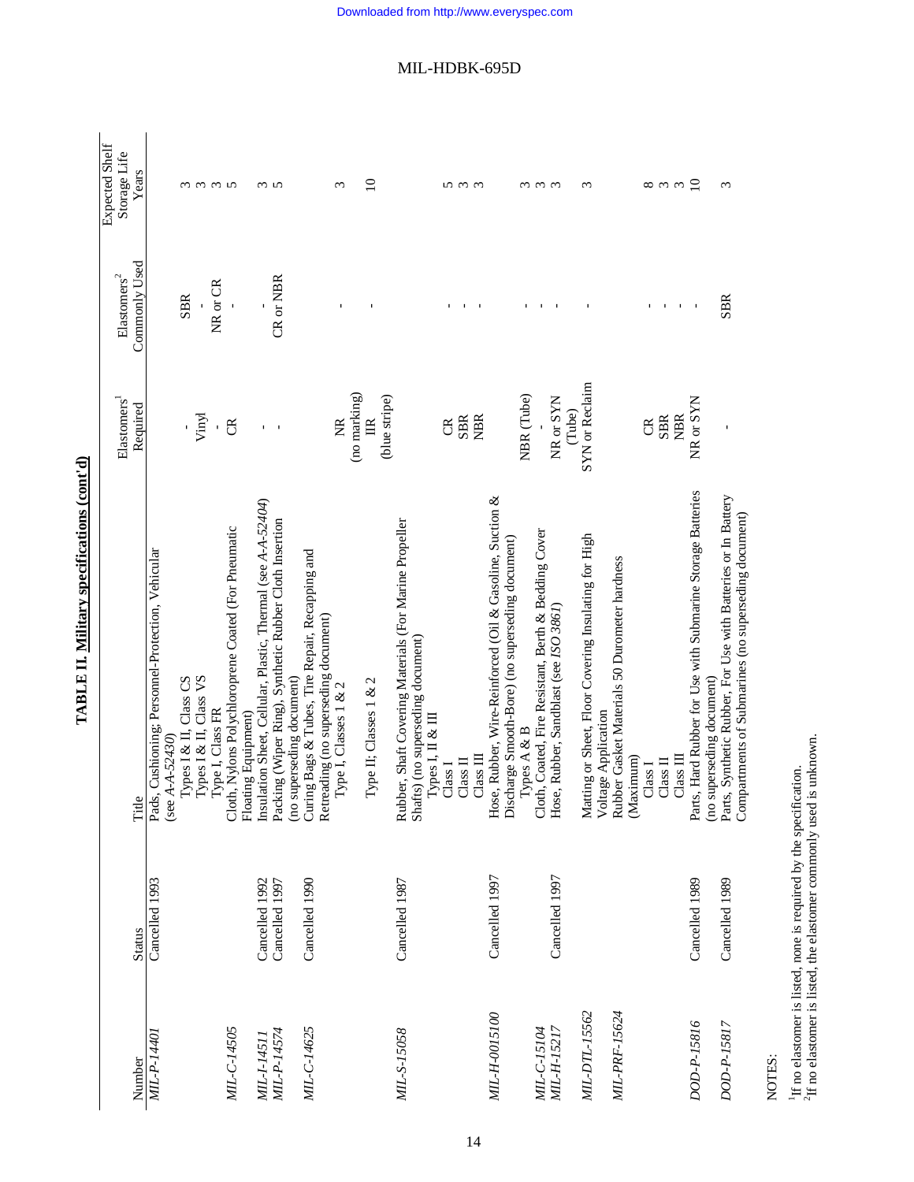**TABLE II. Military specifications (cont'd)**

| Number | Status | Title | Elastomers[1] Required | Elastomers[2] Commonly Used | Expected Shelf Storage Life Years |
|---|---|---|---|---|---|
| *MIL-P-14401* | Cancelled 1993 | Pads, Cushioning; Personnel-Protection, Vehicular (see *A-A-52430*) | | | |
| | | Types I & II, Class CS | - | SBR | 3 |
| | | Types I & II, Class VS | Vinyl | - | 3 |
| | | Type I, Class FR | - | NR or CR | 3 |
| *MIL-C-14505* | | Cloth, Nylons Polychloroprene Coated (For Pneumatic Floating Equipment) | CR | - | 5 |
| *MIL-I-14511* | Cancelled 1992 | Insulation Sheet, Cellular, Plastic, Thermal (see *A-A-52404*) | - | - | 3 |
| *MIL-P-14574* | Cancelled 1997 | Packing (Wiper Ring), Synthetic Rubber Cloth Insertion (no superseding document) | - | CR or NBR | 5 |
| *MIL-C-14625* | Cancelled 1990 | Curing Bags & Tubes, Tire Repair, Recapping and Retreading (no superseding document) | | | |
| | | Type I, Classes 1 & 2 | NR (no marking) | - | 3 |
| | | Type II; Classes 1 & 2 | IIR (blue stripe) | - | 10 |
| *MIL-S-15058* | Cancelled 1987 | Rubber, Shaft Covering Materials (For Marine Propeller Shafts) (no superseding document) | | | |
| | | Types I, II & III | | | |
| | | Class I | CR | - | 5 |
| | | Class II | SBR | - | 3 |
| | | Class III | NBR | - | 3 |
| *MIL-H-0015100* | Cancelled 1997 | Hose, Rubber, Wire-Reinforced (Oil & Gasoline, Suction & Discharge Smooth-Bore) (no superseding document) | | | |
| | | Types A & B | NBR (Tube) | - | 3 |
| *MIL-C-15104* | | Cloth, Coated, Fire Resistant, Berth & Bedding Cover | - | - | 3 |
| *MIL-H-15217* | Cancelled 1997 | Hose, Rubber, Sandblast (see *ISO 3861*) | NR or SYN (Tube) | - | 3 |
| *MIL-DTL-15562* | | Matting or Sheet, Floor Covering Insulating for High Voltage Application | SYN or Reclaim | - | 3 |
| *MIL-PRF-15624* | | Rubber Gasket Materials 50 Durometer hardness (Maximum) | | | |
| | | Class I | CR | - | 8 |
| | | Class II | SBR | - | 3 |
| | | Class III | NBR | - | 3 |
| *DOD-P-15816* | Cancelled 1989 | Parts, Hard Rubber for Use with Submarine Storage Batteries (no superseding document) | NR or SYN | - | 10 |
| *DOD-P-15817* | Cancelled 1989 | Parts, Synthetic Rubber, For Use with Batteries or In Battery Compartments of Submarines (no superseding document) | - | SBR | 3 |

NOTES:

[1]If no elastomer is listed, none is required by the specification.
[2]If no elastomer is listed, the elastomer commonly used is unknown.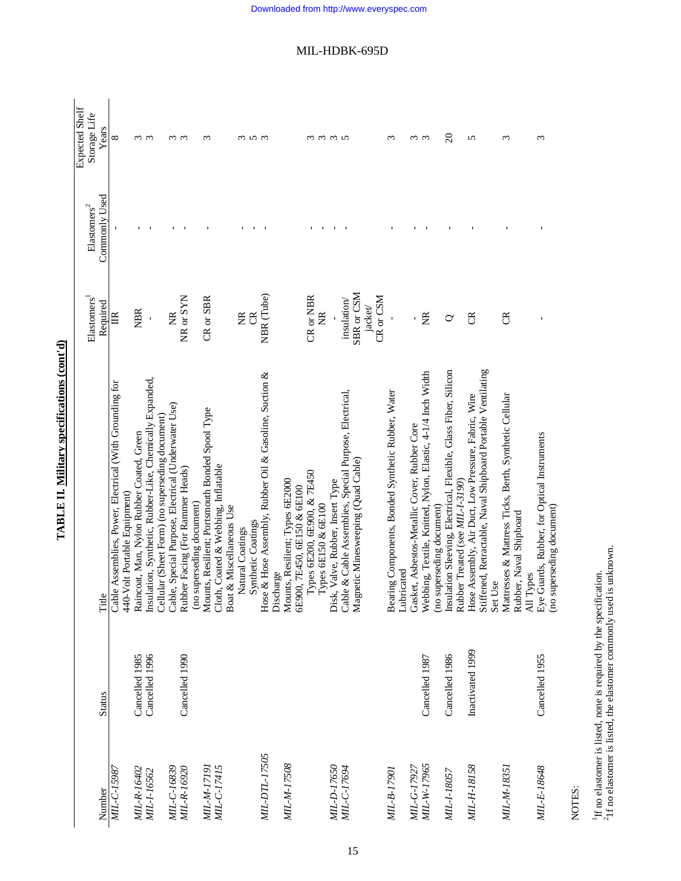**TABLE II. Military specifications (cont'd)**

| Number | Status | Title | Elastomers[1] Required | Elastomers[2] Commonly Used | Expected Shelf Storage Life Years |
|---|---|---|---|---|---|
| *MIL-C-15987* | | Cable Assemblies, Power, Electrical (With Grounding for 440-Volt Portable Equipment) | IIR | - | 8 |
| *MIL-R-16402* | Cancelled 1985 | Raincoat, Man, Nylon Rubber Coated, Green | NBR | - | 3 |
| *MIL-I-16562* | Cancelled 1996 | Insulation, Synthetic, Rubber-Like, Chemically Expanded, Cellular (Sheet Form) (no superseding document) | - | - | 3 |
| *MIL-C-16839* | | Cable, Special Purpose, Electrical (Underwater Use) | NR | - | 3 |
| *MIL-R-16920* | Cancelled 1990 | Rubber Facing (For Rammer Heads) (no superseding document) | NR or SYN | - | 3 |
| *MIL-M-17191* | | Mounts, Resilient; Portsmouth Bonded Spool Type | CR or SBR | - | 3 |
| *MIL-C-17415* | | Cloth, Coated & Webbing, Inflatable Boat & Miscellaneous Use | | | |
| | | Natural Coatings | NR | - | 3 |
| | | Synthetic Coatings | CR | - | 5 |
| *MIL-DTL-17505* | | Hose & Hose Assembly, Rubber Oil & Gasoline, Suction & Discharge | NBR (Tube) | - | 3 |
| *MIL-M-17508* | | Mounts, Resilient; Types 6E2000 6E900, 7E450, 6E150 & 6E100 | | | |
| | | Types 6E200, 6E900, & 7E450 | CR or NBR | - | 3 |
| | | Types 6E150 & 6E100 | NR | - | 3 |
| *MIL-D-17650* | | Disk, Valve, Rubber, Insert Type | - | - | 3 |
| *MIL-C-17694* | | Cable & Cable Assemblies, Special Purpose, Electrical, Magnetic Minesweeping (Quad Cable) | insulation/ SBR or CSM jacket/ CR or CSM | - | 5 |
| *MIL-B-17901* | | Bearing Components, Bonded Synthetic Rubber, Water Lubricated | - | - | 3 |
| *MIL-G-17927* | | Gasket, Asbestos-Metallic Cover, Rubber Core | - | - | 3 |
| *MIL-W-17965* | Cancelled 1987 | Webbing, Textile, Knitted, Nylon, Elastic, 4-1/4 Inch Width (no superseding document) | NR | - | 3 |
| *MIL-I-18057* | Cancelled 1986 | Insulation Sleeving, Electrical, Flexible, Glass Fiber, Silicon Rubber Treated (see *MIL-I-3190*) | Q | - | 20 |
| *MIL-H-18158* | Inactivated 1999 | Hose Assembly, Air Duct, Low Pressure, Fabric, Wire Stiffened, Retractable, Naval Shipboard Portable Ventilating Set Use | CR | - | 5 |
| *MIL-M-18351* | | Mattresses & Mattress Ticks, Berth, Synthetic Cellular Rubber, Naval Shipboard All Types | CR | - | 3 |
| *MIL-E-18648* | Cancelled 1955 | Eye Guards, Rubber, for Optical Instruments (no superseding document) | - | - | 3 |

NOTES:

[1] If no elastomer is listed, none is required by the specification.
[2] If no elastomer is listed, the elastomer commonly used is unknown.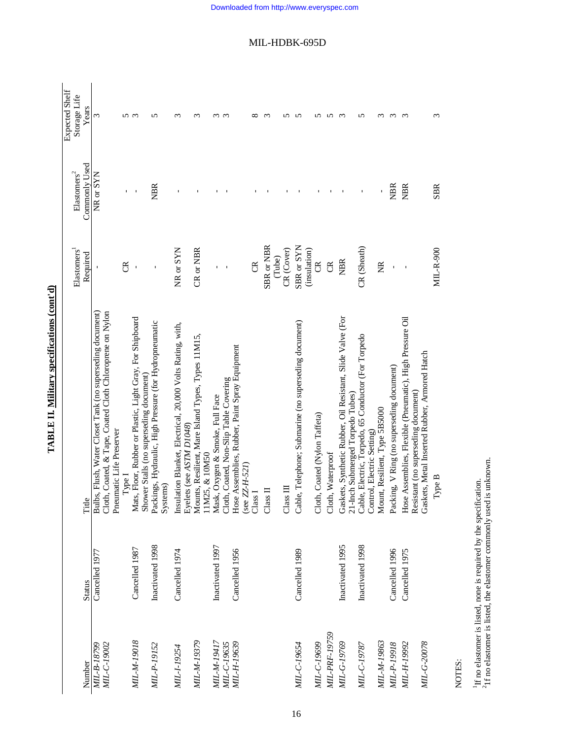## TABLE II. Military specifications (cont'd)

| Number | Status | Title | Elastomers[1] Required | Elastomers[2] Commonly Used | Expected Shelf Storage Life Years |
|---|---|---|---|---|---|
| *MIL-B-18799* | Cancelled 1977 | Bulbs, Flush, Water Closet Tank (no superseding document) | - | NR or SYN | 3 |
| *MIL-C-19002* | | Cloth, Coated, & Tape, Coated Cloth Chloroprene on Nylon Pneumatic Life Preserver | | | |
| | | Type I | CR | - | 5 |
| *MIL-M-19018* | Cancelled 1987 | Mats, Floor, Rubber or Plastic, Light Gray, For Shipboard Shower Stalls (no superseding document) | - | - | 3 |
| *MIL-P-19152* | Inactivated 1998 | Packings, Hydraulic, High Pressure (for Hydropneumatic Systems) | - | NBR | 5 |
| *MIL-I-19254* | Cancelled 1974 | Insulation Blanket, Electrical, 20,000 Volts Rating, with, Eyelets (see *ASTM D1048*) | NR or SYN | - | 3 |
| *MIL-M-19379* | | Mounts, Resilient, Mare Island Types, Types 11M15, 11M25, & 10M50 | CR or NBR | - | 3 |
| *MIL-M-19417* | Inactivated 1997 | Mask, Oxygen & Smoke, Full Face | - | - | 3 |
| *MIL-C-19635* | | Cloth, Coated, Non-Slip Table Covering | - | - | 3 |
| *MIL-H-19639* | Cancelled 1956 | Hose Assemblies, Rubber, Paint Spray Equipment (see *ZZ-H-521*) | | | |
| | | Class I | CR | - | 8 |
| | | Class II | SBR or NBR (Tube) | - | 3 |
| | | Class III | CR (Cover) | - | 5 |
| *MIL-C-19654* | Cancelled 1989 | Cable, Telephone; Submarine (no superseding document) | SBR or SYN (insulation) | - | 5 |
| *MIL-C-19699* | | Cloth, Coated (Nylon Taffeta) | CR | - | 5 |
| *MIL-PRF-19759* | | Cloth, Waterproof | CR | - | 5 |
| *MIL-G-19769* | Inactivated 1995 | Gaskets, Synthetic Rubber, Oil Resistant, Slide Valve (For 21-Inch Submerged Torpedo Tubes) | NBR | - | 3 |
| *MIL-C-19787* | Inactivated 1998 | Cable, Electric, Torpedo, 65 Conductor (For Torpedo Control, Electric Setting) | CR (Sheath) | - | 5 |
| *MIL-M-19863* | | Mount, Resilient, Type 5B5000 | NR | - | 3 |
| *MIL-P-19918* | Cancelled 1996 | Packing, V Ring (no superseding document) | - | NBR | 3 |
| *MIL-H-19992* | Cancelled 1975 | Hose Assemblies, Flexible (Pneumatic), High Pressure Oil Resistant (no superseding document) | - | NBR | 3 |
| *MIL-G-20078* | | Gaskets, Metal Inserted Rubber, Armored Hatch | | | |
| | | Type B | MIL-R-900 | SBR | 3 |

NOTES:

[1]If no elastomer is listed, none is required by the specification.
[2]If no elastomer is listed, the elastomer commonly used is unknown.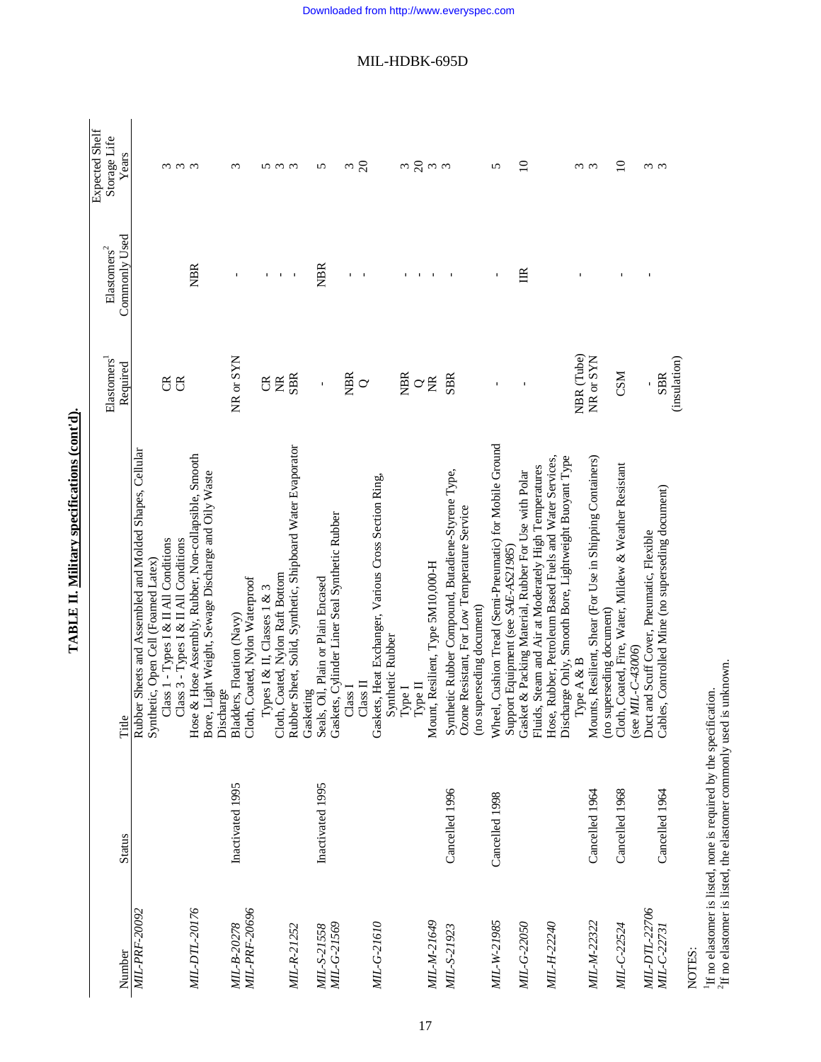**TABLE II. Military specifications (cont'd).**

| Number | Status | Title | Elastomers[1] Required | Elastomers[2] Commonly Used | Expected Shelf Storage Life Years |
|---|---|---|---|---|---|
| *MIL-PRF-20092* | | Rubber Sheets and Assembled and Molded Shapes, Cellular Synthetic, Open Cell (Foamed Latex) | | | |
| | | Class 1 - Types I & II All Conditions | CR | | 3 |
| | | Class 3 - Types I & II All Conditions | CR | | 3 |
| *MIL-DTL-20176* | | Hose & Hose Assembly, Rubber, Non-collapsible, Smooth Bore, Light Weight, Sewage Discharge and Oily Waste Discharge | | NBR | 3 |
| *MIL-B-20278* | Inactivated 1995 | Bladders, Floation (Navy) | NR or SYN | - | 3 |
| *MIL-PRF-20696* | | Cloth, Coated, Nylon Waterproof | | | |
| | | Types I & II, Classes 1 & 3 | CR | - | 5 |
| | | Cloth, Coated, Nylon Raft Bottom | NR | - | 3 |
| *MIL-R-21252* | | Rubber Sheet, Solid, Synthetic, Shipboard Water Evaporator Gasketing | SBR | - | 3 |
| *MIL-S-21558* | Inactivated 1995 | Seals, Oil, Plain or Plain Encased | - | NBR | 5 |
| *MIL-G-21569* | | Gaskets, Cylinder Liner Seal Synthetic Rubber | | | |
| | | Class I | NBR | - | 3 |
| | | Class II | Q | - | 20 |
| *MIL-G-21610* | | Gaskets, Heat Exchanger, Various Cross Section Ring, Synthetic Rubber | | | |
| | | Type I | NBR | - | 3 |
| | | Type II | Q | - | 20 |
| *MIL-M-21649* | | Mount, Resilient, Type 5M10,000-H | NR | - | 3 |
| *MIL-S-21923* | Cancelled 1996 | Synthetic Rubber Compound, Butadiene-Styrene Type, Ozone Resistant, For Low Temperature Service (no superseding document) | SBR | - | 3 |
| *MIL-W-21985* | Cancelled 1998 | Wheel, Cushion Tread (Semi-Pneumatic) for Mobile Ground Support Equipment (see *SAE-AS21985*) | - | - | 5 |
| *MIL-G-22050* | | Gasket & Packing Material, Rubber For Use with Polar Fluids, Steam and Air at Moderately High Temperatures | - | IIR | 10 |
| *MIL-H-22240* | | Hose, Rubber, Petroleum Based Fuels and Water Services, Discharge Only, Smooth Bore, Lightweight Buoyant Type | | | |
| | | Type A & B | NBR (Tube) | - | 3 |
| *MIL-M-22322* | Cancelled 1964 | Mounts, Resilient, Shear (For Use in Shipping Containers) (no superseding document) | NR or SYN | | 3 |
| *MIL-C-22524* | Cancelled 1968 | Cloth, Coated, Fire, Water, Mildew & Weather Resistant (see *MIL-C-43006*) | CSM | - | 10 |
| *MIL-DTL-22706* | | Duct and Scuff Cover, Pneumatic, Flexible | - | - | 3 |
| *MIL-C-22731* | Cancelled 1964 | Cables, Controlled Mine (no superseding document) | SBR (insulation) | | 3 |

NOTES:

[1]If no elastomer is listed, none is required by the specification.
[2]If no elastomer is listed, the elastomer commonly used is unknown.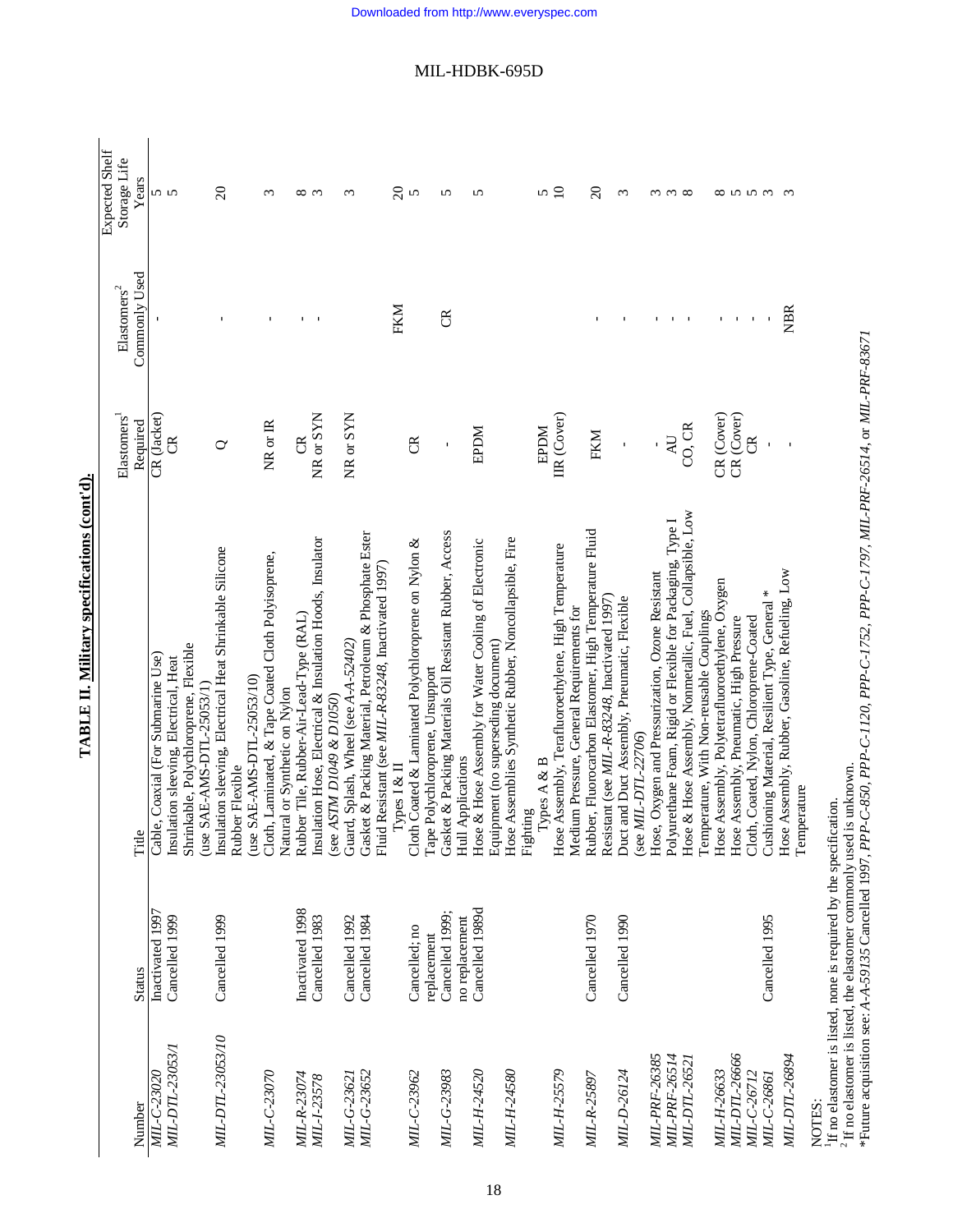## TABLE II. Military specifications (cont'd).

| Number | Status | Title | Elastomers[1] Required | Elastomers[2] Commonly Used | Expected Shelf Storage Life Years |
|---|---|---|---|---|---|
| *MIL-C-23020* | Inactivated 1997 | Cable, Coaxial (For Submarine Use) | CR (Jacket) | - | 5 |
| *MIL-DTL-23053/1* | Cancelled 1999 | Insulation sleeving, Electrical, Heat Shrinkable, Polychloroprene, Flexible (use SAE-AMS-DTL-25053/1) | CR | | 5 |
| *MIL-DTL-23053/10* | Cancelled 1999 | Insulation sleeving, Electrical Heat Shrinkable Silicone Rubber Flexible (use SAE-AMS-DTL-25053/10) | Q | - | 20 |
| *MIL-C-23070* | | Cloth, Laminated, & Tape Coated Cloth Polyisoprene, Natural or Synthetic on Nylon | NR or IR | - | 3 |
| *MIL-R-23074* | Inactivated 1998 | Rubber Tile, Rubber-Air-Lead-Type (RAL) | CR | - | 8 |
| *MIL-I-23578* | Cancelled 1983 | Insulation Hose, Electrical & Insulation Hoods, Insulator (see *ASTM D1049 & D1050*) | NR or SYN | - | 3 |
| *MIL-G-23621* | Cancelled 1992 | Guard, Splash, Wheel (see *A-A-52402*) | NR or SYN | | 3 |
| *MIL-G-23652* | Cancelled 1984 | Gasket & Packing Material, Petroleum & Phosphate Ester Fluid Resistant (see *MIL-R-83248*, Inactivated 1997) Types I & II | | FKM | 20 |
| *MIL-C-23962* | Cancelled; no replacement | Cloth Coated & Laminated Polychloroprene on Nylon & Tape Polychloroprene, Unsupport | CR | | 5 |
| *MIL-G-23983* | Cancelled 1999; no replacement | Gasket & Packing Materials Oil Resistant Rubber, Access Hull Applications | - | CR | 5 |
| *MIL-H-24520* | Cancelled 1989d | Hose & Hose Assembly for Water Cooling of Electronic Equipment (no superseding document) | EPDM | | 5 |
| *MIL-H-24580* | | Hose Assemblies Synthetic Rubber, Noncollapsible, Fire Fighting Types A & B | EPDM | | 5 |
| *MIL-H-25579* | | Hose Assembly, Tetrafluoroethylene, High Temperature Medium Pressure, General Requirements for | IIR (Cover) | | 10 |
| *MIL-R-25897* | Cancelled 1970 | Rubber, Fluorocarbon Elastomer, High Temperature Fluid Resistant (see *MIL-R-83248*, Inactivated 1997) | FKM | - | 20 |
| *MIL-D-26124* | Cancelled 1990 | Duct and Duct Assembly, Pneumatic, Flexible (see *MIL-DTL-22706*) | - | - | 3 |
| *MIL-PRF-26385* | | Hose, Oxygen and Pressurization, Ozone Resistant | - | - | 3 |
| *MIL-PRF-26514* | | Polyurethane Foam, Rigid or Flexible for Packaging, Type I | AU | - | 3 |
| *MIL-DTL-26521* | | Hose & Hose Assembly, Nonmetallic, Fuel, Collapsible, Low Temperature, With Non-reusable Couplings | CO, CR | - | 8 |
| *MIL-H-26633* | | Hose Assembly, Polytetrafluoroethylene, Oxygen | CR (Cover) | - | 8 |
| *MIL-DTL-26666* | | Hose Assembly, Pneumatic, High Pressure | CR (Cover) | - | 5 |
| *MIL-C-26712* | | Cloth, Coated, Nylon, Chloroprene-Coated | CR | - | 5 |
| *MIL-C-26861* | Cancelled 1995 | Cushioning Material, Resilient Type, General * | - | - | 3 |
| *MIL-DTL-26894* | | Hose Assembly, Rubber, Gasoline, Refueling, Low Temperature | - | NBR | 3 |

NOTES:

[1] If no elastomer is listed, none is required by the specification.

[2] If no elastomer is listed, the elastomer commonly used is unknown.

*Future acquisition see: *A-A-59135* Cancelled 1997, *PPP-C-850, PPP-C-1120, PPP-C-1752, PPP-C-1797, MIL-PRF-26514*, or *MIL-PRF-83671*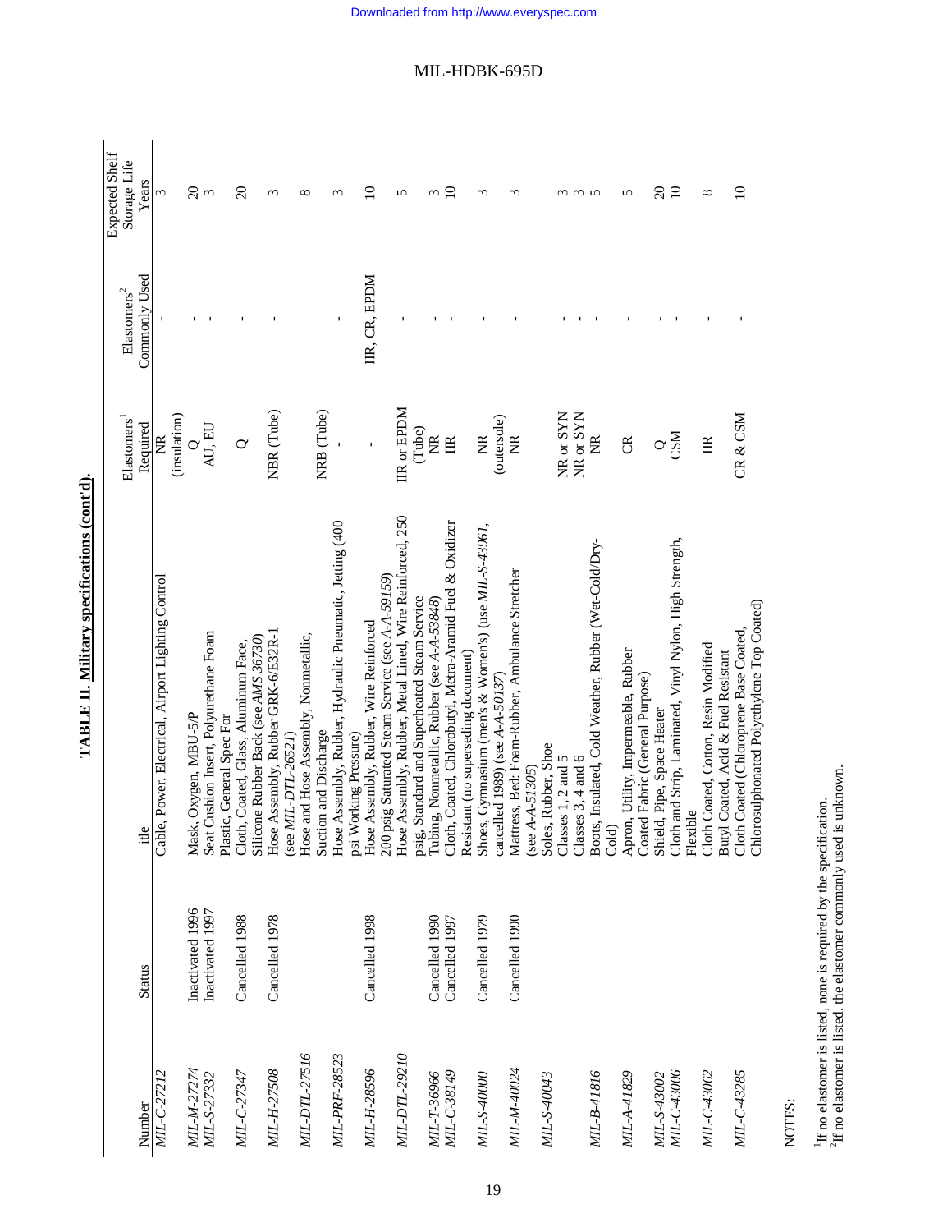**TABLE II. Military specifications (cont'd).**

| Number | Status | itle | Elastomers[1] Required | Elastomers[2] Commonly Used | Expected Shelf Storage Life Years |
|---|---|---|---|---|---|
| *MIL-C-27212* | | Cable, Power, Electrical, Airport Lighting Control | NR (insulation) | - | 3 |
| *MIL-M-27274* | Inactivated 1996 | Mask, Oxygen, MBU-5/P | Q | - | 20 |
| *MIL-S-27332* | Inactivated 1997 | Seat Cushion Insert, Polyurethane Foam Plastic, General Spec For | AU, EU | - | 3 |
| *MIL-C-27347* | Cancelled 1988 | Cloth, Coated, Glass, Aluminum Face, Silicone Rubber Back (see *AMS 36730*) | Q | - | 20 |
| *MIL-H-27508* | Cancelled 1978 | Hose Assembly, Rubber GRK-6/E32R-1 (see *MIL-DTL-26521*) | NBR (Tube) | - | 3 |
| *MIL-DTL-27516* | | Hose and Hose Assembly, Nonmetallic, Suction and Discharge | NRB (Tube) | | 8 |
| *MIL-PRF-28523* | | Hose Assembly, Rubber, Hydraulic Pneumatic, Jetting (400 psi Working Pressure) | - | - | 3 |
| *MIL-H-28596* | Cancelled 1998 | Hose Assembly, Rubber, Wire Reinforced 200 psig Saturated Steam Service (see *A-A-59159*) | - | IIR, CR, EPDM | 10 |
| *MIL-DTL-29210* | | Hose Assembly, Rubber, Metal Lined, Wire Reinforced, 250 psig, Standard and Superheated Steam Service | IIR or EPDM (Tube) | - | 5 |
| *MIL-T-36966* | Cancelled 1990 | Tubing, Nonmetallic, Rubber (see *A-A-53848*) | NR | - | 3 |
| *MIL-C-38149* | Cancelled 1997 | Cloth, Coated, Chlorobutyl, Metra-Aramid Fuel & Oxidizer Resistant (no superseding document) | IIR | - | 10 |
| *MIL-S-40000* | Cancelled 1979 | Shoes, Gymnasium (men's & Women's) (use *MIL-S-43961*, cancelled 1989) (see *A-A-50137*) | NR (outersole) | - | 3 |
| *MIL-M-40024* | Cancelled 1990 | Mattress, Bed: Foam-Rubber, Ambulance Stretcher (see *A-A-51305*) | NR | - | 3 |
| *MIL-S-40043* | | Soles, Rubber, Shoe | | | |
| | | Classes 1, 2 and 5 | NR or SYN | - | 3 |
| | | Classes 3, 4 and 6 | NR or SYN | - | 3 |
| *MIL-B-41816* | | Boots, Insulated, Cold Weather, Rubber (Wet-Cold/Dry-Cold) | NR | - | 5 |
| *MIL-A-41829* | | Apron, Utility, Impermeable, Rubber Coated Fabric (General Purpose) | CR | - | 5 |
| *MIL-S-43002* | | Shield, Pipe, Space Heater | Q | - | 20 |
| *MIL-C-43006* | | Cloth and Strip, Laminated, Vinyl Nylon, High Strength, Flexible | CSM | - | 10 |
| *MIL-C-43062* | | Cloth Coated, Cotton, Resin Modified Butyl Coated, Acid & Fuel Resistant | IIR | - | 8 |
| *MIL-C-43285* | | Cloth Coated (Chloroprene Base Coated, Chlorosulphonated Polyethylene Top Coated) | CR & CSM | - | 10 |

NOTES:

[1]If no elastomer is listed, none is required by the specification.
[2]If no elastomer is listed, the elastomer commonly used is unknown.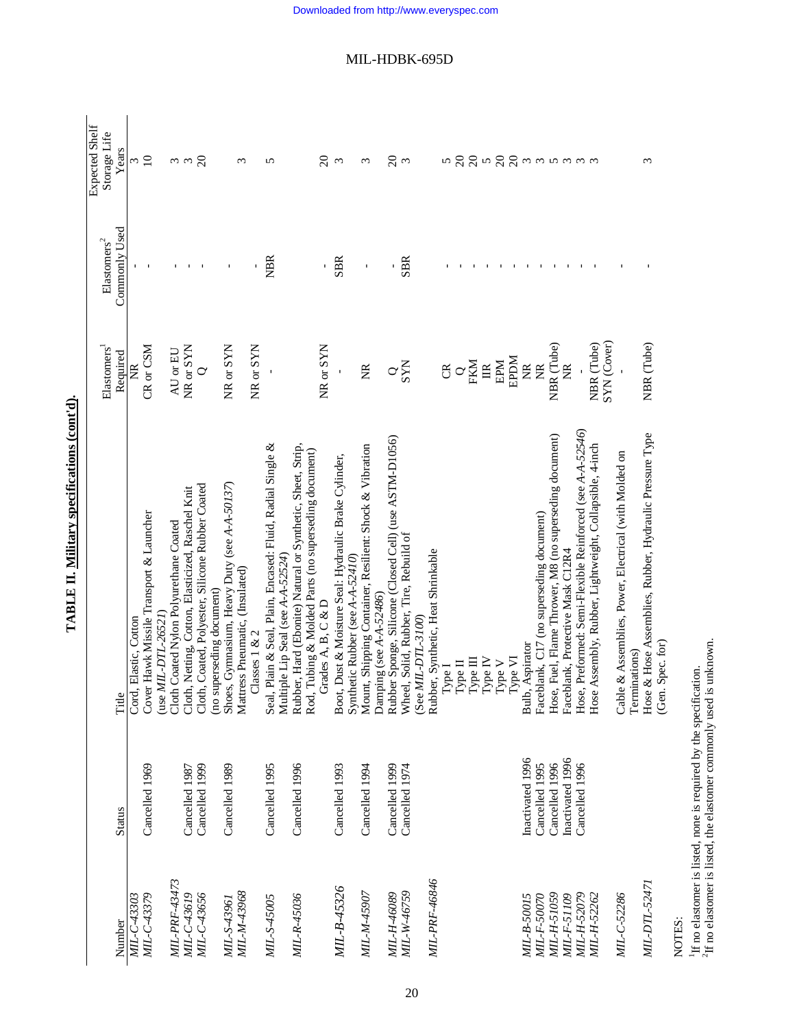**TABLE II. Military specifications (cont'd).**

| Number | Status | Title | Elastomers[1] Required | Elastomers[2] Commonly Used | Expected Shelf Storage Life Years |
|---|---|---|---|---|---|
| *MIL-C-43303* | | Cord, Elastic, Cotton | NR | - | 3 |
| *MIL-C-43379* | Cancelled 1969 | Cover Hawk Missile Transport & Launcher (use *MIL-DTL-26521*) | CR or CSM | - | 10 |
| *MIL-PRF-43473* | | Cloth Coated Nylon Polyurethane Coated | AU or EU | - | 3 |
| *MIL-C-43619* | Cancelled 1987 | Cloth, Netting, Cotton, Elasticized, Raschel Knit | NR or SYN | - | 3 |
| *MIL-C-43656* | Cancelled 1999 | Cloth, Coated, Polyester, Silicone Rubber Coated (no superseding document) | Q | - | 20 |
| *MIL-S-43961* | Cancelled 1989 | Shoes, Gymnasium, Heavy Duty (see *A-A-50137*) | NR or SYN | - | |
| *MIL-M-43968* | | Mattress Pneumatic, (Insulated) Classes 1 & 2 | NR or SYN | - | 3 |
| *MIL-S-45005* | Cancelled 1995 | Seal, Plain & Seal, Plain, Encased: Fluid, Radial Single & Multiple Lip Seal (see *A-A-52524*) | - | NBR | 5 |
| *MIL-R-45036* | Cancelled 1996 | Rubber, Hard (Ebonite) Natural or Synthetic, Sheet, Strip, Rod, Tubing & Molded Parts (no superseding document) Grades A, B, C & D | NR or SYN | - | 20 |
| *MIL-B-45326* | Cancelled 1993 | Boot, Dust & Moisture Seal: Hydraulic Brake Cylinder, Synthetic Rubber (see *A-A-52410*) | - | SBR | 3 |
| *MIL-M-45907* | Cancelled 1994 | Mount, Shipping Container, Resilient: Shock & Vibration Damping (see *A-A-52486*) | NR | - | 3 |
| *MIL-H-46089* | Cancelled 1999 | Rubber Sponge, Silicone (Closed Cell) (use ASTM-D1056) | Q | - | 20 |
| *MIL-W-46759* | Cancelled 1974 | Wheel, Solid, Rubber, Tire, Rebuild of (See *MIL-DTL-3100*) | SYN | SBR | 3 |
| *MIL-PRF-46846* | | Rubber, Synthetic, Heat Shrinkable | | | |
| | | Type I | CR | - | 5 |
| | | Type II | Q | - | 20 |
| | | Type III | FKM | - | 20 |
| | | Type IV | IIR | - | 5 |
| | | Type V | EPM | - | 20 |
| | | Type VI | EPDM | - | 20 |
| *MIL-B-50015* | Inactivated 1996 | Bulb, Aspirator | NR | - | 3 |
| *MIL-F-50070* | Cancelled 1995 | Faceblank, C17 (no superseding document) | NR | - | 3 |
| *MIL-H-51059* | Cancelled 1996 | Hose, Fuel, Flame Thrower, M8 (no superseding document) | NBR (Tube) | - | 5 |
| *MIL-F-51109* | Inactivated 1996 | Faceblank, Protective Mask C12R4 | NR | - | 3 |
| *MIL-H-52079* | Cancelled 1996 | Hose, Preformed: Semi-Flexible Reinforced (see *A-A-52546*) | - | - | 3 |
| *MIL-H-52262* | | Hose Assembly, Rubber, Lightweight, Collapsible, 4-inch | NBR (Tube) SYN (Cover) | - | 3 |
| *MIL-C-52286* | | Cable & Assemblies, Power, Electrical (with Molded on Terminations) | - | - | |
| *MIL-DTL-52471* | | Hose & Hose Assemblies, Rubber, Hydraulic Pressure Type (Gen. Spec. for) | NBR (Tube) | - | 3 |

NOTES:

[1]If no elastomer is listed, none is required by the specification.
[2]If no elastomer is listed, the elastomer commonly used is unknown.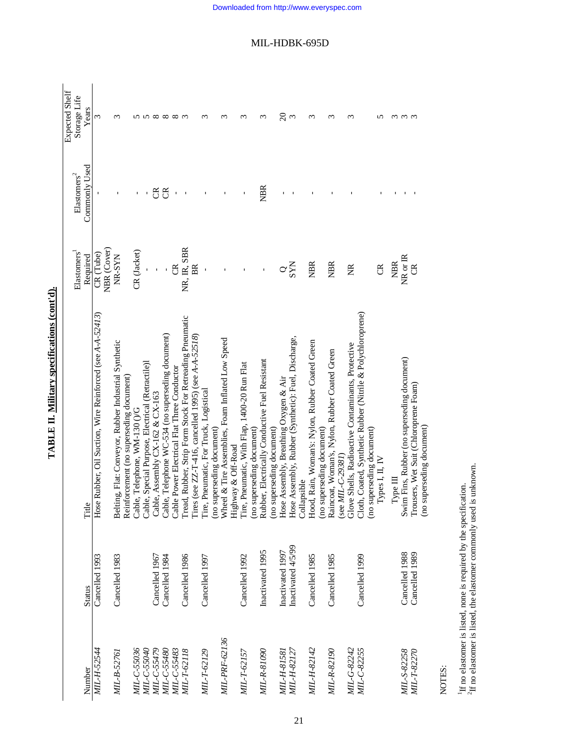**TABLE II. Military specifications (cont'd).**

| Number | Status | Title | Elastomers[1] Required | Elastomers[2] Commonly Used | Expected Shelf Storage Life Years |
|---|---|---|---|---|---|
| *MIL-H-52544* | Cancelled 1993 | Hose Rubber, Oil Suction, Wire Reinforced (see *A-A-52413*) | CR (Tube) NBR (Cover) | - | 3 |
| *MIL-B-52761* | Cancelled 1983 | Belting, Flat: Conveyor, Rubber Industrial Synthetic Reinforcement (no superseding document) | NR-SYN | - | 3 |
| *MIL-C-55036* | | Cable, Telephone, WM-130 ()/G | CR (Jacket) | - | 5 |
| *MIL-C-55040* | | Cable, Special Purpose, Electrical (Retractile)] | - | - | 5 |
| *MIL-C-55479* | Cancelled 1967 | Cable, Assembly CX-162 & CX-163 | - | CR | 8 |
| *MIL-C-55480* | Cancelled 1984 | Cable, Telephone WC-534 (no superseding document) | - | CR | 8 |
| *MIL-C-55483* | | Cable Power Electrical Flat Three Conductor | CR | - | 8 |
| *MIL-T-62118* | Cancelled 1986 | Tread, Rubber, Strip Form Stock For Retreading Pneumatic Tires (see *ZZ-T-416*, cancelled 1995) (see *A-A-52518*) | NR, IR, SBR BR | - | 3 |
| *MIL-T-62129* | Cancelled 1997 | Tire, Pneumatic, For Truck, Logistical (no superseding document) | - | - | 3 |
| *MIL-PRF-62136* | | Wheel & Tire Assemblies, Foam Inflated Low Speed Highway & Off-Road | - | - | 3 |
| *MIL-T-62157* | Cancelled 1992 | Tire, Pneumatic, With Flap, 1400-20 Run Flat (no superseding document) | - | - | 3 |
| *MIL-R-81090* | Inactivated 1995 | Rubber, Electrically Conductive Fuel Resistant (no superseding document) | - | NBR | 3 |
| *MIL-H-81581* | Inactivated 1997 | Hose Assembly, Breathing Oxygen & Air | Q | - | 20 |
| *MIL-H-82127* | Inactivated 4/5/99 | Hose Assembly, Rubber (Synthetic): Fuel, Discharge, Collapsible | SYN | - | 3 |
| *MIL-H-82142* | Cancelled 1985 | Hood, Rain, Woman's: Nylon, Rubber Coated Green (no superseding document) | NBR | - | 3 |
| *MIL-R-82190* | Cancelled 1985 | Raincoat, Woman's, Nylon, Rubber Coated Green (see *MIL-C-29381*) | NBR | - | 3 |
| *MIL-G-82242* | | Glove Shells, Radioactive Contaminants, Protective | NR | - | 3 |
| *MIL-C-82255* | Cancelled 1999 | Cloth, Coated, Synthetic Rubber (Nitrile & Polychloroprene) (no superseding document) | | | |
| | | Types I, II, IV | CR | - | 5 |
| | | Type III | NBR | - | 3 |
| *MIL-S-82258* | Cancelled 1988 | Swim Fins, Rubber (no superseding document) | NR or IR | - | 3 |
| *MIL-T-82270* | Cancelled 1989 | Trousers, Wet Suit (Chloroprene Foam) (no superseding document) | CR | - | 3 |

NOTES:

[1]If no elastomer is listed, none is required by the specification.
[2]If no elastomer is listed, the elastomer commonly used is unknown.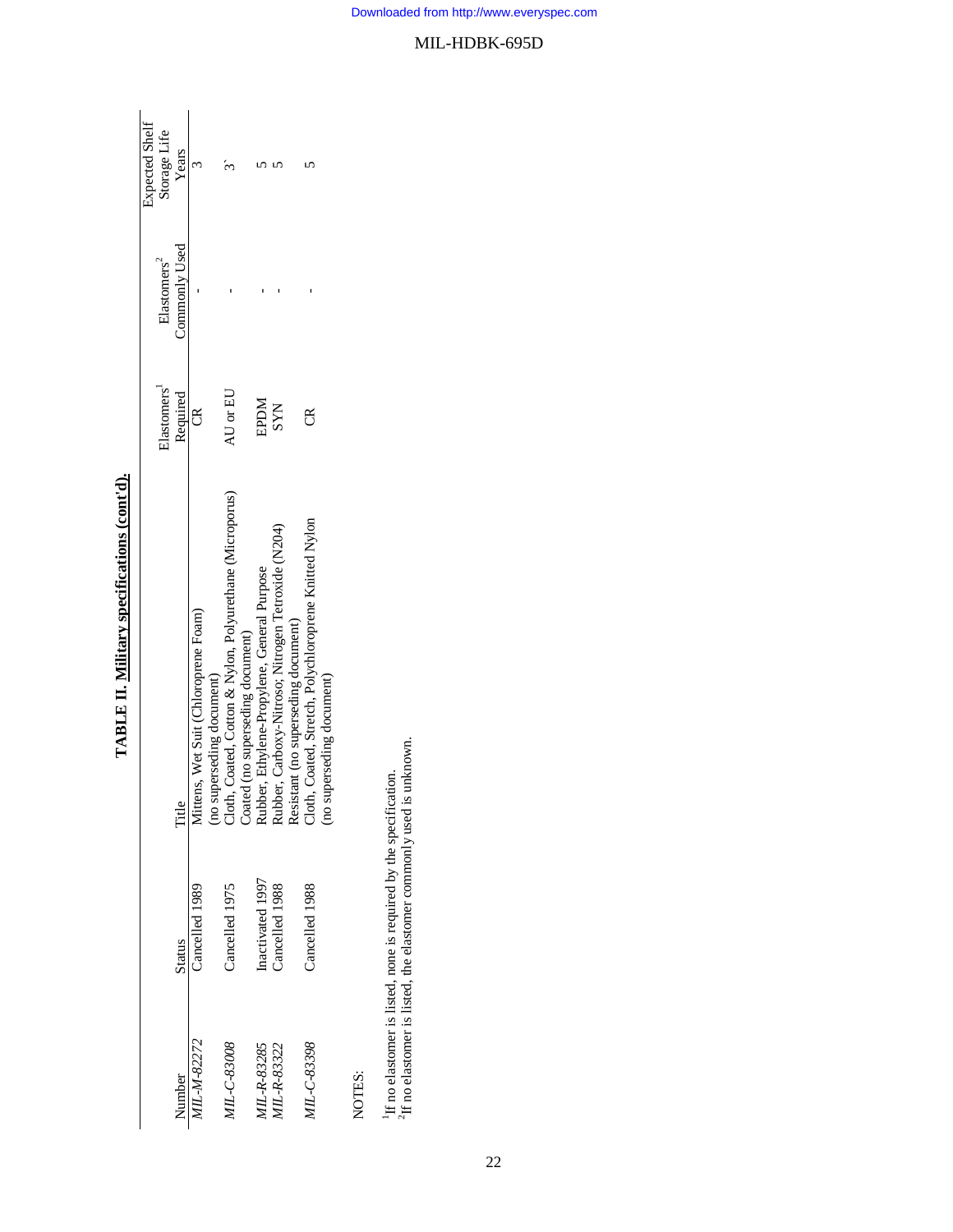**TABLE II. Military specifications (cont'd).**

| Number | Status | Title | Elastomers[1] Required | Elastomers[2] Commonly Used | Expected Shelf Storage Life Years |
|---|---|---|---|---|---|
| *MIL-M-82272* | Cancelled 1989 | Mittens, Wet Suit (Chloroprene Foam) (no superseding document) | CR | - | 3 |
| *MIL-C-83008* | Cancelled 1975 | Cloth, Coated, Cotton & Nylon, Polyurethane (Microporus) Coated (no superseding document) | AU or EU | - | 3` |
| *MIL-R-83285* | Inactivated 1997 | Rubber, Ethylene-Propylene, General Purpose | EPDM | - | 5 |
| *MIL-R-83322* | Cancelled 1988 | Rubber, Carboxy-Nitroso; Nitrogen Tetroxide (N204) Resistant (no superseding document) | SYN | - | 5 |
| *MIL-C-83398* | Cancelled 1988 | Cloth, Coated, Stretch, Polychloroprene Knitted Nylon (no superseding document) | CR | - | 5 |

NOTES:

[1]If no elastomer is listed, none is required by the specification.
[2]If no elastomer is listed, the elastomer commonly used is unknown.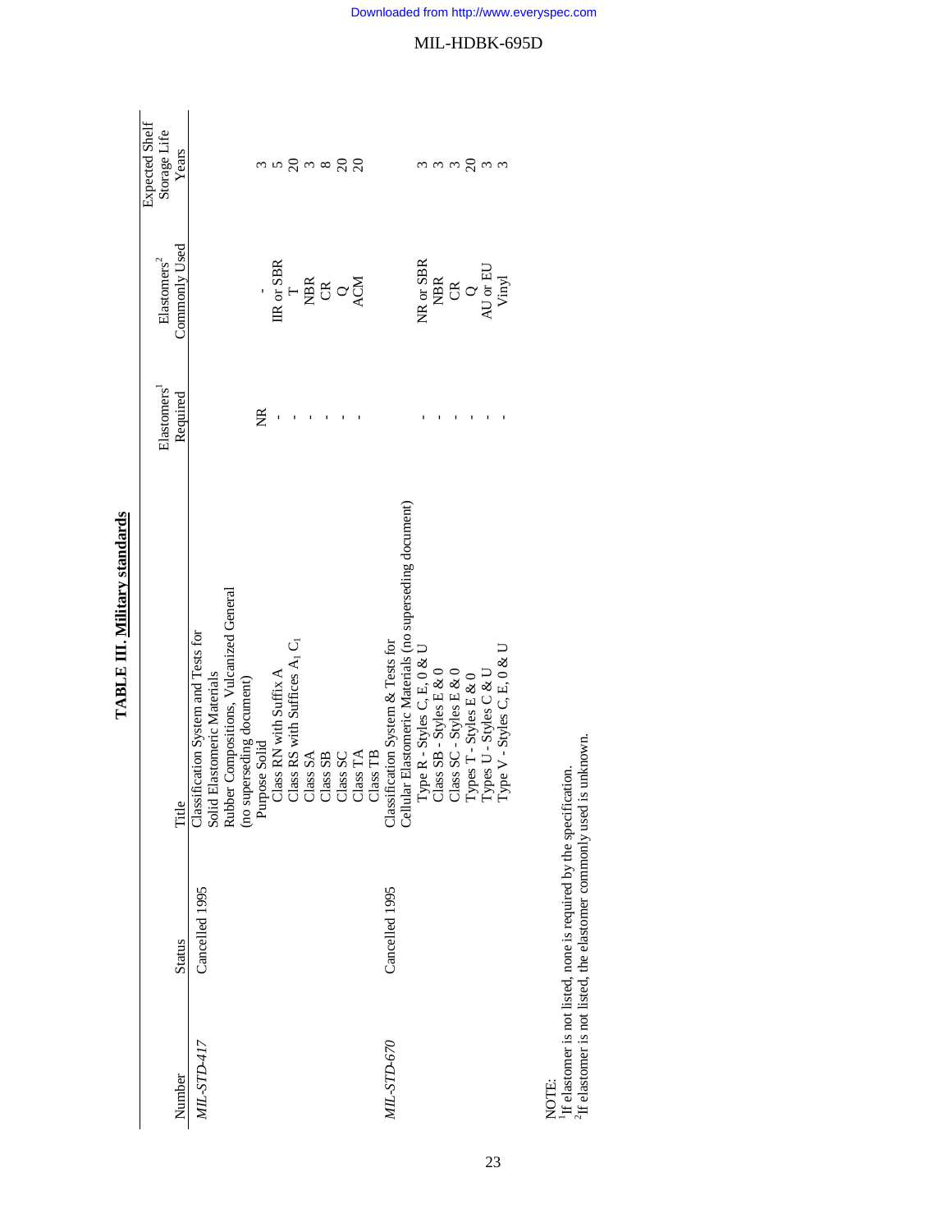**TABLE III. Military standards**

| Number | Status | Title | Elastomers[1] Required | Elastomers[2] Commonly Used | Expected Shelf Storage Life Years |
|---|---|---|---|---|---|
| *MIL-STD-417* | Cancelled 1995 | Classification System and Tests for Solid Elastomeric Materials | | | |
| | | Rubber Compositions, Vulcanized General (no superseding document) | | | |
| | | Purpose Solid | | | |
| | | Class RN with Suffix A | NR | - | 3 |
| | | Class RS with Suffices $A_1$ $C_1$ | - | IIR or SBR | 5 |
| | | Class SA | - | T | 20 |
| | | Class SB | - | NBR | 3 |
| | | Class SC | - | CR | 8 |
| | | Class TA | - | Q | 20 |
| | | Class TB | - | ACM | 20 |
| *MIL-STD-670* | Cancelled 1995 | Classification System & Tests for Cellular Elastomeric Materials (no superseding document) | | | |
| | | Type R - Styles C, E, 0 & U | - | NR or SBR | 3 |
| | | Class SB - Styles E & 0 | - | NBR | 3 |
| | | Class SC - Styles E & 0 | - | CR | 3 |
| | | Types T - Styles E & 0 | - | Q | 20 |
| | | Types U - Styles C & U | - | AU or EU | 3 |
| | | Type V - Styles C, E, 0 & U | - | Vinyl | 3 |

NOTE:
[1]If elastomer is not listed, none is required by the specification.
[2]If elastomer is not listed, the elastomer commonly used is unknown.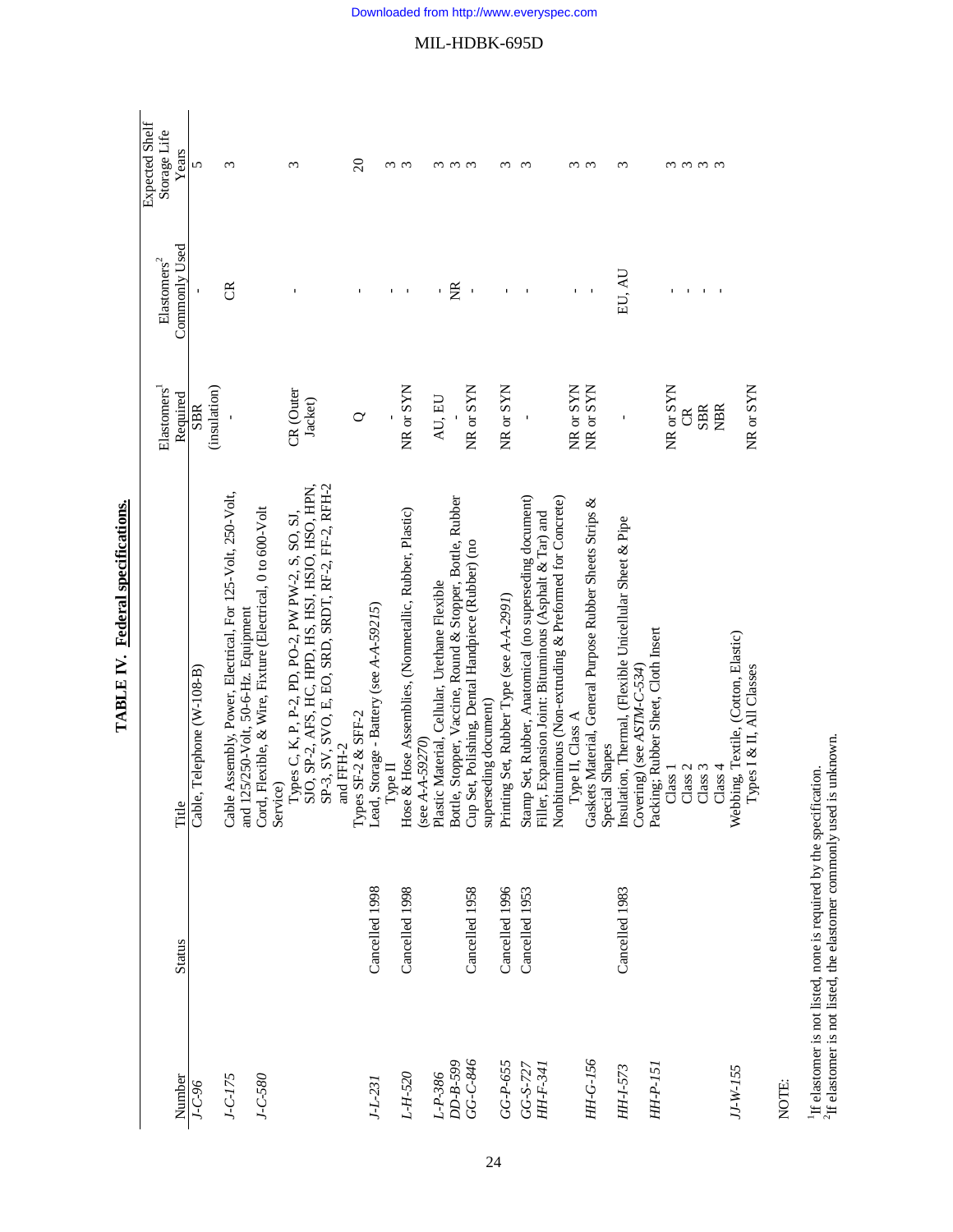## TABLE IV. Federal specifications.

| Number | Status | Title | Elastomers[1] Required | Elastomers[2] Commonly Used | Expected Shelf Storage Life Years |
|---|---|---|---|---|---|
| *J-C-96* | | Cable, Telephone (W-108-B) | SBR (insulation) | - | 5 |
| *J-C-175* | | Cable Assembly, Power, Electrical, For 125-Volt, 250-Volt, and 125/250-Volt, 50-6-Hz. Equipment | - | CR | 3 |
| *J-C-580* | | Cord, Flexible, & Wire, Fixture (Electrical, 0 to 600-Volt Service) | | | |
| | | Types C, K, P, P-2, PD, PO-2, PW PW-2, S, SO, SJ, SJO, SP-2, AFS, HC, HPD, HS, HSJ, HSJO, HSO, HPN, SP-3, SV, SVO, E, EO, SRD, SRDT, RF-2, FF-2, RFH-2 and FFH-2 | CR (Outer Jacket) | - | 3 |
| | | Types SF-2 & SFF-2 | Q | - | 20 |
| *J-L-231* | Cancelled 1998 | Lead, Storage - Battery (see *A-A-59215*) | | | |
| | | Type II | - | - | 3 |
| *L-H-520* | Cancelled 1998 | Hose & Hose Assemblies, (Nonmetallic, Rubber, Plastic) (see *A-A-59270*) | NR or SYN | - | 3 |
| *L-P-386* | | Plastic Material, Cellular, Urethane Flexible | AU, EU | - | 3 |
| *DD-B-599* | | Bottle, Stopper, Vaccine, Round & Stopper, Bottle, Rubber | - | NR | 3 |
| *GG-C-846* | Cancelled 1958 | Cup Set, Polishing, Dental Handpiece (Rubber) (no superseding document) | NR or SYN | - | 3 |
| *GG-P-655* | Cancelled 1996 | Printing Set, Rubber Type (see *A-A-2991*) | NR or SYN | - | 3 |
| *GG-S-727* | Cancelled 1953 | Stamp Set, Rubber, Anatomical (no superseding document) | - | - | 3 |
| *HH-F-341* | | Filler, Expansion Joint: Bituminous (Asphalt & Tar) and Nonbituminous (Non-extruding & Preformed for Concrete) | | | |
| | | Type II, Class A | NR or SYN | - | 3 |
| *HH-G-156* | | Gaskets Material, General Purpose Rubber Sheets Strips & Special Shapes | NR or SYN | - | 3 |
| *HH-I-573* | Cancelled 1983 | Insulation, Thermal, (Flexible Unicellular Sheet & Pipe Covering) (see *ASTM-C-534*) | - | EU, AU | 3 |
| *HH-P-151* | | Packing; Rubber Sheet, Cloth Insert | | | |
| | | Class 1 | NR or SYN | - | 3 |
| | | Class 2 | CR | - | 3 |
| | | Class 3 | SBR | - | 3 |
| | | Class 4 | NBR | - | 3 |
| *JJ-W-155* | | Webbing, Textile, (Cotton, Elastic) | | | |
| | | Types I & II, All Classes | NR or SYN | | |

NOTE:

[1]If elastomer is not listed, none is required by the specification.
[2]If elastomer is not listed, the elastomer commonly used is unknown.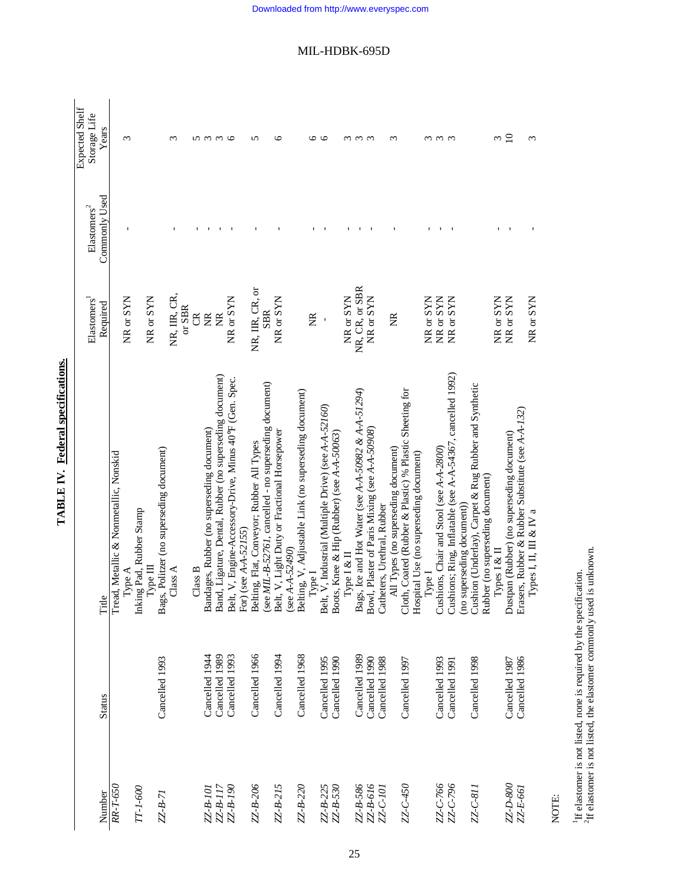MIL-HDBK-695D

**TABLE IV. Federal specifications.**

| Number | Status | Title | Elastomers[1] Required | Elastomers[2] Commonly Used | Expected Shelf Storage Life Years |
|---|---|---|---|---|---|
| *RR-T-650* | | Tread, Metallic & Nonmetallic, Nonskid | | | |
| | | Type A | NR or SYN | - | 3 |
| *TT-I-600* | | Inking Pad, Rubber Stamp | | | |
| | | Type III | NR or SYN | | |
| *ZZ-B-71* | Cancelled 1993 | Bags, Politzer (no superseding document) | | | |
| | | Class A | NR, IIR, CR, or SBR | - | 3 |
| | | Class B | CR | - | 5 |
| *ZZ-B-101* | Cancelled 1944 | Bandages, Rubber (no superseding document) | NR | - | 3 |
| *ZZ-B-117* | Cancelled 1989 | Band, Ligature, Dental, Rubber (no superseding document) | NR | - | 3 |
| *ZZ-B-190* | Cancelled 1993 | Belt, V, Engine-Accessory-Drive, Minus 40°F (Gen. Spec. For) (see *A-A-52155*) | NR or SYN | - | 6 |
| *ZZ-B-206* | Cancelled 1966 | Belting, Flat, Conveyor; Rubber All Types (see *MIL-B-52761*, cancelled - no superseding document) | NR, IIR, CR, or SBR | - | 5 |
| *ZZ-B-215* | Cancelled 1994 | Belt, V, Light Duty or Fractional Horsepower (see *A-A-52490*) | NR or SYN | - | 6 |
| *ZZ-B-220* | Cancelled 1968 | Belting, V, Adjustable Link (no superseding document) | | | |
| | | Type I | NR | - | 6 |
| *ZZ-B-225* | Cancelled 1995 | Belt, V, Industrial (Multiple Drive) (see *A-A-52160*) | - | - | 6 |
| *ZZ-B-530* | Cancelled 1990 | Boots, Knee & Hip (Rubber) (see *A-A-50063*) | | | |
| | | Type I & II | NR or SYN | - | 3 |
| *ZZ-B-586* | Cancelled 1989 | Bags, Ice and Hot Water (see *A-A-50982* & *A-A-51294*) | NR, CR, or SBR | - | 3 |
| *ZZ-B-616* | Cancelled 1990 | Bowl, Plaster of Paris Mixing (see *A-A-50908*) | NR or SYN | - | 3 |
| *ZZ-C-101* | Cancelled 1988 | Catheters, Urethral, Rubber | | | |
| | | All Types (no superseding document) | NR | - | 3 |
| *ZZ-C-450* | Cancelled 1997 | Cloth, Coated (Rubber & Plastic) % Plastic Sheeting for Hospital Use (no superseding document) | | | |
| | | Type I | NR or SYN | - | 3 |
| *ZZ-C-766* | Cancelled 1993 | Cushions, Chair and Stool (see *A-A-2800*) | NR or SYN | - | 3 |
| *ZZ-C-796* | Cancelled 1991 | Cushions; Ring, Inflatable (see A-A-54367, cancelled 1992) (no superseding document)) | NR or SYN | - | 3 |
| *ZZ-C-811* | Cancelled 1998 | Cushion (Underlay), Carpet & Rug Rubber and Synthetic Rubber (no superseding document) | | | |
| | | Types I & II | NR or SYN | - | 3 |
| *ZZ-D-800* | Cancelled 1987 | Dustpan (Rubber) (no superseding document) | NR or SYN | - | 10 |
| *ZZ-E-661* | Cancelled 1986 | Erasers, Rubber & Rubber Substitute (see *A-A-132*) | | | |
| | | Types I, II, III & IV a | NR or SYN | - | 3 |

NOTE:

[1]If elastomer is not listed, none is required by the specification.
[2]If elastomer is not listed, the elastomer commonly used is unknown.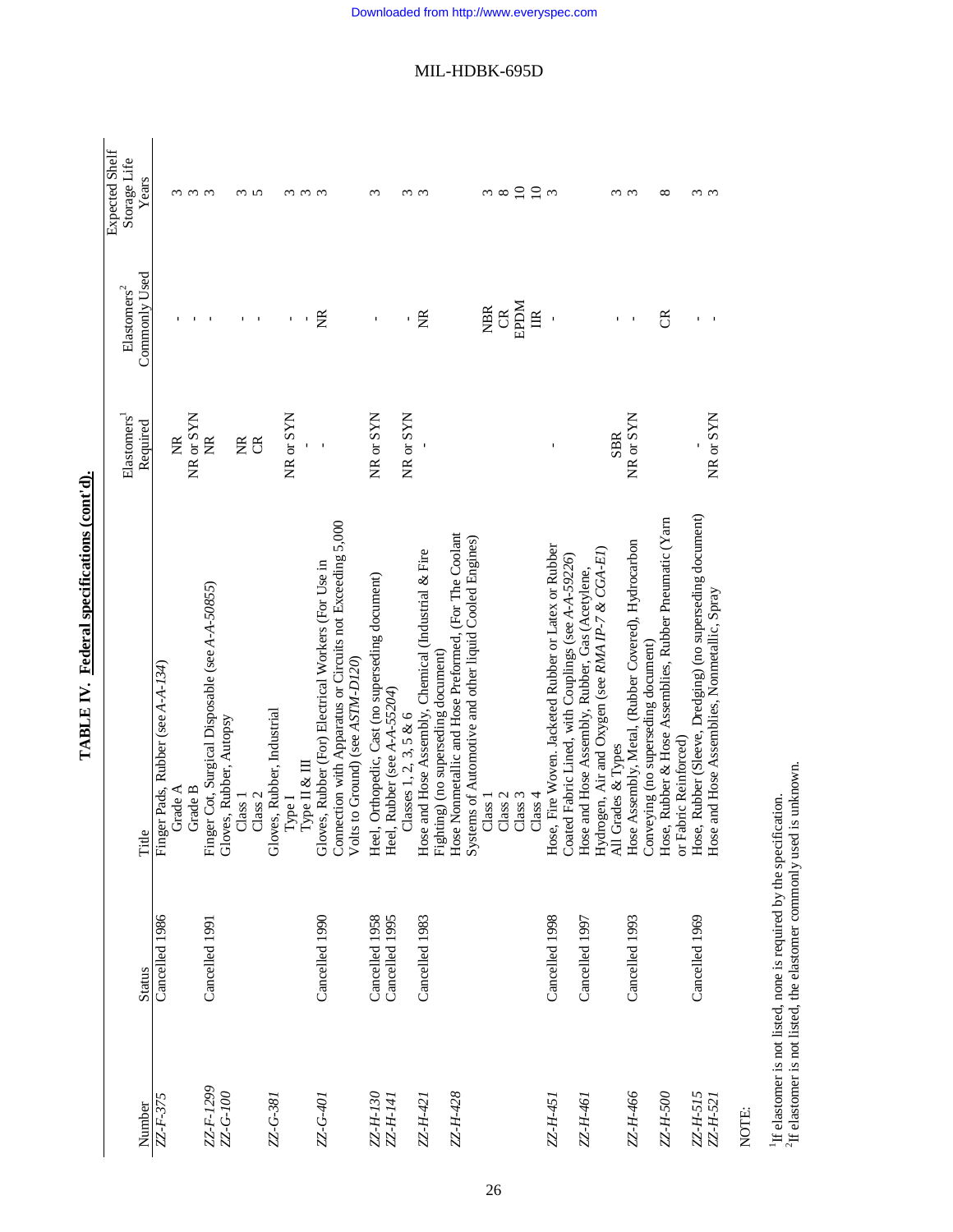## TABLE IV. Federal specifications (cont'd).

| Number | Status | Title | Elastomers[1] Required | Elastomers[2] Commonly Used | Expected Shelf Storage Life Years |
|---|---|---|---|---|---|
| *ZZ-F-375* | Cancelled 1986 | Finger Pads, Rubber (see *A-A-134*) | | | |
| | | Grade A | NR | - | 3 |
| | | Grade B | NR or SYN | - | 3 |
| *ZZ-F-1299* | Cancelled 1991 | Finger Cot, Surgical Disposable (see *A-A-50855*) | NR | - | 3 |
| *ZZ-G-100* | | Gloves, Rubber, Autopsy | | | |
| | | Class 1 | NR | - | 3 |
| | | Class 2 | CR | - | 5 |
| *ZZ-G-381* | | Gloves, Rubber, Industrial | | | |
| | | Type I | NR or SYN | - | 3 |
| | | Type II & III | - | - | 3 |
| *ZZ-G-401* | Cancelled 1990 | Gloves, Rubber (For) Electrical Workers (For Use in Connection with Apparatus or Circuits not Exceeding 5,000 Volts to Ground) (see *ASTM-D120*) | - | NR | 3 |
| *ZZ-H-130* | Cancelled 1958 | Heel, Orthopedic, Cast (no superseding document) | NR or SYN | - | 3 |
| *ZZ-H-141* | Cancelled 1995 | Heel, Rubber (see *A-A-55204*) | | | |
| | | Classes 1, 2, 3, 5 & 6 | NR or SYN | - | 3 |
| *ZZ-H-421* | Cancelled 1983 | Hose and Hose Assembly, Chemical (Industrial & Fire Fighting) (no superseding document) | - | NR | 3 |
| *ZZ-H-428* | | Hose Nonmetallic and Hose Preformed, (For The Coolant Systems of Automotive and other liquid Cooled Engines) | | | |
| | | Class 1 | | NBR | 3 |
| | | Class 2 | | CR | 8 |
| | | Class 3 | | EPDM | 10 |
| | | Class 4 | | IIR | 10 |
| *ZZ-H-451* | Cancelled 1998 | Hose, Fire Woven. Jacketed Rubber or Latex or Rubber Coated Fabric Lined, with Couplings (see *A-A-59226*) | - | - | 3 |
| *ZZ-H-461* | Cancelled 1997 | Hose and Hose Assembly, Rubber, Gas (Acetylene, Hydrogen, Air and Oxygen (see *RMA IP-7 & CGA-E1*) | | | |
| | | All Grades & Types | SBR | - | 3 |
| *ZZ-H-466* | Cancelled 1993 | Hose Assembly, Metal, (Rubber Covered), Hydrocarbon Conveying (no superseding document) | NR or SYN | - | 3 |
| *ZZ-H-500* | | Hose, Rubber & Hose Assemblies, Rubber Pneumatic (Yarn or Fabric Reinforced) | | CR | 8 |
| *ZZ-H-515* | Cancelled 1969 | Hose, Rubber (Sleeve, Dredging) (no superseding document) | - | - | 3 |
| *ZZ-H-521* | | Hose and Hose Assemblies, Nonmetallic, Spray | NR or SYN | - | 3 |

NOTE:

[1]If elastomer is not listed, none is required by the specification.
[2]If elastomer is not listed, the elastomer commonly used is unknown.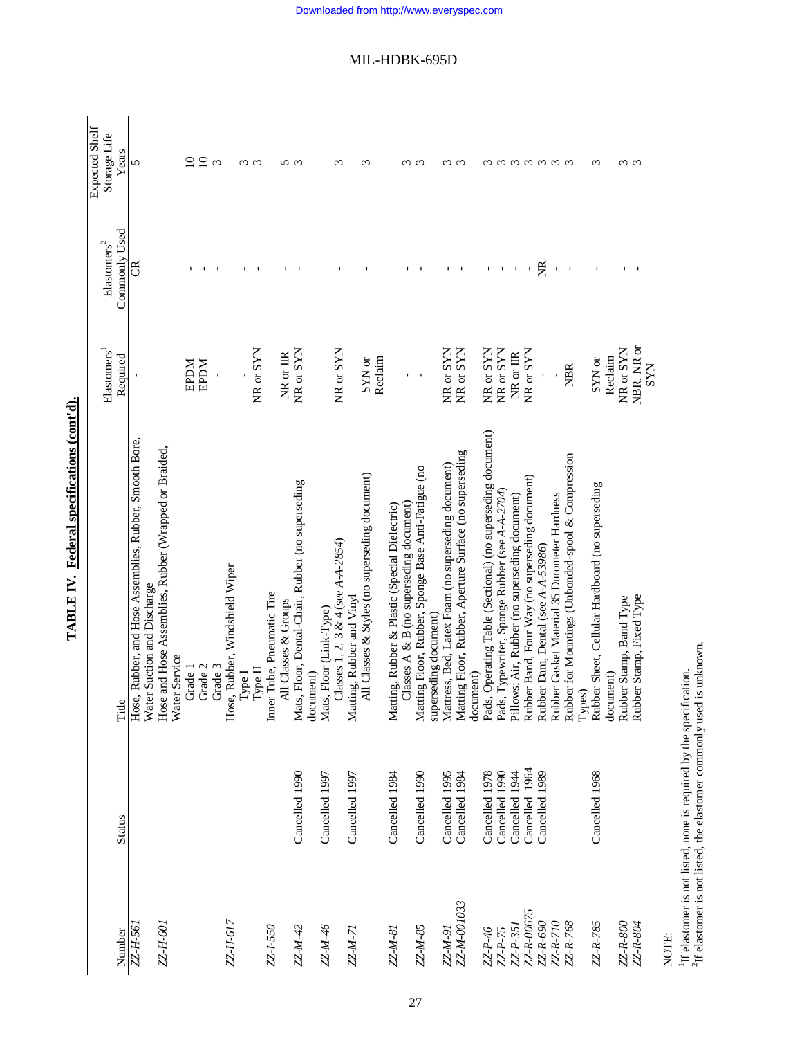**TABLE IV. Federal specifications (cont'd).**

| Number | Status | Title | Elastomers[1] Required | Elastomers[2] Commonly Used | Expected Shelf Storage Life Years |
|---|---|---|---|---|---|
| *ZZ-H-561* | | Hose, Rubber, and Hose Assemblies, Rubber, Smooth Bore, Water Suction and Discharge | - | CR | 5 |
| *ZZ-H-601* | | Hose and Hose Assemblies, Rubber (Wrapped or Braided, Water Service | | | |
| | | Grade 1 | EPDM | - | 10 |
| | | Grade 2 | EPDM | - | 10 |
| | | Grade 3 | - | - | 3 |
| *ZZ-H-617* | | Hose, Rubber, Windshield Wiper | | | |
| | | Type I | - | - | 3 |
| | | Type II | NR or SYN | - | 3 |
| *ZZ-I-550* | | Inner Tube, Pneumatic Tire | | | |
| | | All Classes & Groups | NR or IIR | - | 5 |
| *ZZ-M-42* | Cancelled 1990 | Mats, Floor, Dental-Chair, Rubber (no superseding document) | NR or SYN | - | 3 |
| *ZZ-M-46* | Cancelled 1997 | Mats, Floor (Link-Type) | | | |
| | | Classes 1, 2, 3 & 4 (see *A-A-2854*) | NR or SYN | - | 3 |
| *ZZ-M-71* | Cancelled 1997 | Matting, Rubber and Vinyl | | | |
| | | All Classes & Styles (no superseding document) | SYN or Reclaim | - | 3 |
| *ZZ-M-81* | Cancelled 1984 | Matting, Rubber & Plastic (Special Dielectric) | | | |
| | | Classes A & B (no superseding document) | - | - | 3 |
| *ZZ-M-85* | Cancelled 1990 | Matting Floor, Rubber, Sponge Base Anti-Fatigue (no superseding document) | - | - | 3 |
| *ZZ-M-91* | Cancelled 1995 | Mattress, Bed, Latex Foam (no superseding document) | NR or SYN | - | 3 |
| *ZZ-M-001033* | Cancelled 1984 | Matting Floor, Rubber, Aperture Surface (no superseding document) | NR or SYN | - | 3 |
| *ZZ-P-46* | Cancelled 1978 | Pads, Operating Table (Sectional) (no superseding document) | NR or SYN | - | 3 |
| *ZZ-P-75* | Cancelled 1990 | Pads, Typewriter, Sponge Rubber (see *A-A-2704*) | NR or SYN | - | 3 |
| *ZZ-P-351* | Cancelled 1944 | Pillows: Air, Rubber (no superseding document) | NR or IIR | - | 3 |
| *ZZ-R-00675* | Cancelled 1964 | Rubber Band, Four Way (no superseding document) | NR or SYN | - | 3 |
| *ZZ-R-690* | Cancelled 1989 | Rubber Dam, Dental (see *A-A-53986*) | - | NR | 3 |
| *ZZ-R-710* | | Rubber Gasket Material 35 Durometer Hardness | - | - | 3 |
| *ZZ-R-768* | | Rubber for Mountings (Unbonded-spool & Compression Types) | NBR | - | 3 |
| *ZZ-R-785* | Cancelled 1968 | Rubber Sheet, Cellular Hardboard (no superseding document) | SYN or Reclaim | - | 3 |
| *ZZ-R-800* | | Rubber Stamp, Band Type | NR or SYN | - | 3 |
| *ZZ-R-804* | | Rubber Stamp, Fixed Type | NBR, NR or SYN | - | 3 |

NOTE:
[1]If elastomer is not listed, none is required by the specification.
[2]If elastomer is not listed, the elastomer commonly used is unknown.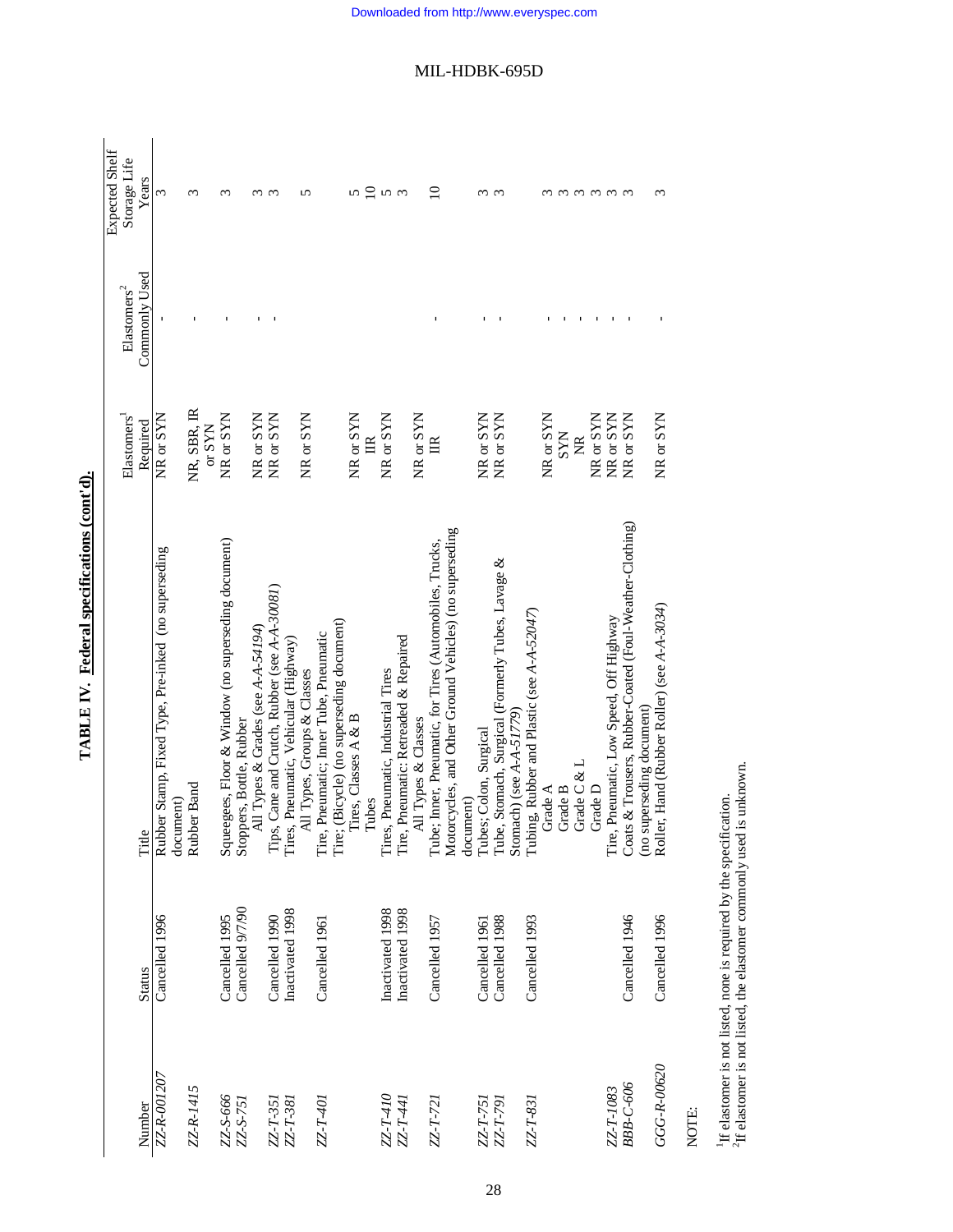## TABLE IV. Federal specifications (cont'd).

| Number | Status | Title | Elastomers[1] Required | Elastomers[2] Commonly Used | Expected Shelf Storage Life Years |
|---|---|---|---|---|---|
| *ZZ-R-001207* | Cancelled 1996 | Rubber Stamp, Fixed Type, Pre-inked (no superseding document) | NR or SYN | - | 3 |
| *ZZ-R-1415* | | Rubber Band | NR, SBR, IR or SYN | - | 3 |
| *ZZ-S-666* | Cancelled 1995 | Squeegees, Floor & Window (no superseding document) | NR or SYN | - | 3 |
| *ZZ-S-751* | Cancelled 9/7/90 | Stoppers, Bottle, Rubber | | | |
| | | All Types & Grades (see *A-A-54194*) | NR or SYN | - | 3 |
| *ZZ-T-351* | Cancelled 1990 | Tips, Cane and Crutch, Rubber (see *A-A-30081*) | NR or SYN | - | 3 |
| *ZZ-T-381* | Inactivated 1998 | Tires, Pneumatic, Vehicular (Highway) | | | |
| | | All Types, Groups & Classes | NR or SYN | | 5 |
| *ZZ-T-401* | Cancelled 1961 | Tire, Pneumatic; Inner Tube, Pneumatic Tire; (Bicycle) (no superseding document) | | | |
| | | Tires, Classes A & B | NR or SYN | | 5 |
| | | Tubes | IIR | | 10 |
| *ZZ-T-410* | Inactivated 1998 | Tires, Pneumatic, Industrial Tires | NR or SYN | | 5 |
| *ZZ-T-441* | Inactivated 1998 | Tire, Pneumatic: Retreaded & Repaired | | | |
| | | All Types & Classes | NR or SYN | | 3 |
| *ZZ-T-721* | Cancelled 1957 | Tube; Inner, Pneumatic, for Tires (Automobiles, Trucks, Motorcycles, and Other Ground Vehicles) (no superseding document) | IIR | - | 10 |
| *ZZ-T-751* | Cancelled 1961 | Tubes; Colon, Surgical | NR or SYN | - | 3 |
| *ZZ-T-791* | Cancelled 1988 | Tube, Stomach, Surgical (Formerly Tubes, Lavage & Stomach) (see *A-A-51779*) | NR or SYN | - | 3 |
| *ZZ-T-831* | Cancelled 1993 | Tubing, Rubber and Plastic (see *A-A-52047*) | | | |
| | | Grade A | NR or SYN | - | 3 |
| | | Grade B | SYN | - | 3 |
| | | Grade C & L | NR | - | 3 |
| | | Grade D | NR or SYN | - | 3 |
| *ZZ-T-1083* | | Tire, Pneumatic, Low Speed, Off Highway | NR or SYN | - | 3 |
| *BBB-C-606* | Cancelled 1946 | Coats & Trousers, Rubber-Coated (Foul-Weather-Clothing) (no superseding document) | NR or SYN | - | 3 |
| *GGG-R-00620* | Cancelled 1996 | Roller, Hand (Rubber Roller) (see *A-A-3034*) | NR or SYN | - | 3 |

NOTE:

[1]If elastomer is not listed, none is required by the specification.
[2]If elastomer is not listed, the elastomer commonly used is unknown.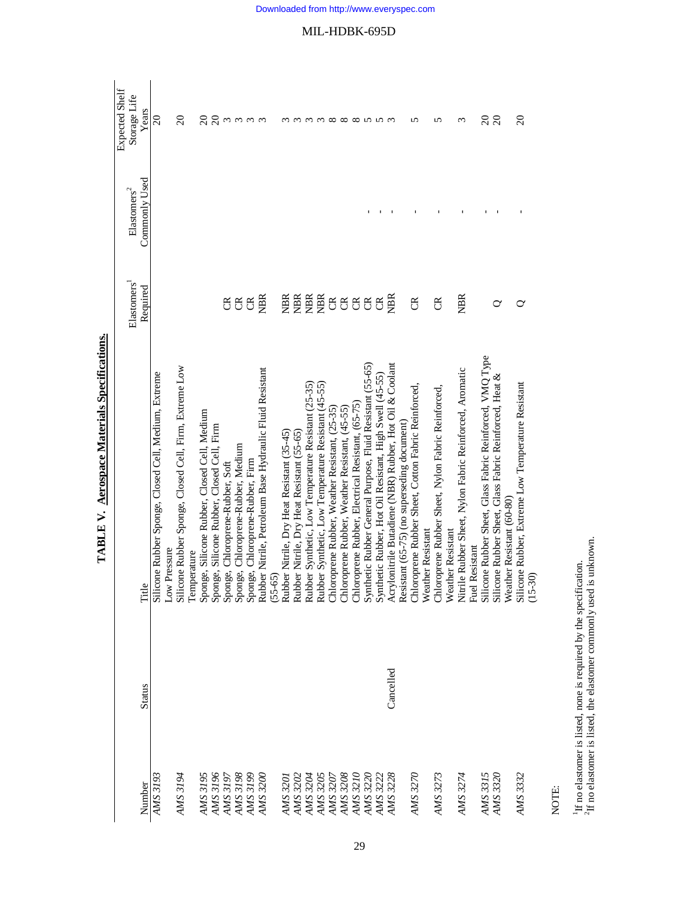**TABLE V. Aerospace Materials Specifications.**

| Number | Status | Title | Elastomers[1] Required | Elastomers[2] Commonly Used | Expected Shelf Storage Life Years |
|---|---|---|---|---|---|
| AMS 3193 | | Silicone Rubber Sponge, Closed Cell, Medium, Extreme Low Pressure | | | 20 |
| AMS 3194 | | Silicone Rubber Sponge, Closed Cell, Firm, Extreme Low Temperature | | | 20 |
| AMS 3195 | | Sponge, Silicone Rubber, Closed Cell, Medium | | | 20 |
| AMS 3196 | | Sponge, Silicone Rubber, Closed Cell, Firm | | | 20 |
| AMS 3197 | | Sponge, Chloroprene-Rubber, Soft | CR | | 3 |
| AMS 3198 | | Sponge, Chloroprene-Rubber, Medium | CR | | 3 |
| AMS 3199 | | Sponge, Chloroprene-Rubber, Firm | CR | | 3 |
| AMS 3200 | | Rubber Nitrile, Petroleum Base Hydraulic Fluid Resistant (55-65) | NBR | | 3 |
| AMS 3201 | | Rubber Nitrile, Dry Heat Resistant (35-45) | NBR | | 3 |
| AMS 3202 | | Rubber Nitrile, Dry Heat Resistant (55-65) | NBR | | 3 |
| AMS 3204 | | Rubber Synthetic, Low Temperature Resistant (25-35) | NBR | | 3 |
| AMS 3205 | | Rubber Synthetic, Low Temperature Resistant (45-55) | NBR | | 3 |
| AMS 3207 | | Chloroprene Rubber, Weather Resistant, (25-35) | CR | | 8 |
| AMS 3208 | | Chloroprene Rubber, Weather Resistant, (45-55) | CR | | 8 |
| AMS 3210 | | Chloroprene Rubber, Electrical Resistant, (65-75) | CR | | 8 |
| AMS 3220 | | Synthetic Rubber General Purpose, Fluid Resistant (55-65) | CR | - | 5 |
| AMS 3222 | | Synthetic Rubber, Hot Oil Resistant, High Swell (45-55) | CR | - | 5 |
| AMS 3228 | Cancelled | Acrylonitrile Butadiene (NBR) Rubber, Hot Oil & Coolant Resistant (65-75) (no superseding document) | NBR | - | 3 |
| AMS 3270 | | Chloroprene Rubber Sheet, Cotton Fabric Reinforced, Weather Resistant | CR | - | 5 |
| AMS 3273 | | Chloroprene Rubber Sheet, Nylon Fabric Reinforced, Weather Resistant | CR | - | 5 |
| AMS 3274 | | Nitrile Rubber Sheet, Nylon Fabric Reinforced, Aromatic Fuel Resistant | NBR | - | 3 |
| AMS 3315 | | Silicone Rubber Sheet, Glass Fabric Reinforced, VMQ Type | | - | 20 |
| AMS 3320 | | Silicone Rubber Sheet, Glass Fabric Reinforced, Heat & Weather Resistant (60-80) | Q | - | 20 |
| AMS 3332 | | Silicone Rubber, Extreme Low Temperature Resistant (15-30) | Q | - | 20 |

NOTE:

[1]If no elastomer is listed, none is required by the specification.
[2]If no elastomer is listed, the elastomer commonly used is unknown.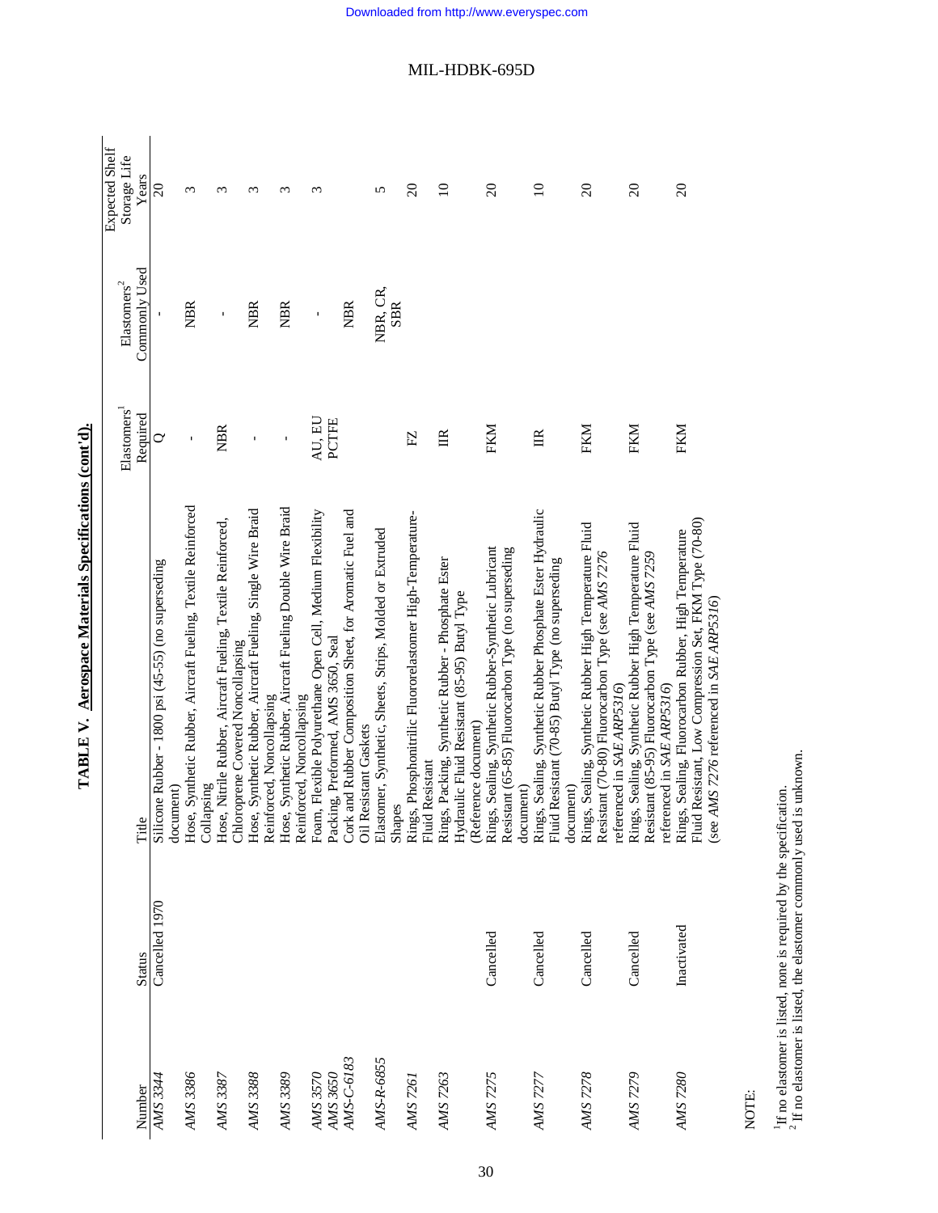MIL-HDBK-695D

**TABLE V. Aerospace Materials Specifications (cont'd).**

| Number | Status | Title | Elastomers[1] Required | Elastomers[2] Commonly Used | Expected Shelf Storage Life Years |
|---|---|---|---|---|---|
| *AMS 3344* | Cancelled 1970 | Silicone Rubber - 1800 psi (45-55) (no superseding document) | Q | - | 20 |
| *AMS 3386* | | Hose, Synthetic Rubber, Aircraft Fueling, Textile Reinforced Collapsing | - | NBR | 3 |
| *AMS 3387* | | Hose, Nitrile Rubber, Aircraft Fueling, Textile Reinforced, Chloroprene Covered Noncollapsing | NBR | - | 3 |
| *AMS 3388* | | Hose, Synthetic Rubber, Aircraft Fueling, Single Wire Braid Reinforced, Noncollapsing | - | NBR | 3 |
| *AMS 3389* | | Hose, Synthetic Rubber, Aircraft Fueling Double Wire Braid Reinforced, Noncollapsing | - | NBR | 3 |
| *AMS 3570* | | Foam, Flexible Polyurethane Open Cell, Medium Flexibility | AU, EU | - | 3 |
| *AMS 3650* | | Packing, Preformed, AMS 3650, Seal | PCTFE | | |
| *AMS-C-6183* | | Cork and Rubber Composition Sheet, for Aromatic Fuel and Oil Resistant Gaskets | | NBR | |
| *AMS-R-6855* | | Elastomer, Synthetic, Sheets, Strips, Molded or Extruded Shapes | | NBR, CR, SBR | 5 |
| *AMS 7261* | | Rings, Phosphonitrilic Fluorelastomer High-Temperature-Fluid Resistant | FZ | | 20 |
| *AMS 7263* | | Rings, Packing, Synthetic Rubber - Phosphate Ester Hydraulic Fluid Resistant (85-95) Butyl Type (Reference document) | IIR | | 10 |
| *AMS 7275* | Cancelled | Rings, Sealing, Synthetic Rubber-Synthetic Lubricant Resistant (65-85) Fluorocarbon Type (no superseding document) | FKM | | 20 |
| *AMS 7277* | Cancelled | Rings, Sealing, Synthetic Rubber Phosphate Ester Hydraulic Fluid Resistant (70-85) Butyl Type (no superseding document) | IIR | | 10 |
| *AMS 7278* | Cancelled | Rings, Sealing, Synthetic Rubber High Temperature Fluid Resistant (70-80) Fluorocarbon Type (see *AMS 7276* referenced in *SAE ARP5316*) | FKM | | 20 |
| *AMS 7279* | Cancelled | Rings, Sealing, Synthetic Rubber High Temperature Fluid Resistant (85-95) Fluorocarbon Type (see *AMS 7259* referenced in *SAE ARP5316*) | FKM | | 20 |
| *AMS 7280* | Inactivated | Rings, Sealing, Fluorocarbon Rubber, High Temperature Fluid Resistant, Low Compression Set, FKM Type (70-80) (see *AMS 7276* referenced in *SAE ARP5316*) | FKM | | 20 |

NOTE:

[1] If no elastomer is listed, none is required by the specification.
[2] If no elastomer is listed, the elastomer commonly used is unknown.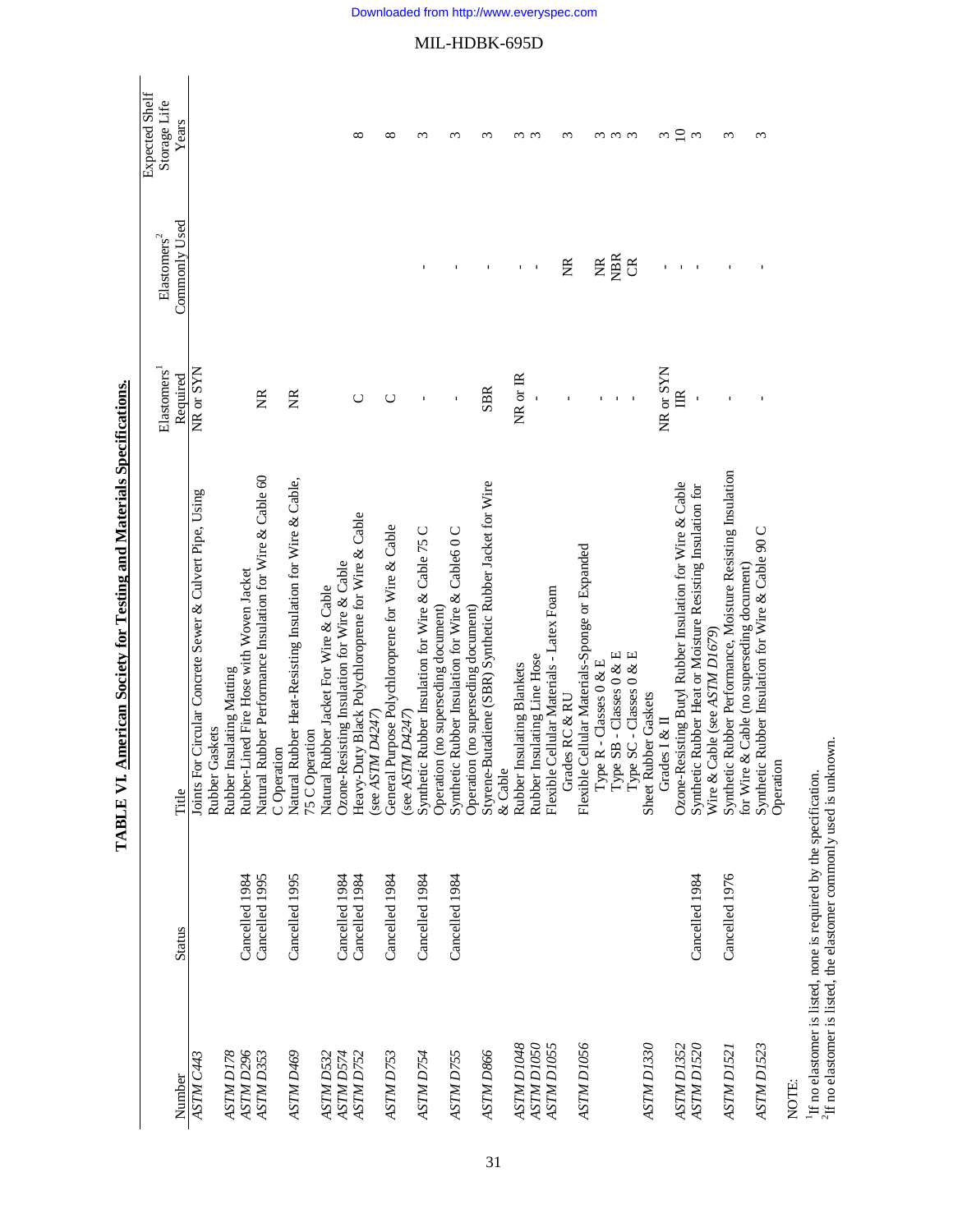**TABLE VI. American Society for Testing and Materials Specifications.**

| Number | Status | Title | Elastomers[1] Required | Elastomers[2] Commonly Used | Expected Shelf Storage Life Years |
|---|---|---|---|---|---|
| *ASTM C443* | | Joints For Circular Concrete Sewer & Culvert Pipe, Using Rubber Gaskets | NR or SYN | | |
| *ASTM D178* | | Rubber Insulating Matting | | | |
| *ASTM D296* | Cancelled 1984 | Rubber-Lined Fire Hose with Woven Jacket | | | |
| *ASTM D353* | Cancelled 1995 | Natural Rubber Performance Insulation for Wire & Cable 60 C Operation | NR | | |
| *ASTM D469* | Cancelled 1995 | Natural Rubber Heat-Resisting Insulation for Wire & Cable, 75 C Operation | NR | | |
| *ASTM D532* | | Natural Rubber Jacket For Wire & Cable | | | |
| *ASTM D574* | Cancelled 1984 | Ozone-Resisting Insulation for Wire & Cable | | | |
| *ASTM D752* | Cancelled 1984 | Heavy-Duty Black Polychloroprene for Wire & Cable (see *ASTM D4247*) | C | | 8 |
| *ASTM D753* | Cancelled 1984 | General Purpose Polychloroprene for Wire & Cable (see *ASTM D4247*) | C | | 8 |
| *ASTM D754* | Cancelled 1984 | Synthetic Rubber Insulation for Wire & Cable 75 C Operation (no superseding document) | - | - | 3 |
| *ASTM D755* | Cancelled 1984 | Synthetic Rubber Insulation for Wire & Cable6 0 C Operation (no superseding document) | - | - | 3 |
| *ASTM D866* | | Styrene-Butadiene (SBR) Synthetic Rubber Jacket for Wire & Cable | SBR | - | 3 |
| *ASTM D1048* | | Rubber Insulating Blankets | NR or IR | - | 3 |
| *ASTM D1050* | | Rubber Insulating Line Hose | - | - | 3 |
| *ASTM D1055* | | Flexible Cellular Materials - Latex Foam<br>Grades RC & RU | - | NR | 3 |
| *ASTM D1056* | | Flexible Cellular Materials-Sponge or Expanded<br>Type R - Classes 0 & E<br>Type SB - Classes 0 & E<br>Type SC - Classes 0 & E | -<br>-<br>- | NR<br>NBR<br>CR | 3<br>3<br>3 |
| *ASTM D1330* | | Sheet Rubber Gaskets<br>Grades I & II | NR or SYN | - | 3 |
| *ASTM D1352* | | Ozone-Resisting Butyl Rubber Insulation for Wire & Cable | IIR | - | 10 |
| *ASTM D1520* | Cancelled 1984 | Synthetic Rubber Heat or Moisture Resisting Insulation for Wire & Cable (see *ASTM D1679*) | - | - | 3 |
| *ASTM D1521* | Cancelled 1976 | Synthetic Rubber Performance, Moisture Resisting Insulation for Wire & Cable (no superseding document) | - | - | 3 |
| *ASTM D1523* | | Synthetic Rubber Insulation for Wire & Cable 90 C Operation | - | - | 3 |

NOTE:

[1]If no elastomer is listed, none is required by the specification.
[2]If no elastomer is listed, the elastomer commonly used is unknown.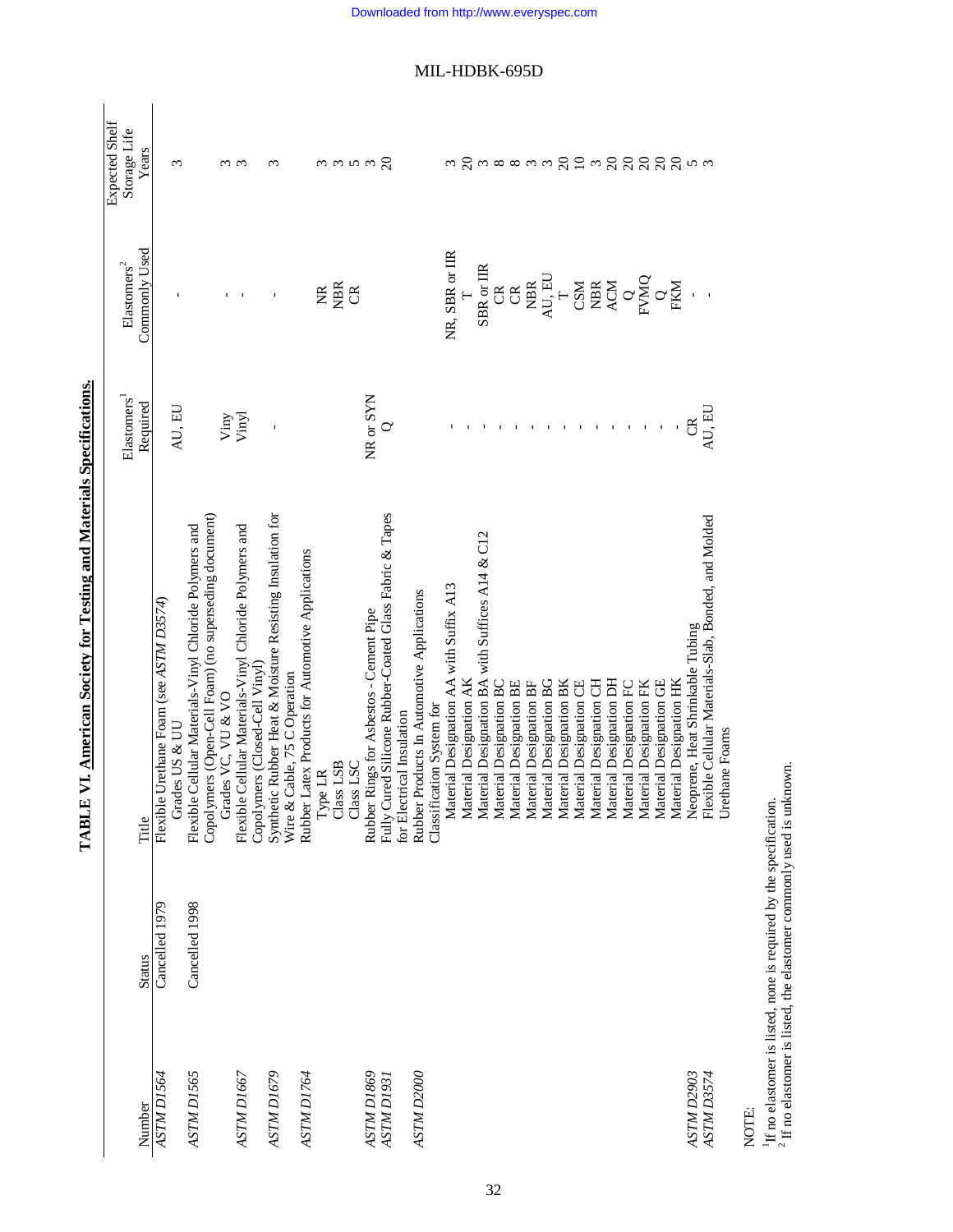**TABLE VI. American Society for Testing and Materials Specifications.**

| Number | Status | Title | Elastomers[1] Required | Elastomers[2] Commonly Used | Expected Shelf Storage Life Years |
|---|---|---|---|---|---|
| *ASTM D1564* | Cancelled 1979 | Flexible Urethane Foam (see *ASTM D3574*) | | | |
| | | Grades US & UU | AU, EU | - | 3 |
| *ASTM D1565* | Cancelled 1998 | Flexible Cellular Materials-Vinyl Chloride Polymers and Copolymers (Open-Cell Foam) (no superseding document) | | | |
| | | Grades VC, VU & VO | Viny | - | 3 |
| *ASTM D1667* | | Flexible Cellular Materials-Vinyl Chloride Polymers and Copolymers (Closed-Cell Vinyl) | Vinyl | - | 3 |
| *ASTM D1679* | | Synthetic Rubber Heat & Moisture Resisting Insulation for Wire & Cable, 75 C Operation | - | - | 3 |
| *ASTM D1764* | | Rubber Latex Products for Automotive Applications | | | |
| | | Type LR | | NR | 3 |
| | | Class LSB | | NBR | 3 |
| | | Class LSC | | CR | 5 |
| *ASTM D1869* | | Rubber Rings for Asbestos - Cement Pipe | NR or SYN | | 3 |
| *ASTM D1931* | | Fully Cured Silicone Rubber-Coated Glass Fabric & Tapes for Electrical Insulation | Q | | 20 |
| *ASTM D2000* | | Rubber Products In Automotive Applications Classification System for | | | |
| | | Material Designation AA with Suffix A13 | - | NR, SBR or IIR | 3 |
| | | Material Designation AK | - | T | 20 |
| | | Material Designation BA with Suffices A14 & C12 | - | SBR or IIR | 3 |
| | | Material Designation BC | - | CR | 8 |
| | | Material Designation BE | - | CR | 8 |
| | | Material Designation BF | - | NBR | 3 |
| | | Material Designation BG | - | AU, EU | 3 |
| | | Material Designation BK | - | T | 20 |
| | | Material Designation CE | - | CSM | 10 |
| | | Material Designation CH | - | NBR | 3 |
| | | Material Designation DH | - | ACM | 20 |
| | | Material Designation FC | - | Q | 20 |
| | | Material Designation FK | - | FVMQ | 20 |
| | | Material Designation GE | - | Q | 20 |
| | | Material Designation HK | - | FKM | 20 |
| *ASTM D2903* | | Neoprene, Heat Shrinkable Tubing | CR | - | 5 |
| *ASTM D3574* | | Flexible Cellular Materials-Slab, Bonded, and Molded Urethane Foams | AU, EU | - | 3 |

NOTE:

[1] If no elastomer is listed, none is required by the specification.
[2] If no elastomer is listed, the elastomer commonly used is unknown.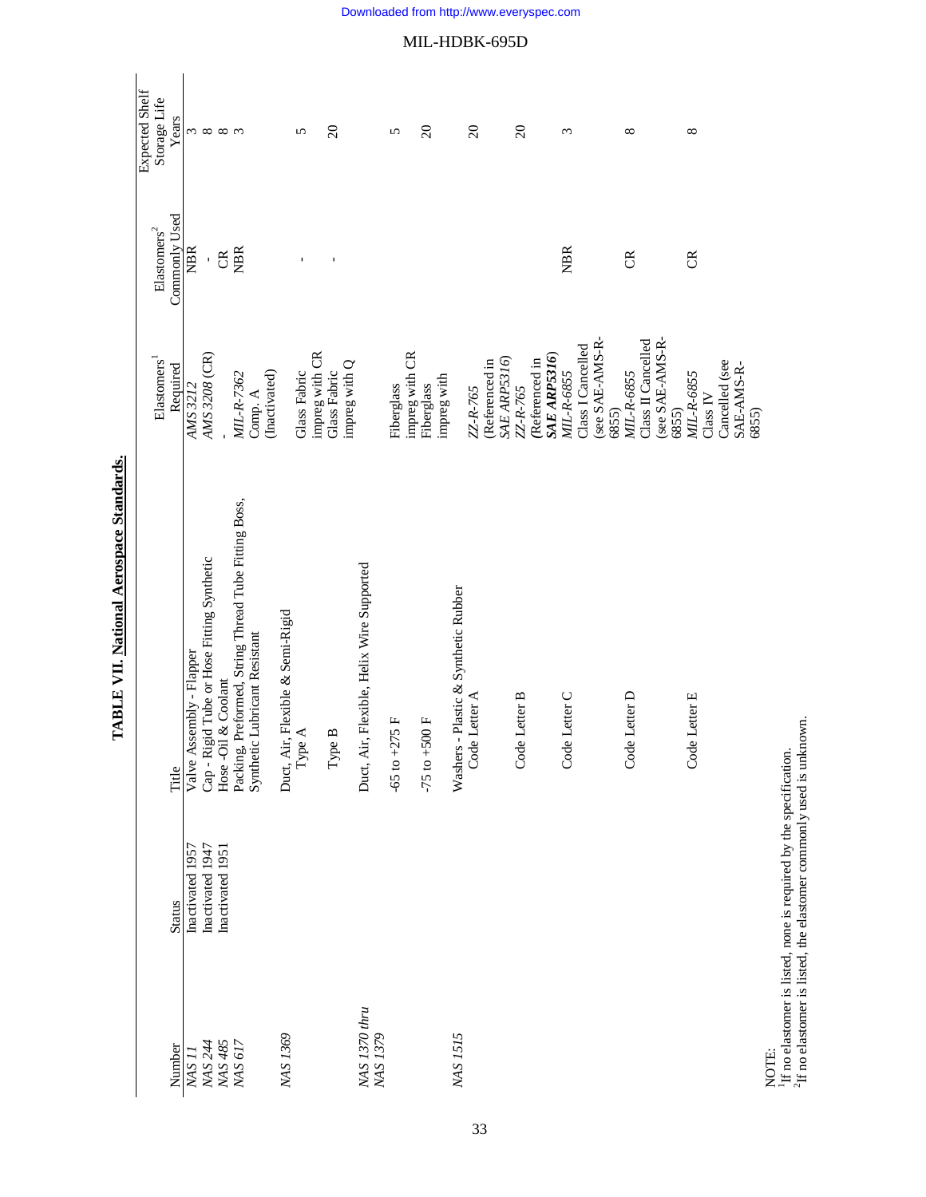**TABLE VII. National Aerospace Standards.**

| Number | Status | Title | Elastomers[1] Required | Elastomers[2] Commonly Used | Expected Shelf Storage Life Years |
|---|---|---|---|---|---|
| *NAS 11* | Inactivated 1957 | Valve Assembly - Flapper | *AMS 3212* | NBR | 3 |
| *NAS 244* | Inactivated 1947 | Cap - Rigid Tube or Hose Fitting Synthetic | *AMS 3208* (CR) | - | 8 |
| *NAS 485* | Inactivated 1951 | Hose -Oil & Coolant | - | CR | 8 |
| *NAS 617* | | Packing, Preformed, String Thread Tube Fitting Boss, Synthetic Lubricant Resistant | *MIL-R-7362* Comp. A (Inactivated) | NBR | 3 |
| *NAS 1369* | | Duct, Air, Flexible & Semi-Rigid | | | |
| | | Type A | Glass Fabric impreg with CR | - | 5 |
| | | Type B | Glass Fabric impreg with Q | - | 20 |
| *NAS 1370 thru NAS 1379* | | Duct, Air, Flexible, Helix Wire Supported | | | |
| | | -65 to +275 F | Fiberglass impreg with CR | | 5 |
| | | -75 to +500 F | Fiberglass impreg with | | 20 |
| *NAS 1515* | | Washers - Plastic & Synthetic Rubber | | | |
| | | Code Letter A | *ZZ-R-765* (Referenced in *SAE ARP5316)* | | 20 |
| | | Code Letter B | *ZZ-R-765* (Referenced in ***SAE ARP5316***) | | 20 |
| | | Code Letter C | *MIL-R-6855* Class I Cancelled (see SAE-AMS-R-6855) | NBR | 3 |
| | | Code Letter D | *MIL-R-6855* Class II Cancelled (see SAE-AMS-R-6855) | CR | 8 |
| | | Code Letter E | *MIL-R-6855* Class IV Cancelled (see SAE-AMS-R-6855) | CR | 8 |

NOTE:
[1]If no elastomer is listed, none is required by the specification.
[2]If no elastomer is listed, the elastomer commonly used is unknown.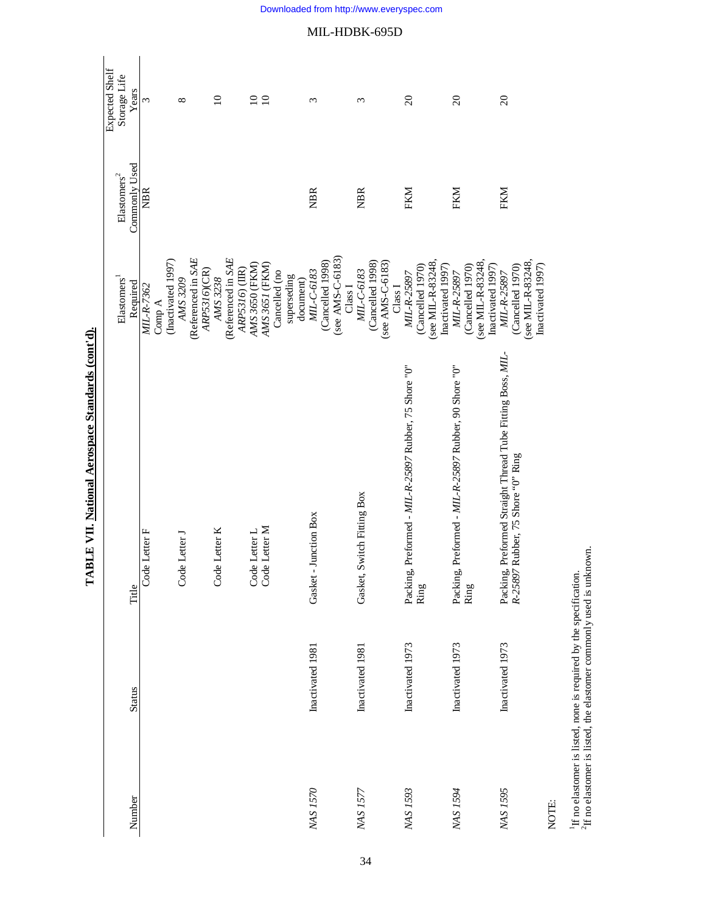**TABLE VII. National Aerospace Standards (cont'd).**

| Number | Status | Title | Elastomers[1] Required | Elastomers[2] Commonly Used | Expected Shelf Storage Life Years |
|---|---|---|---|---|---|
| | | Code Letter F | *MIL-R-7362* Comp A (Inactivated 1997) | NBR | 3 |
| | | Code Letter J | *AMS 3209* (Referenced in *SAE ARP5316*)(CR) | | 8 |
| | | Code Letter K | *AMS 3238* (Referenced in *SAE ARP5316*) (IIR) | | 10 |
| | | Code Letter L | *AMS 3650* (FKM) | | 10 |
| | | Code Letter M | *AMS 3651* (FKM) Cancelled (no superseding document) | | 10 |
| *NAS 1570* | Inactivated 1981 | Gasket - Junction Box | *MIL-C-6183* (Cancelled 1998) (see AMS-C-6183) Class I | NBR | 3 |
| *NAS 1577* | Inactivated 1981 | Gasket, Switch Fitting Box | *MIL-C-6183* (Cancelled 1998) (see AMS-C-6183) Class I | NBR | 3 |
| *NAS 1593* | Inactivated 1973 | Packing, Preformed - *MIL-R-25897* Rubber, 75 Shore "0" Ring | *MIL-R-25897* (Cancelled 1970) (see MIL-R-83248, Inactivated 1997) | FKM | 20 |
| *NAS 1594* | Inactivated 1973 | Packing, Preformed - *MIL-R-25897* Rubber, 90 Shore "0" Ring | *MIL-R-25897* (Cancelled 1970) (see MIL-R-83248, Inactivated 1997) | FKM | 20 |
| *NAS 1595* | Inactivated 1973 | Packing, Preformed Straight Thread Tube Fitting Boss, *MIL-R-25897* Rubber, 75 Shore "0" Ring | *MIL-R-25897* (Cancelled 1970) (see MIL-R-83248, Inactivated 1997) | FKM | 20 |

NOTE:

[1]If no elastomer is listed, none is required by the specification.
[2]If no elastomer is listed, the elastomer commonly used is unknown.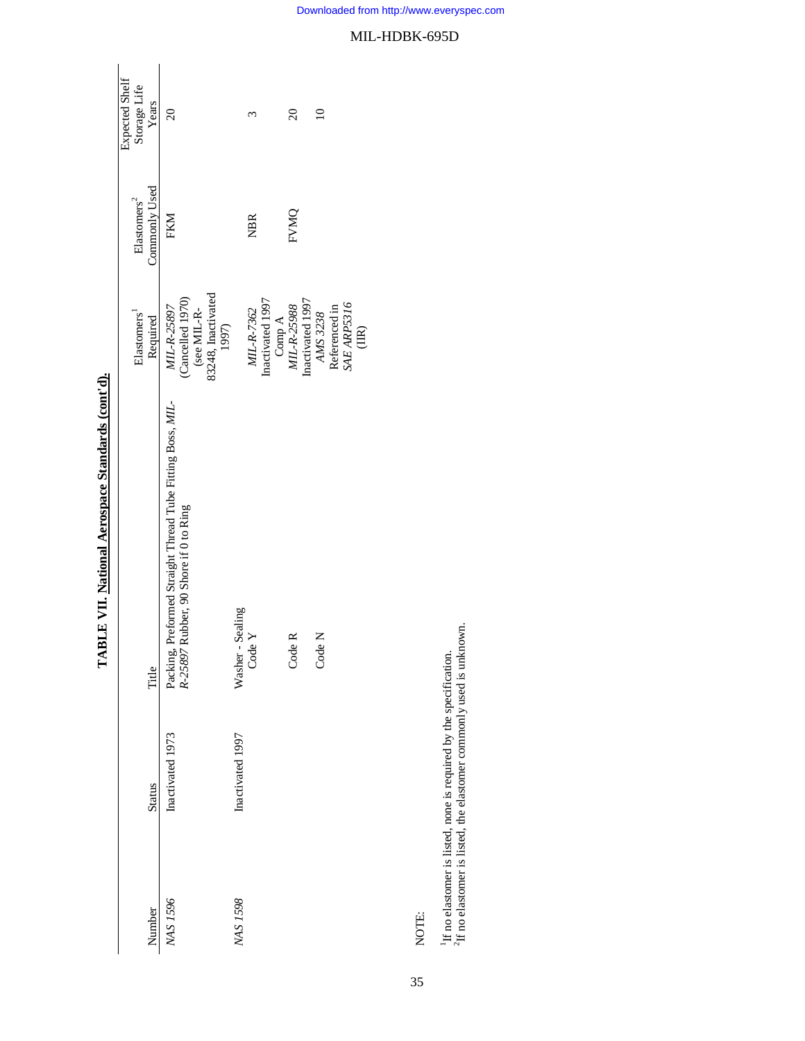**TABLE VII. National Aerospace Standards (cont'd).**

| Number | Status | Title | Elastomers[1] Required | Elastomers[2] Commonly Used | Expected Shelf Storage Life Years |
|---|---|---|---|---|---|
| *NAS 1596* | Inactivated 1973 | Packing, Preformed Straight Thread Tube Fitting Boss, *MIL-R-25897* Rubber, 90 Shore if 0 to Ring | *MIL-R-25897* (Cancelled 1970) (see MIL-R-83248, Inactivated 1997) | FKM | 20 |
| *NAS 1598* | Inactivated 1997 | Washer - Sealing | | | |
| | | Code Y | *MIL-R-7362* Inactivated 1997 Comp A | NBR | 3 |
| | | Code R | *MIL-R-25988* Inactivated 1997 | FVMQ | 20 |
| | | Code N | *AMS 3238* Referenced in *SAE ARP5316* (IIR) | | 10 |

NOTE:

[1]If no elastomer is listed, none is required by the specification.
[2]If no elastomer is listed, the elastomer commonly used is unknown.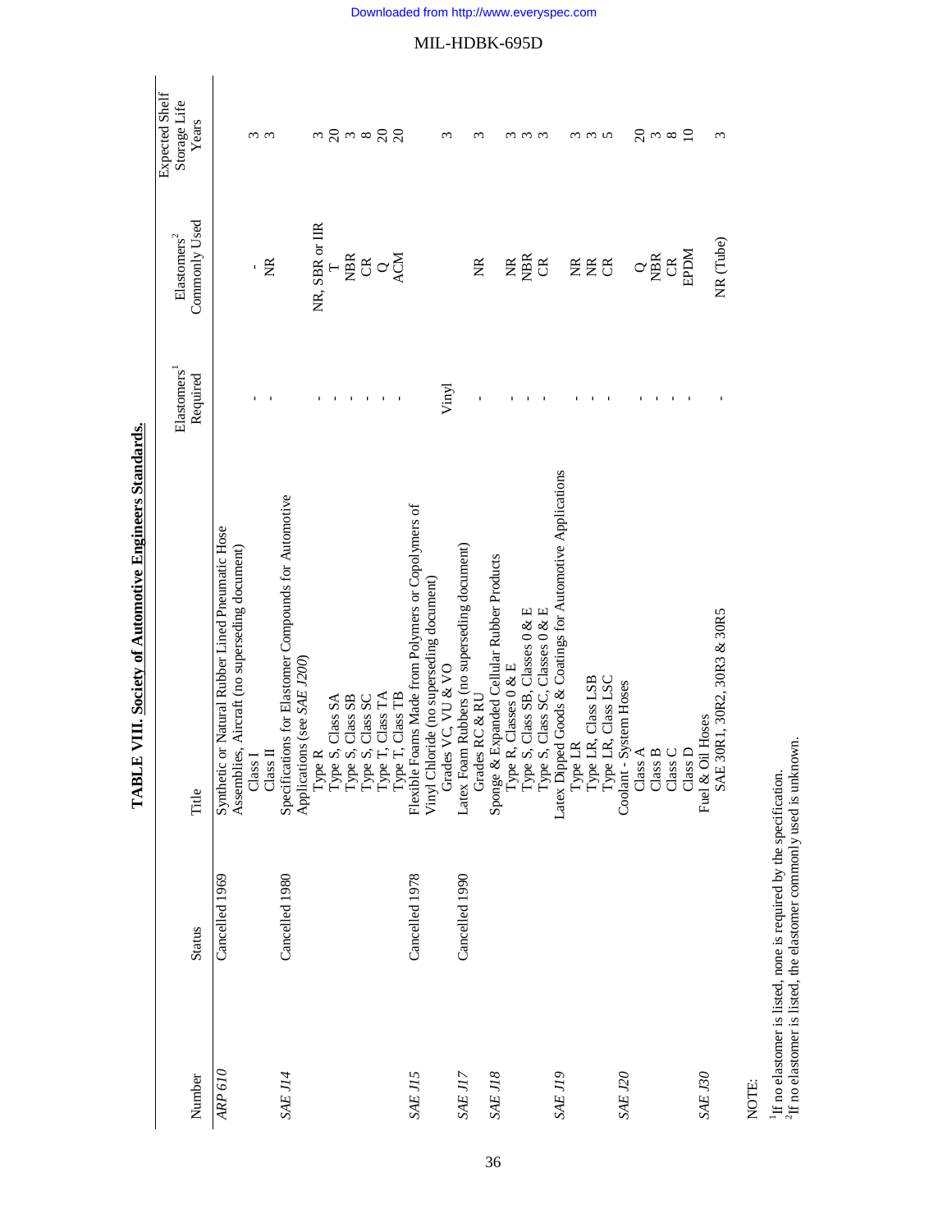**TABLE VIII. Society of Automotive Engineers Standards.**

| Number | Status | Title | Elastomers[1] Required | Elastomers[2] Commonly Used | Expected Shelf Storage Life Years |
|---|---|---|---|---|---|
| *ARP 610* | Cancelled 1969 | Synthetic or Natural Rubber Lined Pneumatic Hose Assemblies, Aircraft (no superseding document) | | | |
| | | Class I | - | - | 3 |
| | | Class II | - | NR | 3 |
| *SAE J14* | Cancelled 1980 | Specifications for Elastomer Compounds for Automotive Applications (see *SAE J200*) | | | |
| | | Type R | - | NR, SBR or IIR | 3 |
| | | Type S, Class SA | - | T | 20 |
| | | Type S, Class SB | - | NBR | 3 |
| | | Type S, Class SC | - | CR | 8 |
| | | Type T, Class TA | - | Q | 20 |
| | | Type T, Class TB | - | ACM | 20 |
| *SAE J15* | Cancelled 1978 | Flexible Foams Made from Polymers or Copolymers of Vinyl Chloride (no superseding document) | | | |
| | | Grades VC, VU & VO | Vinyl | | 3 |
| *SAE J17* | Cancelled 1990 | Latex Foam Rubbers (no superseding document) | | | |
| | | Grades RC & RU | - | NR | 3 |
| *SAE J18* | | Sponge & Expanded Cellular Rubber Products | | | |
| | | Type R, Classes 0 & E | - | NR | 3 |
| | | Type S, Class SB, Classes 0 & E | - | NBR | 3 |
| | | Type S, Class SC, Classes 0 & E | - | CR | 3 |
| *SAE J19* | | Latex Dipped Goods & Coatings for Automotive Applications | | | |
| | | Type LR | - | NR | 3 |
| | | Type LR, Class LSB | - | NR | 3 |
| | | Type LR, Class LSC | - | CR | 5 |
| *SAE J20* | | Coolant - System Hoses | | | |
| | | Class A | - | Q | 20 |
| | | Class B | - | NBR | 3 |
| | | Class C | - | CR | 8 |
| | | Class D | - | EPDM | 10 |
| *SAE J30* | | Fuel & Oil Hoses | | | |
| | | SAE 30R1, 30R2, 30R3 & 30R5 | - | NR (Tube) | 3 |

NOTE:

[1]If no elastomer is listed, none is required by the specification.
[2]If no elastomer is listed, the elastomer commonly used is unknown.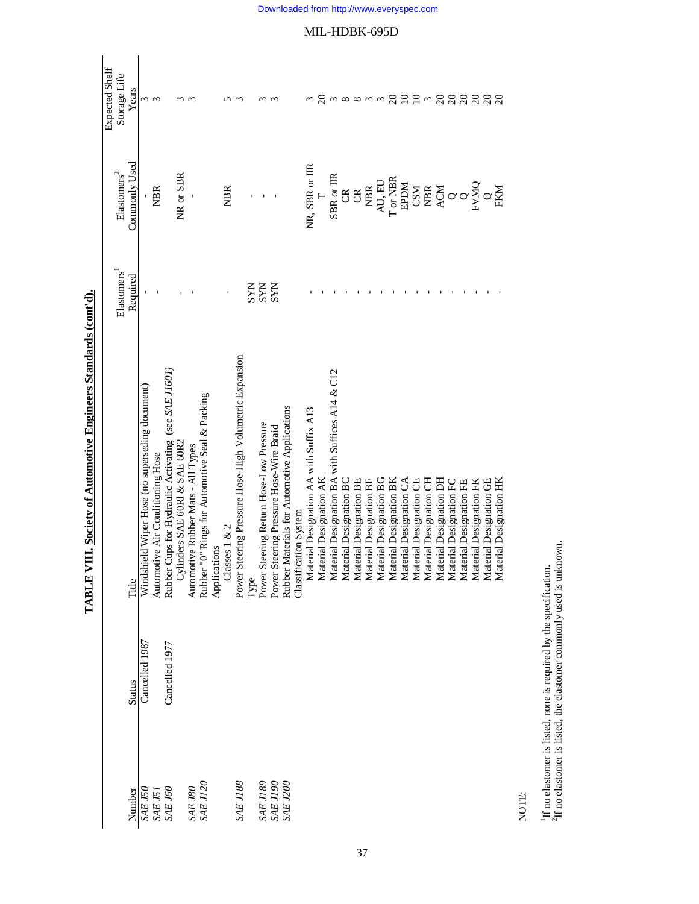**TABLE VIII. Society of Automotive Engineers Standards (cont'd).**

| Number | Status | Title | Elastomers[1] Required | Elastomers[2] Commonly Used | Expected Shelf Storage Life Years |
|---|---|---|---|---|---|
| *SAE J50* | Cancelled 1987 | Windshield Wiper Hose (no superseding document) | - | - | 3 |
| *SAE J51* | | Automotive Air Conditioning Hose | - | NBR | 3 |
| *SAE J60* | Cancelled 1977 | Rubber Cups for Hydraulic Activating (see *SAE J1601*) Cylinders SAE 60Rl & SAE 60R2 | - | NR or SBR | 3 |
| *SAE J80* | | Automotive Rubber Mats - All Types | - | - | 3 |
| *SAE J120* | | Rubber "0" Rings for Automotive Seal & Packing Applications | | | |
| | | Classes 1 & 2 | - | NBR | 5 |
| *SAE J188* | | Power Steering Pressure Hose-High Volumetric Expansion Type | SYN | - | 3 |
| *SAE J189* | | Power Steering Return Hose-Low Pressure | SYN | - | 3 |
| *SAE J190* | | Power Steering Pressure Hose-Wire Braid | SYN | - | 3 |
| *SAE J200* | | Rubber Materials for Automotive Applications Classification System | | | |
| | | Material Designation AA with Suffix A13 | - | NR, SBR or IIR | 3 |
| | | Material Designation AK | - | T | 20 |
| | | Material Designation BA with Suffices A14 & C12 | - | SBR or IIR | 3 |
| | | Material Designation BC | - | CR | 8 |
| | | Material Designation BE | - | CR | 8 |
| | | Material Designation BF | - | NBR | 3 |
| | | Material Designation BG | - | AU, EU | 3 |
| | | Material Designation BK | - | T or NBR | 20 |
| | | Material Designation CA | - | EPDM | 10 |
| | | Material Designation CE | - | CSM | 10 |
| | | Material Designation CH | - | NBR | 3 |
| | | Material Designation DH | - | ACM | 20 |
| | | Material Designation FC | - | Q | 20 |
| | | Material Designation FE | - | Q | 20 |
| | | Material Designation FK | - | FVMQ | 20 |
| | | Material Designation GE | - | Q | 20 |
| | | Material Designation HK | - | FKM | 20 |

NOTE:

[1]If no elastomer is listed, none is required by the specification.
[2]If no elastomer is listed, the elastomer commonly used is unknown.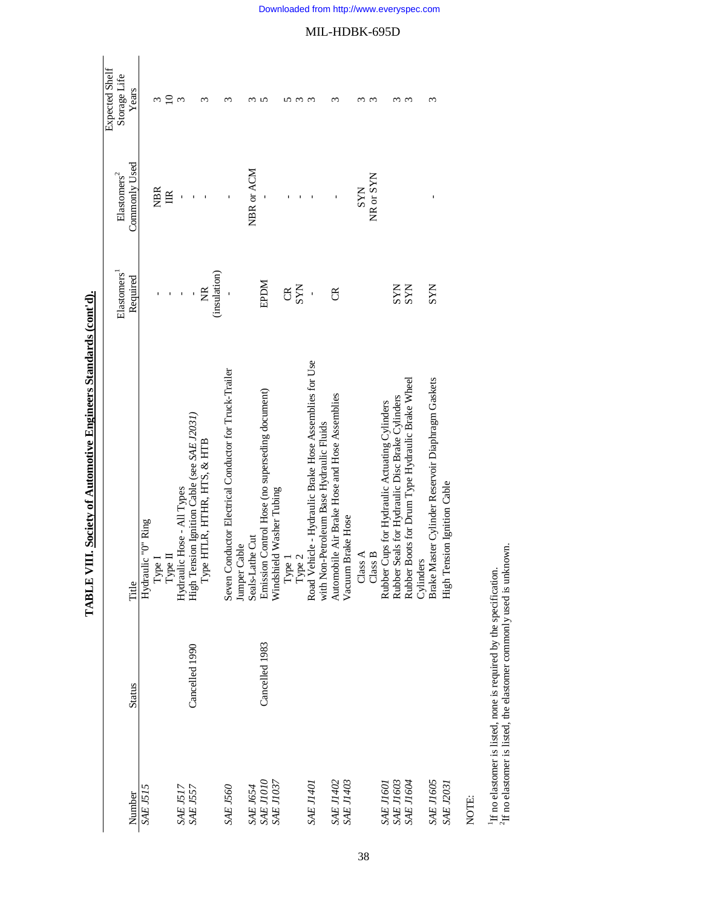**TABLE VIII. Society of Automotive Engineers Standards (cont'd).**

| Number | Status | Title | Elastomers[1] Required | Elastomers[2] Commonly Used | Expected Shelf Storage Life Years |
|---|---|---|---|---|---|
| *SAE J515* | | Hydraulic "0" Ring | | | |
| | | Type I | - | NBR | 3 |
| | | Type II | - | IIR | 10 |
| *SAE J517* | | Hydraulic Hose - All Types | - | - | 3 |
| *SAE J557* | Cancelled 1990 | High Tension Ignition Cable (see *SAE J2031)* | - | - | |
| | | Type HTLR, HTHR, HTS, & HTB | NR (insulation) | - | 3 |
| *SAE J560* | | Seven Conductor Electrical Conductor for Truck-Trailer Jumper Cable | - | - | 3 |
| *SAE J654* | | Seals-Lathe Cut | | NBR or ACM | 3 |
| *SAE J1010* | Cancelled 1983 | Emission Control Hose (no superseding document) | EPDM | - | 5 |
| *SAE J1037* | | Windshield Washer Tubing | | | |
| | | Type 1 | CR | - | 5 |
| | | Type 2 | SYN | - | 3 |
| *SAE J1401* | | Road Vehicle - Hydraulic Brake Hose Assemblies for Use with Non-Petroleum Base Hydraulic Fluids | - | - | 3 |
| *SAE J1402* | | Automobile Air Brake Hose and Hose Assemblies | CR | - | 3 |
| *SAE J1403* | | Vacuum Brake Hose | | | |
| | | Class A | | SYN | 3 |
| | | Class B | | NR or SYN | 3 |
| *SAE J1601* | | Rubber Cups for Hydraulic Actuating Cylinders | | | |
| *SAE J1603* | | Rubber Seals for Hydraulic Disc Brake Cylinders | SYN | | 3 |
| *SAE J1604* | | Rubber Boots for Drum Type Hydraulic Brake Wheel Cylinders | SYN | | 3 |
| *SAE J1605* | | Brake Master Cylinder Reservoir Diaphragm Gaskets | SYN | - | 3 |
| *SAE J2031* | | High Tension Ignition Cable | | | |

NOTE:

[1]If no elastomer is listed, none is required by the specification.
[2]If no elastomer is listed, the elastomer commonly used is unknown.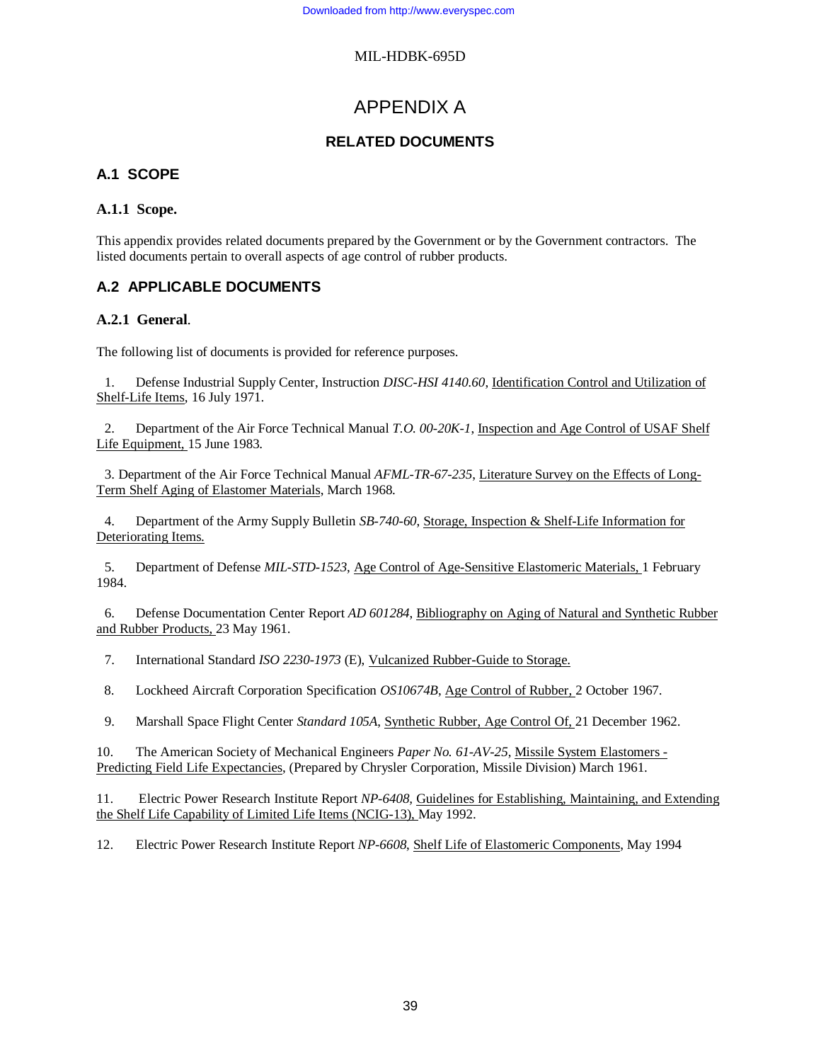# APPENDIX A

## RELATED DOCUMENTS

## A.1 SCOPE

### A.1.1 Scope.

This appendix provides related documents prepared by the Government or by the Government contractors. The listed documents pertain to overall aspects of age control of rubber products.

## A.2 APPLICABLE DOCUMENTS

### A.2.1 General.

The following list of documents is provided for reference purposes.

1. Defense Industrial Supply Center, Instruction *DISC-HSI 4140.60*, Identification Control and Utilization of Shelf-Life Items, 16 July 1971.

2. Department of the Air Force Technical Manual *T.O. 00-20K-1*, Inspection and Age Control of USAF Shelf Life Equipment, 15 June 1983.

3. Department of the Air Force Technical Manual *AFML-TR-67-235*, Literature Survey on the Effects of Long-Term Shelf Aging of Elastomer Materials, March 1968.

4. Department of the Army Supply Bulletin *SB-740-60*, Storage, Inspection & Shelf-Life Information for Deteriorating Items.

5. Department of Defense *MIL-STD-1523*, Age Control of Age-Sensitive Elastomeric Materials, 1 February 1984.

6. Defense Documentation Center Report *AD 601284*, Bibliography on Aging of Natural and Synthetic Rubber and Rubber Products, 23 May 1961.

7. International Standard *ISO 2230-1973* (E), Vulcanized Rubber-Guide to Storage.

8. Lockheed Aircraft Corporation Specification *OS10674B*, Age Control of Rubber, 2 October 1967.

9. Marshall Space Flight Center *Standard 105A*, Synthetic Rubber, Age Control Of, 21 December 1962.

10. The American Society of Mechanical Engineers *Paper No. 61-AV-25*, Missile System Elastomers - Predicting Field Life Expectancies, (Prepared by Chrysler Corporation, Missile Division) March 1961.

11. Electric Power Research Institute Report *NP-6408*, Guidelines for Establishing, Maintaining, and Extending the Shelf Life Capability of Limited Life Items (NCIG-13), May 1992.

12. Electric Power Research Institute Report *NP-6608*, Shelf Life of Elastomeric Components, May 1994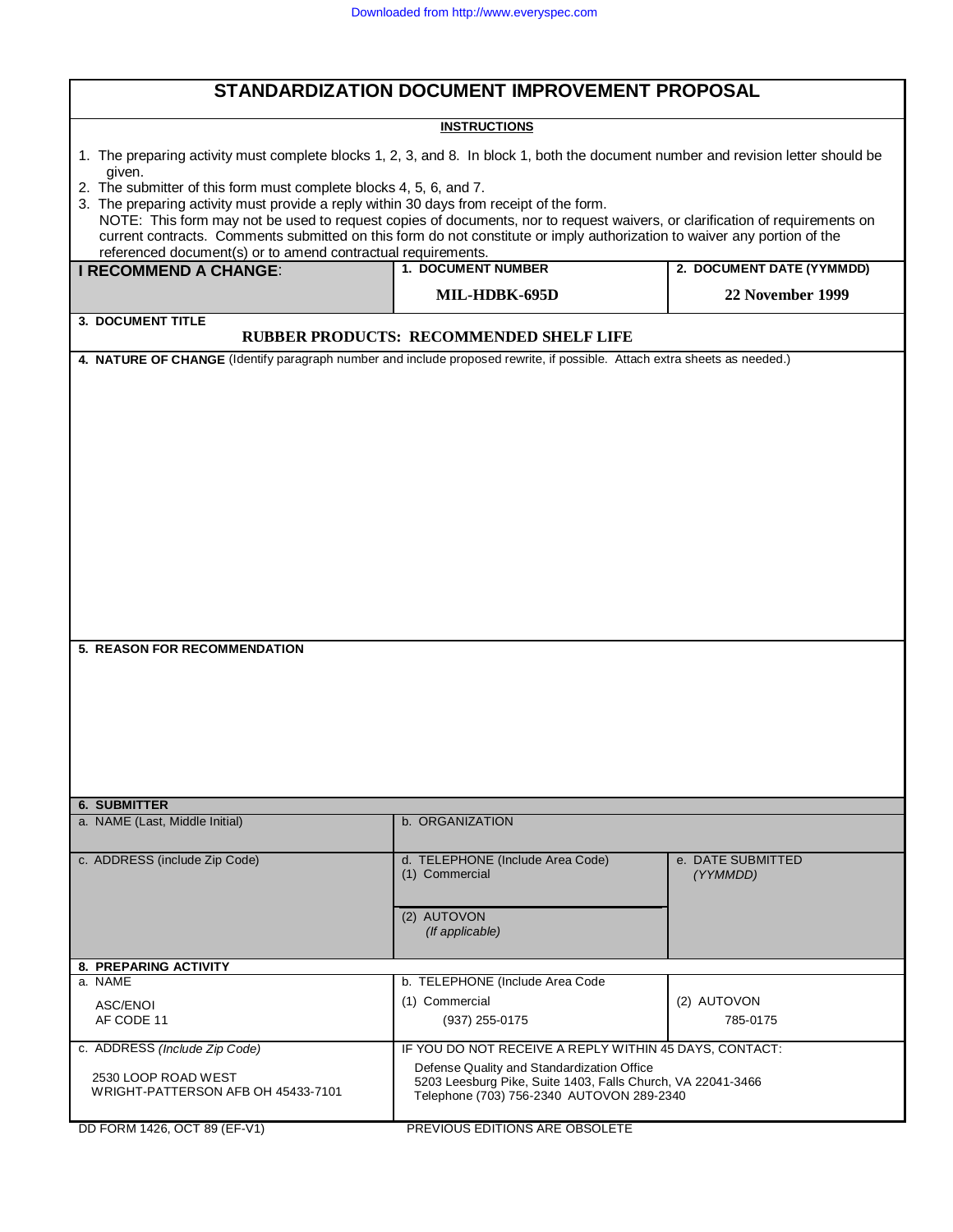Downloaded from http://www.everyspec.com

# STANDARDIZATION DOCUMENT IMPROVEMENT PROPOSAL

**INSTRUCTIONS**

1. The preparing activity must complete blocks 1, 2, 3, and 8. In block 1, both the document number and revision letter should be given.
2. The submitter of this form must complete blocks 4, 5, 6, and 7.
3. The preparing activity must provide a reply within 30 days from receipt of the form.

NOTE: This form may not be used to request copies of documents, nor to request waivers, or clarification of requirements on current contracts. Comments submitted on this form do not constitute or imply authorization to waiver any portion of the referenced document(s) or to amend contractual requirements.

| **I RECOMMEND A CHANGE**: | **1. DOCUMENT NUMBER** | **2. DOCUMENT DATE (YYMMDD)** |
|---|---|---|
| | **MIL-HDBK-695D** | **22 November 1999** |

**3. DOCUMENT TITLE**

**RUBBER PRODUCTS: RECOMMENDED SHELF LIFE**

**4. NATURE OF CHANGE** (Identify paragraph number and include proposed rewrite, if possible. Attach extra sheets as needed.)

**5. REASON FOR RECOMMENDATION**

**6. SUBMITTER**

| | | |
|---|---|---|
| a. NAME (Last, Middle Initial) | b. ORGANIZATION | |
| c. ADDRESS (include Zip Code) | d. TELEPHONE (Include Area Code)<br>(1) Commercial<br><br>(2) AUTOVON<br>*(If applicable)* | e. DATE SUBMITTED<br>*(YYMMDD)* |

**8. PREPARING ACTIVITY**

| | | |
|---|---|---|
| a. NAME<br>ASC/ENOI<br>AF CODE 11 | b. TELEPHONE (Include Area Code<br>(1) Commercial<br>(937) 255-0175 | (2) AUTOVON<br>785-0175 |
| c. ADDRESS *(Include Zip Code)*<br>2530 LOOP ROAD WEST<br>WRIGHT-PATTERSON AFB OH 45433-7101 | IF YOU DO NOT RECEIVE A REPLY WITHIN 45 DAYS, CONTACT:<br>Defense Quality and Standardization Office<br>5203 Leesburg Pike, Suite 1403, Falls Church, VA 22041-3466<br>Telephone (703) 756-2340 AUTOVON 289-2340 | |

DD FORM 1426, OCT 89 (EF-V1) PREVIOUS EDITIONS ARE OBSOLETE